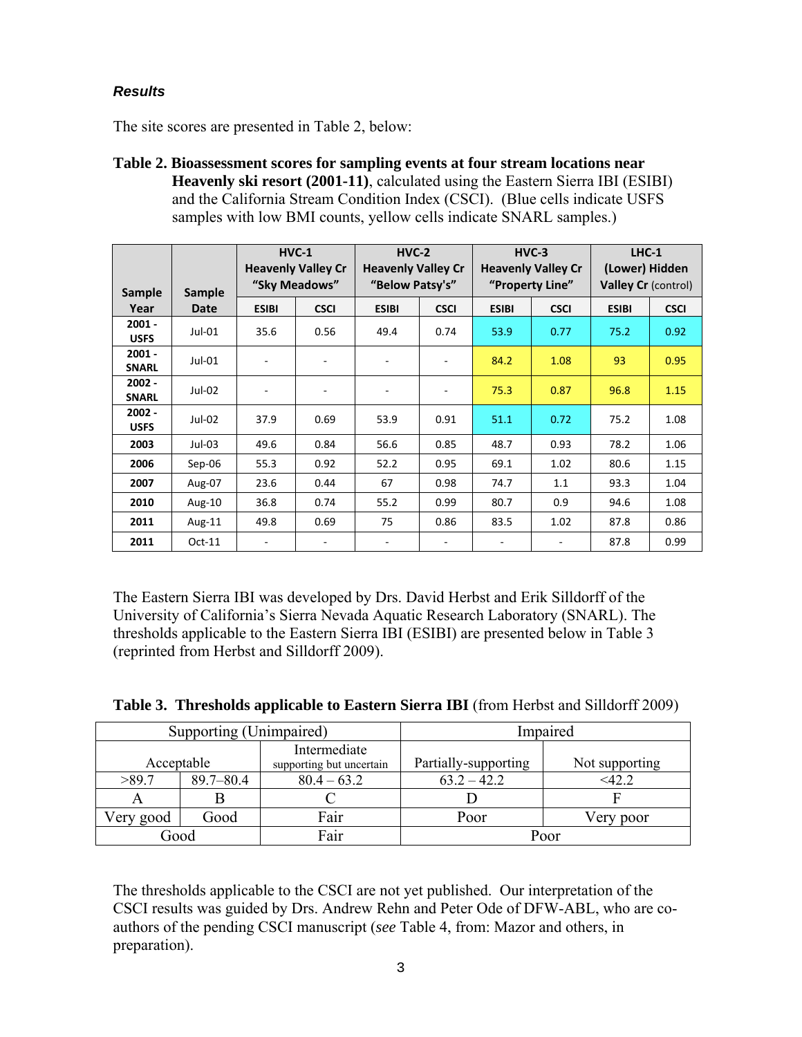### *Results*

The site scores are presented in Table 2, below:

**Table 2. Bioassessment scores for sampling events at four stream locations near Heavenly ski resort (2001-11)**, calculated using the Eastern Sierra IBI (ESIBI) and the California Stream Condition Index (CSCI). (Blue cells indicate USFS samples with low BMI counts, yellow cells indicate SNARL samples.)

| Sample Year | Sample Date | HVC-1 Heavenly Valley Cr "Sky Meadows" | | HVC-2 Heavenly Valley Cr "Below Patsy's" | | HVC-3 Heavenly Valley Cr "Property Line" | | LHC-1 (Lower) Hidden Valley Cr (control) | |
|---|---|---|---|---|---|---|---|---|---|
| | | ESIBI | CSCI | ESIBI | CSCI | ESIBI | CSCI | ESIBI | CSCI |
| 2001 - USFS | Jul-01 | 35.6 | 0.56 | 49.4 | 0.74 | 53.9 | 0.77 | 75.2 | 0.92 |
| 2001 - SNARL | Jul-01 | - | - | - | - | 84.2 | 1.08 | 93 | 0.95 |
| 2002 - SNARL | Jul-02 | - | - | - | - | 75.3 | 0.87 | 96.8 | 1.15 |
| 2002 - USFS | Jul-02 | 37.9 | 0.69 | 53.9 | 0.91 | 51.1 | 0.72 | 75.2 | 1.08 |
| 2003 | Jul-03 | 49.6 | 0.84 | 56.6 | 0.85 | 48.7 | 0.93 | 78.2 | 1.06 |
| 2006 | Sep-06 | 55.3 | 0.92 | 52.2 | 0.95 | 69.1 | 1.02 | 80.6 | 1.15 |
| 2007 | Aug-07 | 23.6 | 0.44 | 67 | 0.98 | 74.7 | 1.1 | 93.3 | 1.04 |
| 2010 | Aug-10 | 36.8 | 0.74 | 55.2 | 0.99 | 80.7 | 0.9 | 94.6 | 1.08 |
| 2011 | Aug-11 | 49.8 | 0.69 | 75 | 0.86 | 83.5 | 1.02 | 87.8 | 0.86 |
| 2011 | Oct-11 | - | - | - | - | - | - | 87.8 | 0.99 |

The Eastern Sierra IBI was developed by Drs. David Herbst and Erik Silldorff of the University of California's Sierra Nevada Aquatic Research Laboratory (SNARL). The thresholds applicable to the Eastern Sierra IBI (ESIBI) are presented below in Table 3 (reprinted from Herbst and Silldorff 2009).

**Table 3. Thresholds applicable to Eastern Sierra IBI** (from Herbst and Silldorff 2009)

| Supporting (Unimpaired) | | | Impaired | |
|---|---|---|---|---|
| Acceptable | | Intermediate supporting but uncertain | Partially-supporting | Not supporting |
| >89.7 | 89.7–80.4 | 80.4 – 63.2 | 63.2 – 42.2 | <42.2 |
| A | B | C | D | F |
| Very good | Good | Fair | Poor | Very poor |
| Good | | Fair | Poor | |

The thresholds applicable to the CSCI are not yet published. Our interpretation of the CSCI results was guided by Drs. Andrew Rehn and Peter Ode of DFW-ABL, who are co-authors of the pending CSCI manuscript (*see* Table 4, from: Mazor and others, in preparation).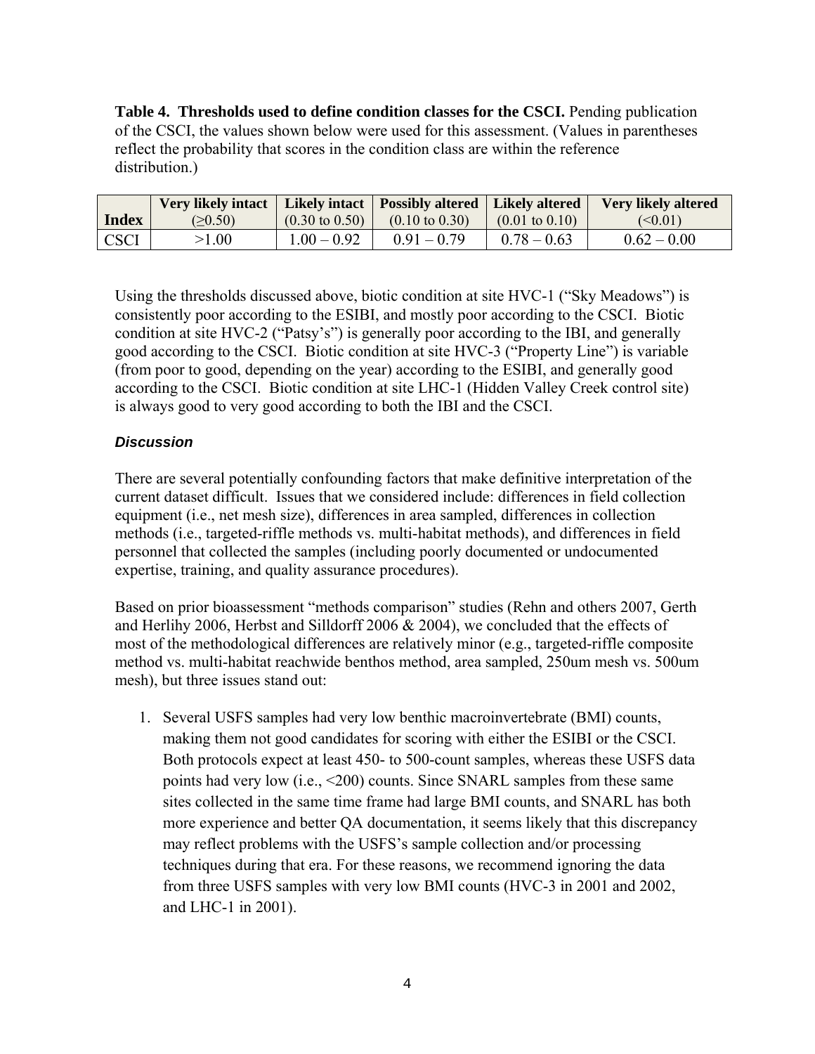**Table 4. Thresholds used to define condition classes for the CSCI.** Pending publication of the CSCI, the values shown below were used for this assessment. (Values in parentheses reflect the probability that scores in the condition class are within the reference distribution.)

| Index | Very likely intact (≥0.50) | Likely intact (0.30 to 0.50) | Possibly altered (0.10 to 0.30) | Likely altered (0.01 to 0.10) | Very likely altered (<0.01) |
|---|---|---|---|---|---|
| CSCI | >1.00 | 1.00 – 0.92 | 0.91 – 0.79 | 0.78 – 0.63 | 0.62 – 0.00 |

Using the thresholds discussed above, biotic condition at site HVC-1 ("Sky Meadows") is consistently poor according to the ESIBI, and mostly poor according to the CSCI. Biotic condition at site HVC-2 ("Patsy's") is generally poor according to the IBI, and generally good according to the CSCI. Biotic condition at site HVC-3 ("Property Line") is variable (from poor to good, depending on the year) according to the ESIBI, and generally good according to the CSCI. Biotic condition at site LHC-1 (Hidden Valley Creek control site) is always good to very good according to both the IBI and the CSCI.

### *Discussion*

There are several potentially confounding factors that make definitive interpretation of the current dataset difficult. Issues that we considered include: differences in field collection equipment (i.e., net mesh size), differences in area sampled, differences in collection methods (i.e., targeted-riffle methods vs. multi-habitat methods), and differences in field personnel that collected the samples (including poorly documented or undocumented expertise, training, and quality assurance procedures).

Based on prior bioassessment "methods comparison" studies (Rehn and others 2007, Gerth and Herlihy 2006, Herbst and Silldorff 2006 & 2004), we concluded that the effects of most of the methodological differences are relatively minor (e.g., targeted-riffle composite method vs. multi-habitat reachwide benthos method, area sampled, 250um mesh vs. 500um mesh), but three issues stand out:

1. Several USFS samples had very low benthic macroinvertebrate (BMI) counts, making them not good candidates for scoring with either the ESIBI or the CSCI. Both protocols expect at least 450- to 500-count samples, whereas these USFS data points had very low (i.e., <200) counts. Since SNARL samples from these same sites collected in the same time frame had large BMI counts, and SNARL has both more experience and better QA documentation, it seems likely that this discrepancy may reflect problems with the USFS's sample collection and/or processing techniques during that era. For these reasons, we recommend ignoring the data from three USFS samples with very low BMI counts (HVC-3 in 2001 and 2002, and LHC-1 in 2001).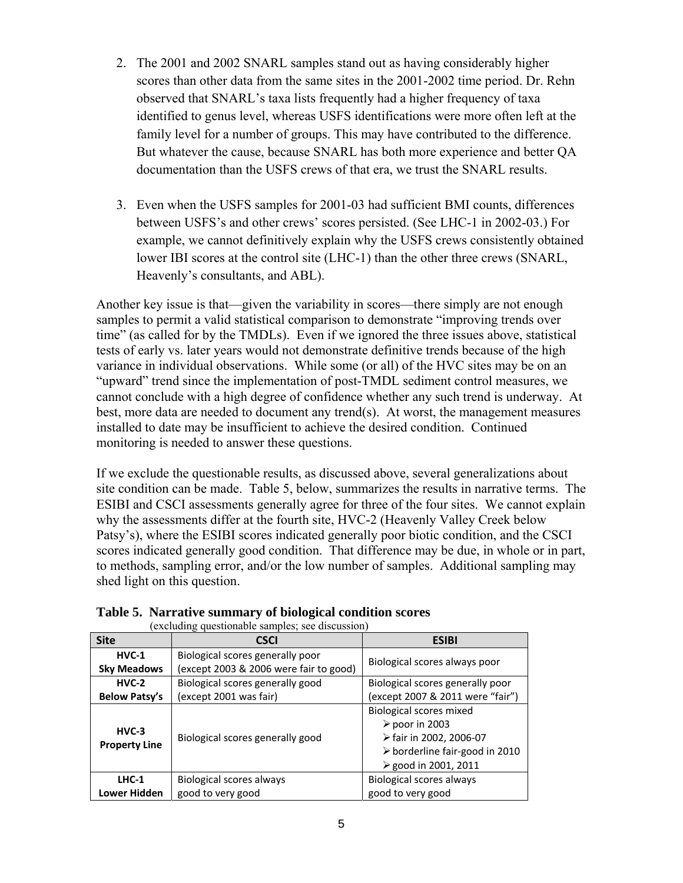2. The 2001 and 2002 SNARL samples stand out as having considerably higher scores than other data from the same sites in the 2001-2002 time period. Dr. Rehn observed that SNARL's taxa lists frequently had a higher frequency of taxa identified to genus level, whereas USFS identifications were more often left at the family level for a number of groups. This may have contributed to the difference. But whatever the cause, because SNARL has both more experience and better QA documentation than the USFS crews of that era, we trust the SNARL results.

3. Even when the USFS samples for 2001-03 had sufficient BMI counts, differences between USFS's and other crews' scores persisted. (See LHC-1 in 2002-03.) For example, we cannot definitively explain why the USFS crews consistently obtained lower IBI scores at the control site (LHC-1) than the other three crews (SNARL, Heavenly's consultants, and ABL).

Another key issue is that—given the variability in scores—there simply are not enough samples to permit a valid statistical comparison to demonstrate "improving trends over time" (as called for by the TMDLs). Even if we ignored the three issues above, statistical tests of early vs. later years would not demonstrate definitive trends because of the high variance in individual observations. While some (or all) of the HVC sites may be on an "upward" trend since the implementation of post-TMDL sediment control measures, we cannot conclude with a high degree of confidence whether any such trend is underway. At best, more data are needed to document any trend(s). At worst, the management measures installed to date may be insufficient to achieve the desired condition. Continued monitoring is needed to answer these questions.

If we exclude the questionable results, as discussed above, several generalizations about site condition can be made. Table 5, below, summarizes the results in narrative terms. The ESIBI and CSCI assessments generally agree for three of the four sites. We cannot explain why the assessments differ at the fourth site, HVC-2 (Heavenly Valley Creek below Patsy's), where the ESIBI scores indicated generally poor biotic condition, and the CSCI scores indicated generally good condition. That difference may be due, in whole or in part, to methods, sampling error, and/or the low number of samples. Additional sampling may shed light on this question.

**Table 5. Narrative summary of biological condition scores**
(excluding questionable samples; see discussion)

| Site | CSCI | ESIBI |
|---|---|---|
| **HVC-1 Sky Meadows** | Biological scores generally poor (except 2003 & 2006 were fair to good) | Biological scores always poor |
| **HVC-2 Below Patsy's** | Biological scores generally good (except 2001 was fair) | Biological scores generally poor (except 2007 & 2011 were "fair") |
| **HVC-3 Property Line** | Biological scores generally good | Biological scores mixed<br>➢ poor in 2003<br>➢ fair in 2002, 2006-07<br>➢ borderline fair-good in 2010<br>➢ good in 2001, 2011 |
| **LHC-1 Lower Hidden** | Biological scores always good to very good | Biological scores always good to very good |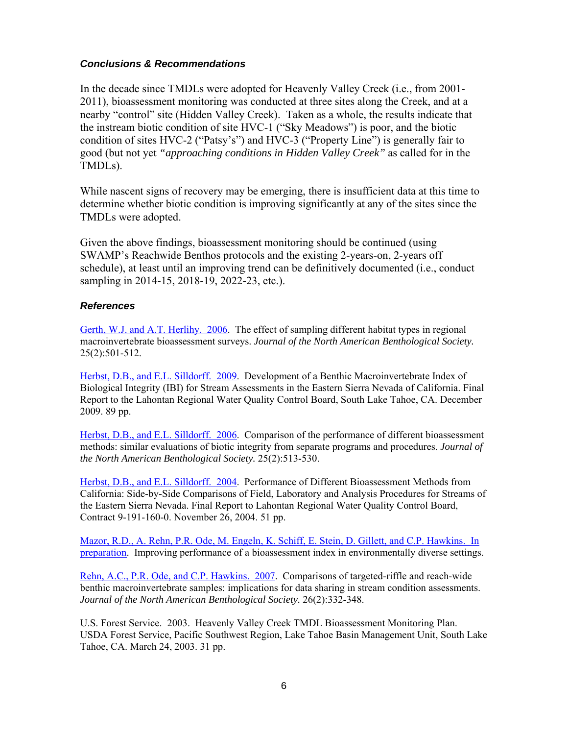### *Conclusions & Recommendations*

In the decade since TMDLs were adopted for Heavenly Valley Creek (i.e., from 2001-2011), bioassessment monitoring was conducted at three sites along the Creek, and at a nearby "control" site (Hidden Valley Creek). Taken as a whole, the results indicate that the instream biotic condition of site HVC-1 ("Sky Meadows") is poor, and the biotic condition of sites HVC-2 ("Patsy's") and HVC-3 ("Property Line") is generally fair to good (but not yet *"approaching conditions in Hidden Valley Creek"* as called for in the TMDLs).

While nascent signs of recovery may be emerging, there is insufficient data at this time to determine whether biotic condition is improving significantly at any of the sites since the TMDLs were adopted.

Given the above findings, bioassessment monitoring should be continued (using SWAMP's Reachwide Benthos protocols and the existing 2-years-on, 2-years off schedule), at least until an improving trend can be definitively documented (i.e., conduct sampling in 2014-15, 2018-19, 2022-23, etc.).

### *References*

Gerth, W.J. and A.T. Herlihy. 2006. The effect of sampling different habitat types in regional macroinvertebrate bioassessment surveys. *Journal of the North American Benthological Society.* 25(2):501-512.

Herbst, D.B., and E.L. Silldorff. 2009. Development of a Benthic Macroinvertebrate Index of Biological Integrity (IBI) for Stream Assessments in the Eastern Sierra Nevada of California. Final Report to the Lahontan Regional Water Quality Control Board, South Lake Tahoe, CA. December 2009. 89 pp.

Herbst, D.B., and E.L. Silldorff. 2006. Comparison of the performance of different bioassessment methods: similar evaluations of biotic integrity from separate programs and procedures. *Journal of the North American Benthological Society.* 25(2):513-530.

Herbst, D.B., and E.L. Silldorff. 2004. Performance of Different Bioassessment Methods from California: Side-by-Side Comparisons of Field, Laboratory and Analysis Procedures for Streams of the Eastern Sierra Nevada. Final Report to Lahontan Regional Water Quality Control Board, Contract 9-191-160-0. November 26, 2004. 51 pp.

Mazor, R.D., A. Rehn, P.R. Ode, M. Engeln, K. Schiff, E. Stein, D. Gillett, and C.P. Hawkins. In preparation. Improving performance of a bioassessment index in environmentally diverse settings.

Rehn, A.C., P.R. Ode, and C.P. Hawkins. 2007. Comparisons of targeted-riffle and reach-wide benthic macroinvertebrate samples: implications for data sharing in stream condition assessments. *Journal of the North American Benthological Society.* 26(2):332-348.

U.S. Forest Service. 2003. Heavenly Valley Creek TMDL Bioassessment Monitoring Plan. USDA Forest Service, Pacific Southwest Region, Lake Tahoe Basin Management Unit, South Lake Tahoe, CA. March 24, 2003. 31 pp.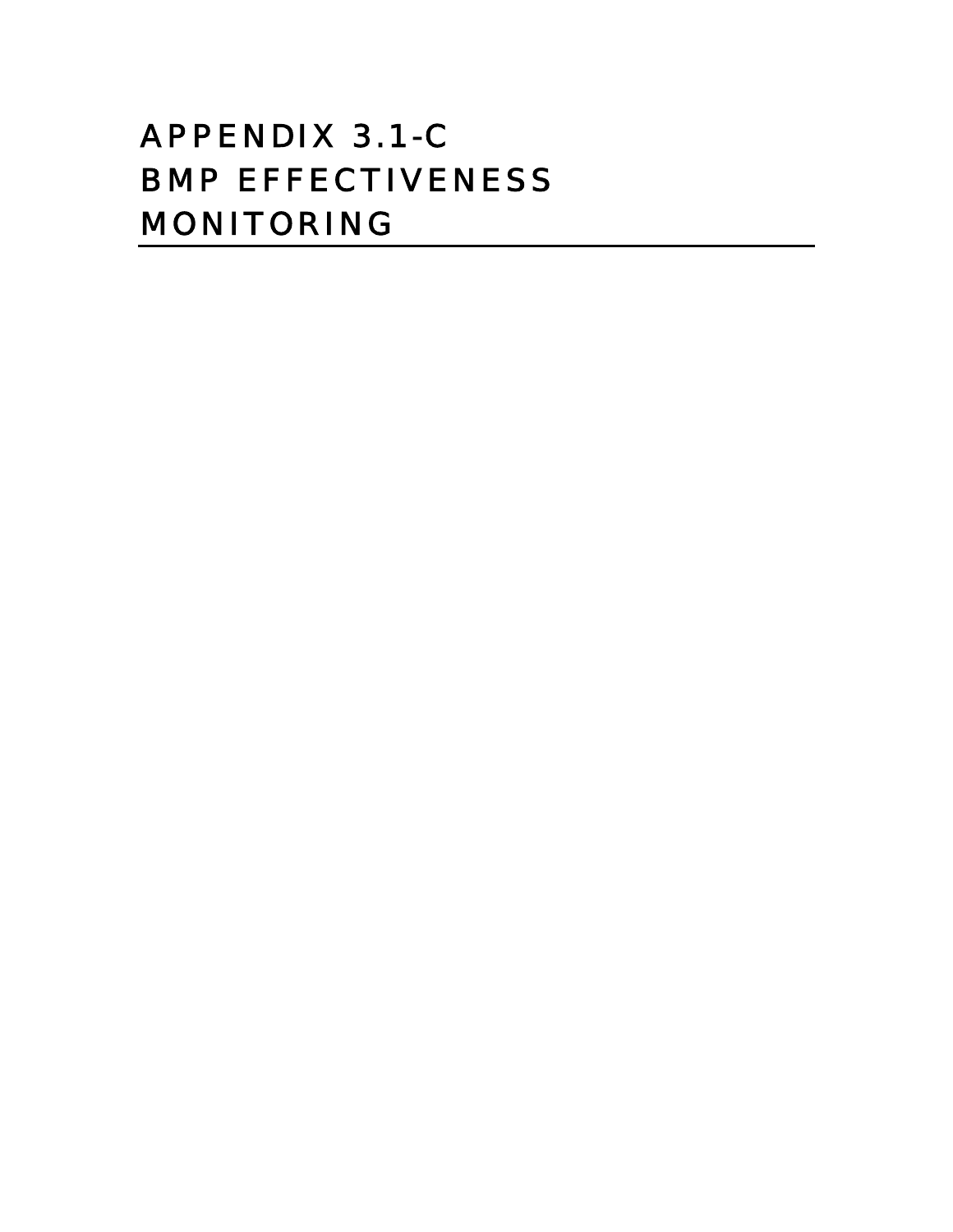# APPENDIX 3.1-C
# BMP EFFECTIVENESS MONITORING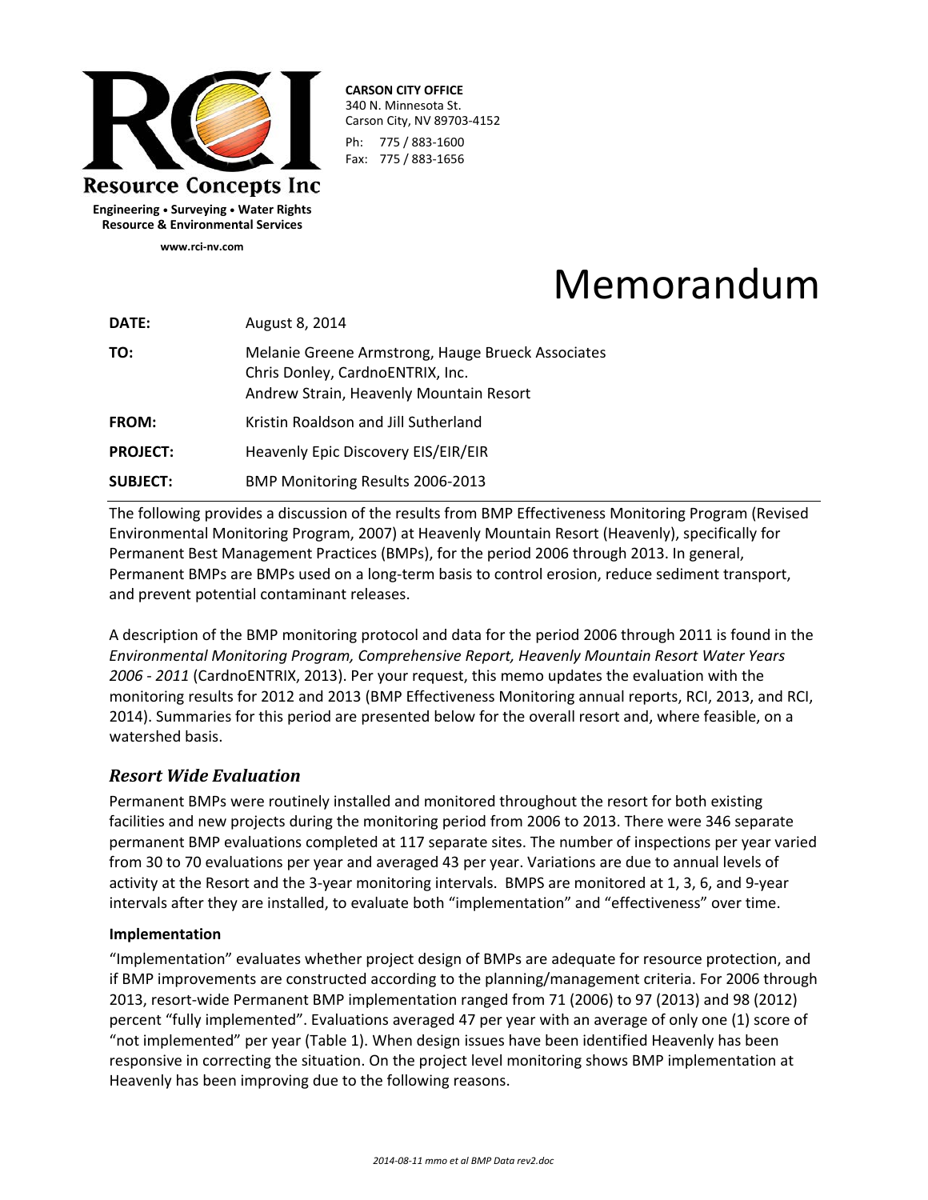**Resource Concepts Inc**

**Engineering • Surveying • Water Rights**
**Resource & Environmental Services**

www.rci-nv.com

**CARSON CITY OFFICE**
340 N. Minnesota St.
Carson City, NV 89703-4152

Ph: 775 / 883-1600
Fax: 775 / 883-1656

# Memorandum

| | |
|---|---|
| **DATE:** | August 8, 2014 |
| **TO:** | Melanie Greene Armstrong, Hauge Brueck Associates<br>Chris Donley, CardnoENTRIX, Inc.<br>Andrew Strain, Heavenly Mountain Resort |
| **FROM:** | Kristin Roaldson and Jill Sutherland |
| **PROJECT:** | Heavenly Epic Discovery EIS/EIR/EIR |
| **SUBJECT:** | BMP Monitoring Results 2006-2013 |

The following provides a discussion of the results from BMP Effectiveness Monitoring Program (Revised Environmental Monitoring Program, 2007) at Heavenly Mountain Resort (Heavenly), specifically for Permanent Best Management Practices (BMPs), for the period 2006 through 2013. In general, Permanent BMPs are BMPs used on a long-term basis to control erosion, reduce sediment transport, and prevent potential contaminant releases.

A description of the BMP monitoring protocol and data for the period 2006 through 2011 is found in the *Environmental Monitoring Program, Comprehensive Report, Heavenly Mountain Resort Water Years 2006 - 2011* (CardnoENTRIX, 2013). Per your request, this memo updates the evaluation with the monitoring results for 2012 and 2013 (BMP Effectiveness Monitoring annual reports, RCI, 2013, and RCI, 2014). Summaries for this period are presented below for the overall resort and, where feasible, on a watershed basis.

## *Resort Wide Evaluation*

Permanent BMPs were routinely installed and monitored throughout the resort for both existing facilities and new projects during the monitoring period from 2006 to 2013. There were 346 separate permanent BMP evaluations completed at 117 separate sites. The number of inspections per year varied from 30 to 70 evaluations per year and averaged 43 per year. Variations are due to annual levels of activity at the Resort and the 3-year monitoring intervals. BMPS are monitored at 1, 3, 6, and 9-year intervals after they are installed, to evaluate both "implementation" and "effectiveness" over time.

### Implementation

"Implementation" evaluates whether project design of BMPs are adequate for resource protection, and if BMP improvements are constructed according to the planning/management criteria. For 2006 through 2013, resort-wide Permanent BMP implementation ranged from 71 (2006) to 97 (2013) and 98 (2012) percent "fully implemented". Evaluations averaged 47 per year with an average of only one (1) score of "not implemented" per year (Table 1). When design issues have been identified Heavenly has been responsive in correcting the situation. On the project level monitoring shows BMP implementation at Heavenly has been improving due to the following reasons.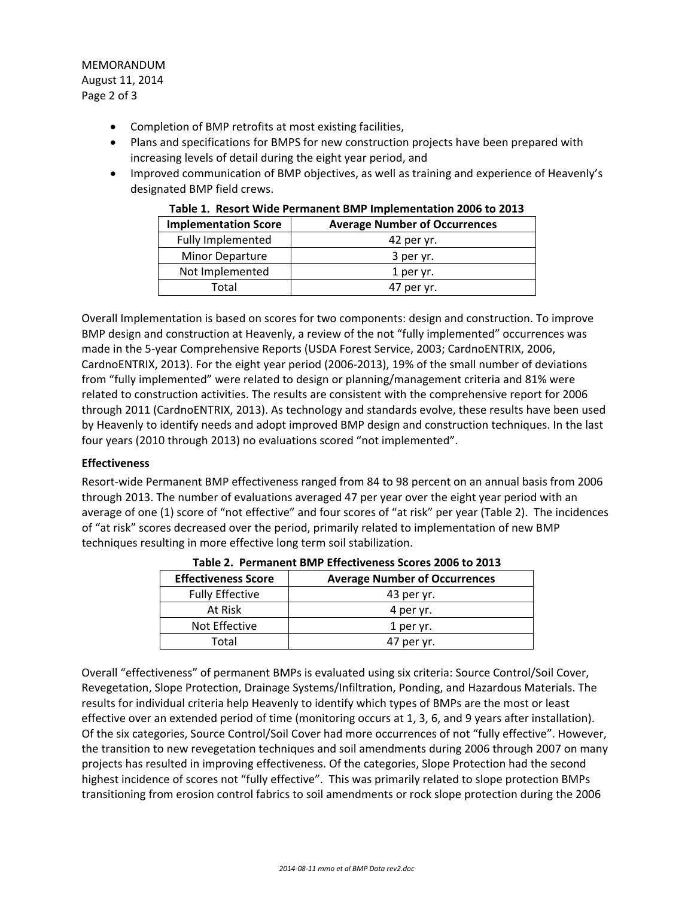- Completion of BMP retrofits at most existing facilities,
- Plans and specifications for BMPS for new construction projects have been prepared with increasing levels of detail during the eight year period, and
- Improved communication of BMP objectives, as well as training and experience of Heavenly's designated BMP field crews.

**Table 1. Resort Wide Permanent BMP Implementation 2006 to 2013**

| Implementation Score | Average Number of Occurrences |
|---|---|
| Fully Implemented | 42 per yr. |
| Minor Departure | 3 per yr. |
| Not Implemented | 1 per yr. |
| Total | 47 per yr. |

Overall Implementation is based on scores for two components: design and construction. To improve BMP design and construction at Heavenly, a review of the not "fully implemented" occurrences was made in the 5-year Comprehensive Reports (USDA Forest Service, 2003; CardnoENTRIX, 2006, CardnoENTRIX, 2013). For the eight year period (2006-2013), 19% of the small number of deviations from "fully implemented" were related to design or planning/management criteria and 81% were related to construction activities. The results are consistent with the comprehensive report for 2006 through 2011 (CardnoENTRIX, 2013). As technology and standards evolve, these results have been used by Heavenly to identify needs and adopt improved BMP design and construction techniques. In the last four years (2010 through 2013) no evaluations scored "not implemented".

**Effectiveness**

Resort-wide Permanent BMP effectiveness ranged from 84 to 98 percent on an annual basis from 2006 through 2013. The number of evaluations averaged 47 per year over the eight year period with an average of one (1) score of "not effective" and four scores of "at risk" per year (Table 2). The incidences of "at risk" scores decreased over the period, primarily related to implementation of new BMP techniques resulting in more effective long term soil stabilization.

**Table 2. Permanent BMP Effectiveness Scores 2006 to 2013**

| Effectiveness Score | Average Number of Occurrences |
|---|---|
| Fully Effective | 43 per yr. |
| At Risk | 4 per yr. |
| Not Effective | 1 per yr. |
| Total | 47 per yr. |

Overall "effectiveness" of permanent BMPs is evaluated using six criteria: Source Control/Soil Cover, Revegetation, Slope Protection, Drainage Systems/Infiltration, Ponding, and Hazardous Materials. The results for individual criteria help Heavenly to identify which types of BMPs are the most or least effective over an extended period of time (monitoring occurs at 1, 3, 6, and 9 years after installation). Of the six categories, Source Control/Soil Cover had more occurrences of not "fully effective". However, the transition to new revegetation techniques and soil amendments during 2006 through 2007 on many projects has resulted in improving effectiveness. Of the categories, Slope Protection had the second highest incidence of scores not "fully effective". This was primarily related to slope protection BMPs transitioning from erosion control fabrics to soil amendments or rock slope protection during the 2006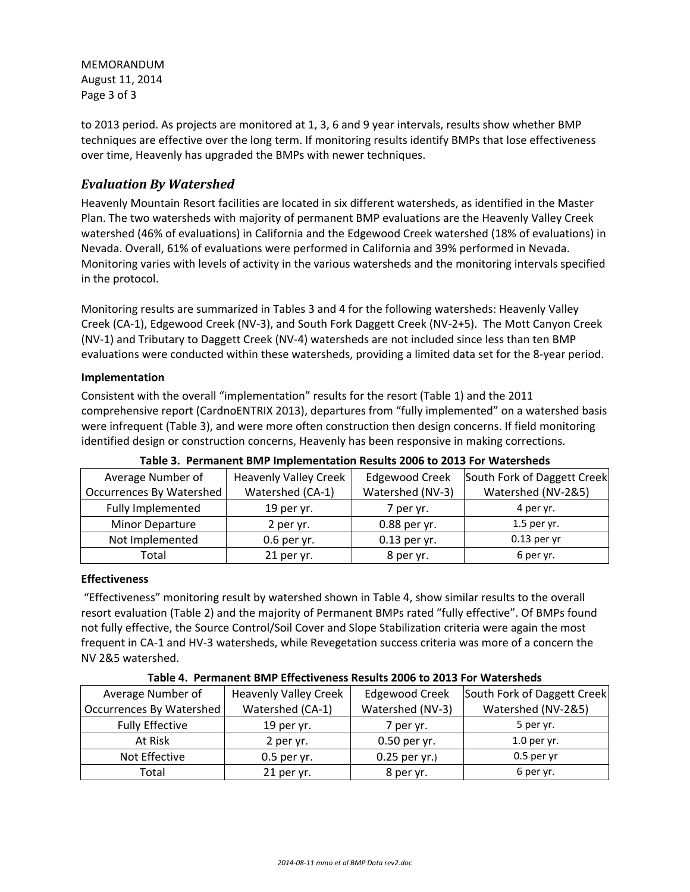to 2013 period. As projects are monitored at 1, 3, 6 and 9 year intervals, results show whether BMP techniques are effective over the long term. If monitoring results identify BMPs that lose effectiveness over time, Heavenly has upgraded the BMPs with newer techniques.

## *Evaluation By Watershed*

Heavenly Mountain Resort facilities are located in six different watersheds, as identified in the Master Plan. The two watersheds with majority of permanent BMP evaluations are the Heavenly Valley Creek watershed (46% of evaluations) in California and the Edgewood Creek watershed (18% of evaluations) in Nevada. Overall, 61% of evaluations were performed in California and 39% performed in Nevada. Monitoring varies with levels of activity in the various watersheds and the monitoring intervals specified in the protocol.

Monitoring results are summarized in Tables 3 and 4 for the following watersheds: Heavenly Valley Creek (CA-1), Edgewood Creek (NV-3), and South Fork Daggett Creek (NV-2+5). The Mott Canyon Creek (NV-1) and Tributary to Daggett Creek (NV-4) watersheds are not included since less than ten BMP evaluations were conducted within these watersheds, providing a limited data set for the 8-year period.

**Implementation**

Consistent with the overall "implementation" results for the resort (Table 1) and the 2011 comprehensive report (CardnoENTRIX 2013), departures from "fully implemented" on a watershed basis were infrequent (Table 3), and were more often construction then design concerns. If field monitoring identified design or construction concerns, Heavenly has been responsive in making corrections.

**Table 3. Permanent BMP Implementation Results 2006 to 2013 For Watersheds**

| Average Number of Occurrences By Watershed | Heavenly Valley Creek Watershed (CA-1) | Edgewood Creek Watershed (NV-3) | South Fork of Daggett Creek Watershed (NV-2&5) |
|---|---|---|---|
| Fully Implemented | 19 per yr. | 7 per yr. | 4 per yr. |
| Minor Departure | 2 per yr. | 0.88 per yr. | 1.5 per yr. |
| Not Implemented | 0.6 per yr. | 0.13 per yr. | 0.13 per yr |
| Total | 21 per yr. | 8 per yr. | 6 per yr. |

**Effectiveness**

"Effectiveness" monitoring result by watershed shown in Table 4, show similar results to the overall resort evaluation (Table 2) and the majority of Permanent BMPs rated "fully effective". Of BMPs found not fully effective, the Source Control/Soil Cover and Slope Stabilization criteria were again the most frequent in CA-1 and HV-3 watersheds, while Revegetation success criteria was more of a concern the NV 2&5 watershed.

**Table 4. Permanent BMP Effectiveness Results 2006 to 2013 For Watersheds**

| Average Number of Occurrences By Watershed | Heavenly Valley Creek Watershed (CA-1) | Edgewood Creek Watershed (NV-3) | South Fork of Daggett Creek Watershed (NV-2&5) |
|---|---|---|---|
| Fully Effective | 19 per yr. | 7 per yr. | 5 per yr. |
| At Risk | 2 per yr. | 0.50 per yr. | 1.0 per yr. |
| Not Effective | 0.5 per yr. | 0.25 per yr.) | 0.5 per yr |
| Total | 21 per yr. | 8 per yr. | 6 per yr. |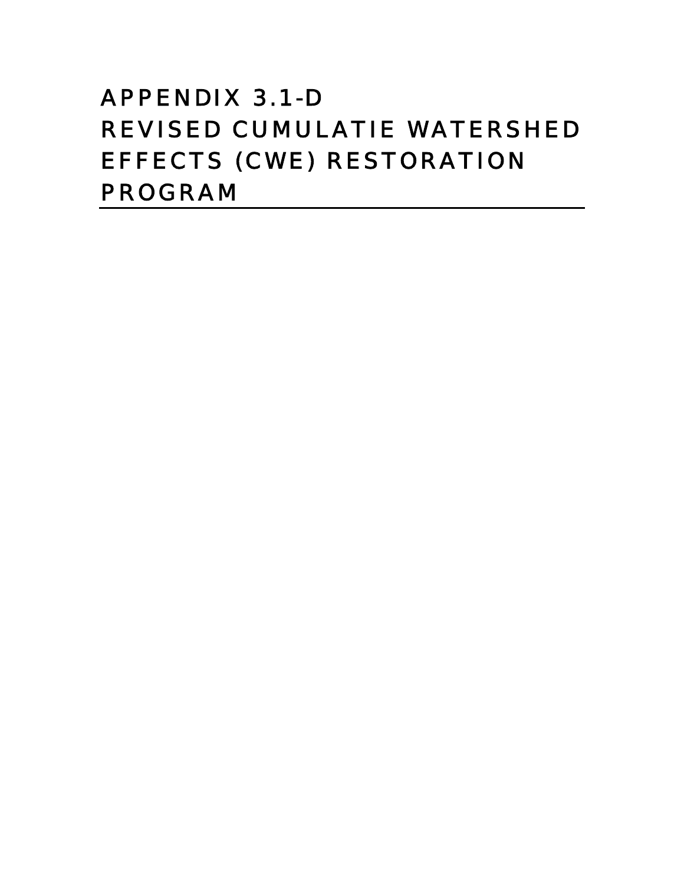# APPENDIX 3.1-D
# REVISED CUMULATIE WATERSHED EFFECTS (CWE) RESTORATION PROGRAM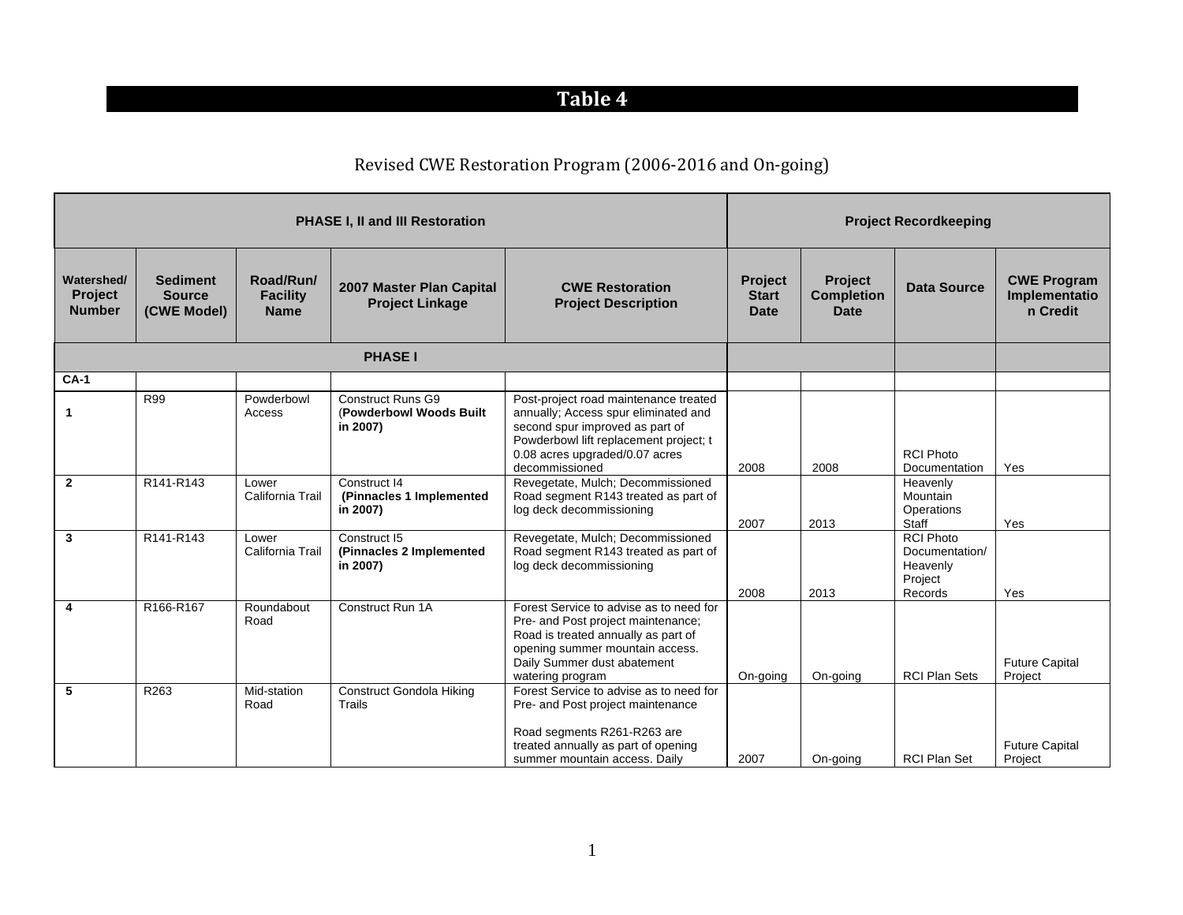# Table 4

Revised CWE Restoration Program (2006-2016 and On-going)

| PHASE I, II and III Restoration | | | | | Project Recordkeeping | | | |
|---|---|---|---|---|---|---|---|---|
| **Watershed/ Project Number** | **Sediment Source (CWE Model)** | **Road/Run/ Facility Name** | **2007 Master Plan Capital Project Linkage** | **CWE Restoration Project Description** | **Project Start Date** | **Project Completion Date** | **Data Source** | **CWE Program Implementation Credit** |
| **PHASE I** | | | | | | | | |
| **CA-1** | | | | | | | | |
| 1 | R99 | Powderbowl Access | Construct Runs G9 (**Powderbowl Woods Built in 2007)** | Post-project road maintenance treated annually; Access spur eliminated and second spur improved as part of Powderbowl lift replacement project; t 0.08 acres upgraded/0.07 acres decommissioned | 2008 | 2008 | RCI Photo Documentation | Yes |
| 2 | R141-R143 | Lower California Trail | Construct I4 **(Pinnacles 1 Implemented in 2007)** | Revegetate, Mulch; Decommissioned Road segment R143 treated as part of log deck decommissioning | 2007 | 2013 | Heavenly Mountain Operations Staff | Yes |
| 3 | R141-R143 | Lower California Trail | Construct I5 **(Pinnacles 2 Implemented in 2007)** | Revegetate, Mulch; Decommissioned Road segment R143 treated as part of log deck decommissioning | 2008 | 2013 | RCI Photo Documentation/ Heavenly Project Records | Yes |
| 4 | R166-R167 | Roundabout Road | Construct Run 1A | Forest Service to advise as to need for Pre- and Post project maintenance; Road is treated annually as part of opening summer mountain access. Daily Summer dust abatement watering program | On-going | On-going | RCI Plan Sets | Future Capital Project |
| 5 | R263 | Mid-station Road | Construct Gondola Hiking Trails | Forest Service to advise as to need for Pre- and Post project maintenance<br><br>Road segments R261-R263 are treated annually as part of opening summer mountain access. Daily | 2007 | On-going | RCI Plan Set | Future Capital Project |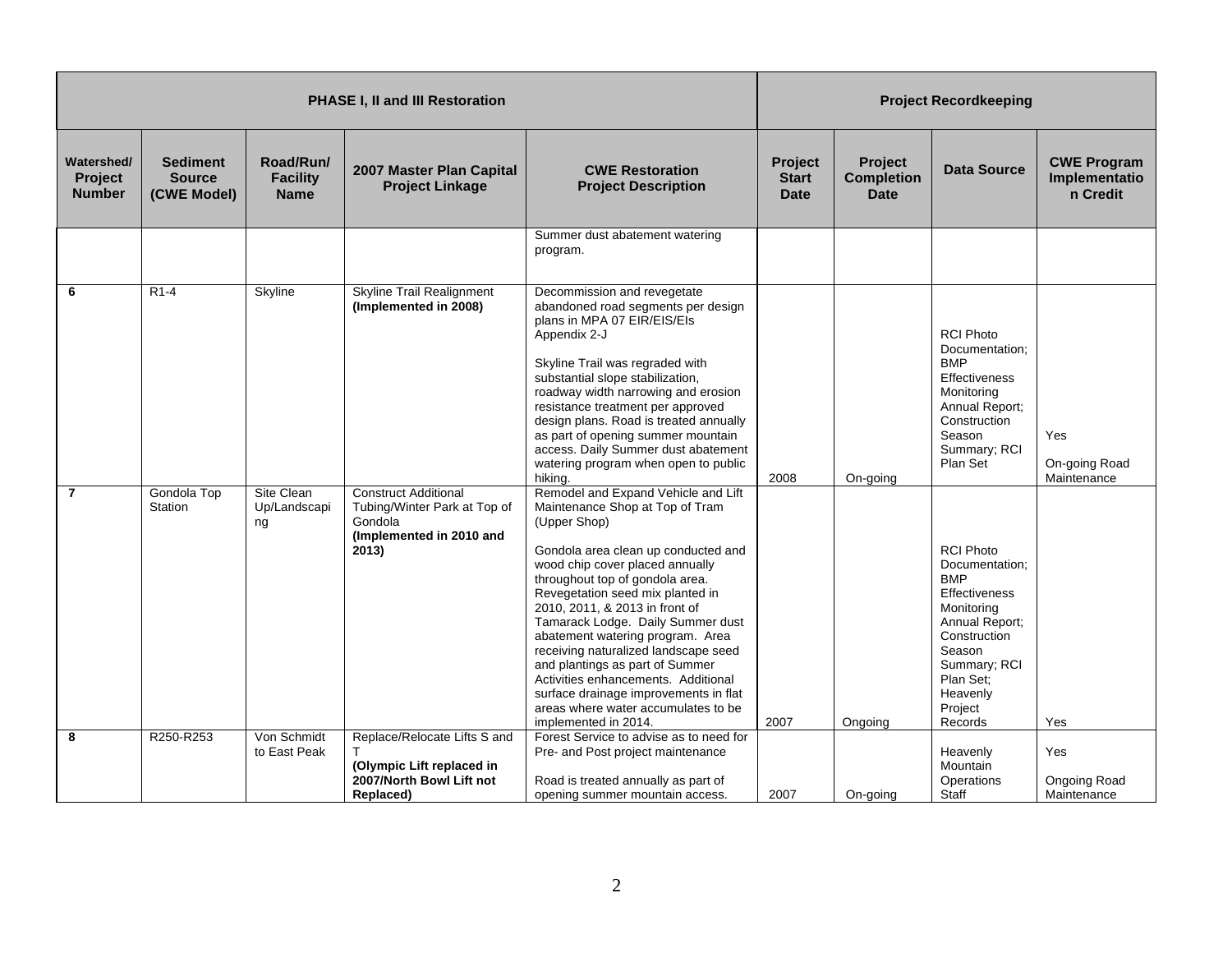| PHASE I, II and III Restoration | | | | | Project Recordkeeping | | | |
|---|---|---|---|---|---|---|---|---|
| **Watershed/ Project Number** | **Sediment Source (CWE Model)** | **Road/Run/ Facility Name** | **2007 Master Plan Capital Project Linkage** | **CWE Restoration Project Description** | **Project Start Date** | **Project Completion Date** | **Data Source** | **CWE Program Implementation Credit** |
| | | | | Summer dust abatement watering program. | | | | |
| **6** | R1-4 | Skyline | Skyline Trail Realignment **(Implemented in 2008)** | Decommission and revegetate abandoned road segments per design plans in MPA 07 EIR/EIS/EIs Appendix 2-J<br><br>Skyline Trail was regraded with substantial slope stabilization, roadway width narrowing and erosion resistance treatment per approved design plans. Road is treated annually as part of opening summer mountain access. Daily Summer dust abatement watering program when open to public hiking. | 2008 | On-going | RCI Photo Documentation; BMP Effectiveness Monitoring Annual Report; Construction Season Summary; RCI Plan Set | Yes<br><br>On-going Road Maintenance |
| **7** | Gondola Top Station | Site Clean Up/Landscaping | Construct Additional Tubing/Winter Park at Top of Gondola **(Implemented in 2010 and 2013)** | Remodel and Expand Vehicle and Lift Maintenance Shop at Top of Tram (Upper Shop)<br><br>Gondola area clean up conducted and wood chip cover placed annually throughout top of gondola area. Revegetation seed mix planted in 2010, 2011, & 2013 in front of Tamarack Lodge. Daily Summer dust abatement watering program. Area receiving naturalized landscape seed and plantings as part of Summer Activities enhancements. Additional surface drainage improvements in flat areas where water accumulates to be implemented in 2014. | 2007 | Ongoing | RCI Photo Documentation; BMP Effectiveness Monitoring Annual Report; Construction Season Summary; RCI Plan Set; Heavenly Project Records | Yes |
| **8** | R250-R253 | Von Schmidt to East Peak | Replace/Relocate Lifts S and T **(Olympic Lift replaced in 2007/North Bowl Lift not Replaced)** | Forest Service to advise as to need for Pre- and Post project maintenance<br><br>Road is treated annually as part of opening summer mountain access. | 2007 | On-going | Heavenly Mountain Operations Staff | Yes<br><br>Ongoing Road Maintenance |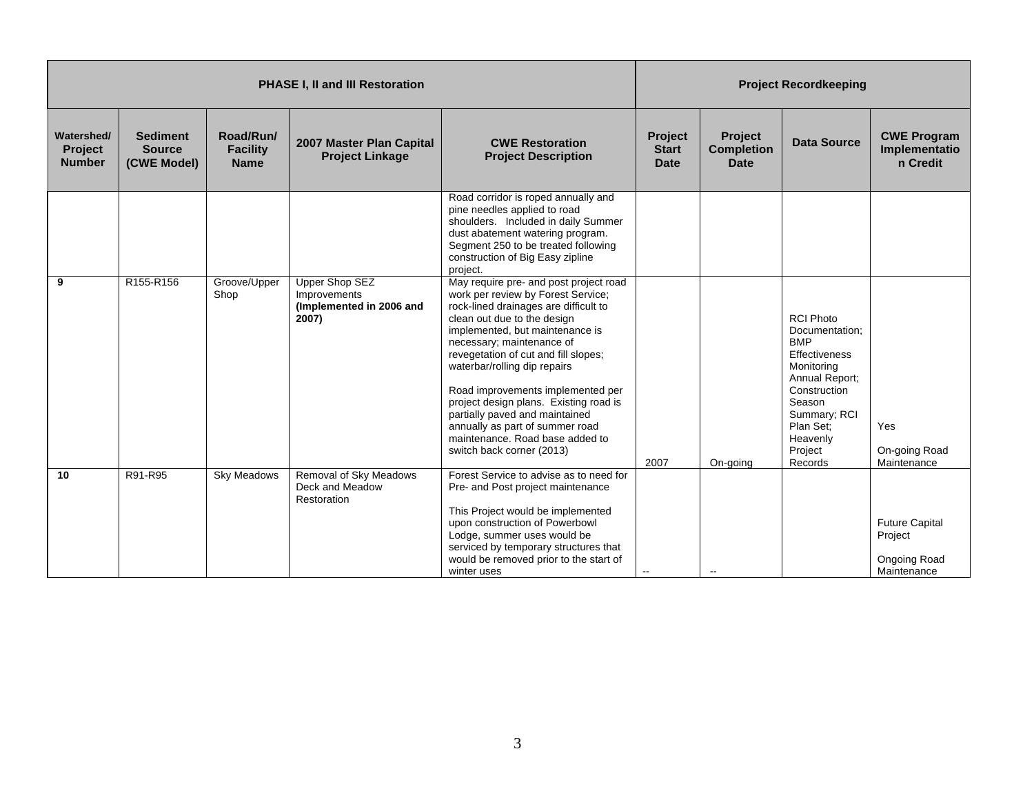| PHASE I, II and III Restoration | | | | | Project Recordkeeping | | | |
|---|---|---|---|---|---|---|---|---|
| Watershed/ Project Number | Sediment Source (CWE Model) | Road/Run/ Facility Name | 2007 Master Plan Capital Project Linkage | CWE Restoration Project Description | Project Start Date | Project Completion Date | Data Source | CWE Program Implementation Credit |
| | | | | Road corridor is roped annually and pine needles applied to road shoulders. Included in daily Summer dust abatement watering program. Segment 250 to be treated following construction of Big Easy zipline project. | | | | |
| **9** | R155-R156 | Groove/Upper Shop | Upper Shop SEZ Improvements **(Implemented in 2006 and 2007)** | May require pre- and post project road work per review by Forest Service; rock-lined drainages are difficult to clean out due to the design implemented, but maintenance is necessary; maintenance of revegetation of cut and fill slopes; waterbar/rolling dip repairs<br><br>Road improvements implemented per project design plans. Existing road is partially paved and maintained annually as part of summer road maintenance. Road base added to switch back corner (2013) | 2007 | On-going | RCI Photo Documentation; BMP Effectiveness Monitoring Annual Report; Construction Season Summary; RCI Plan Set; Heavenly Project Records | Yes<br><br>On-going Road Maintenance |
| **10** | R91-R95 | Sky Meadows | Removal of Sky Meadows Deck and Meadow Restoration | Forest Service to advise as to need for Pre- and Post project maintenance<br><br>This Project would be implemented upon construction of Powerbowl Lodge, summer uses would be serviced by temporary structures that would be removed prior to the start of winter uses | -- | -- | | Future Capital Project<br><br>Ongoing Road Maintenance |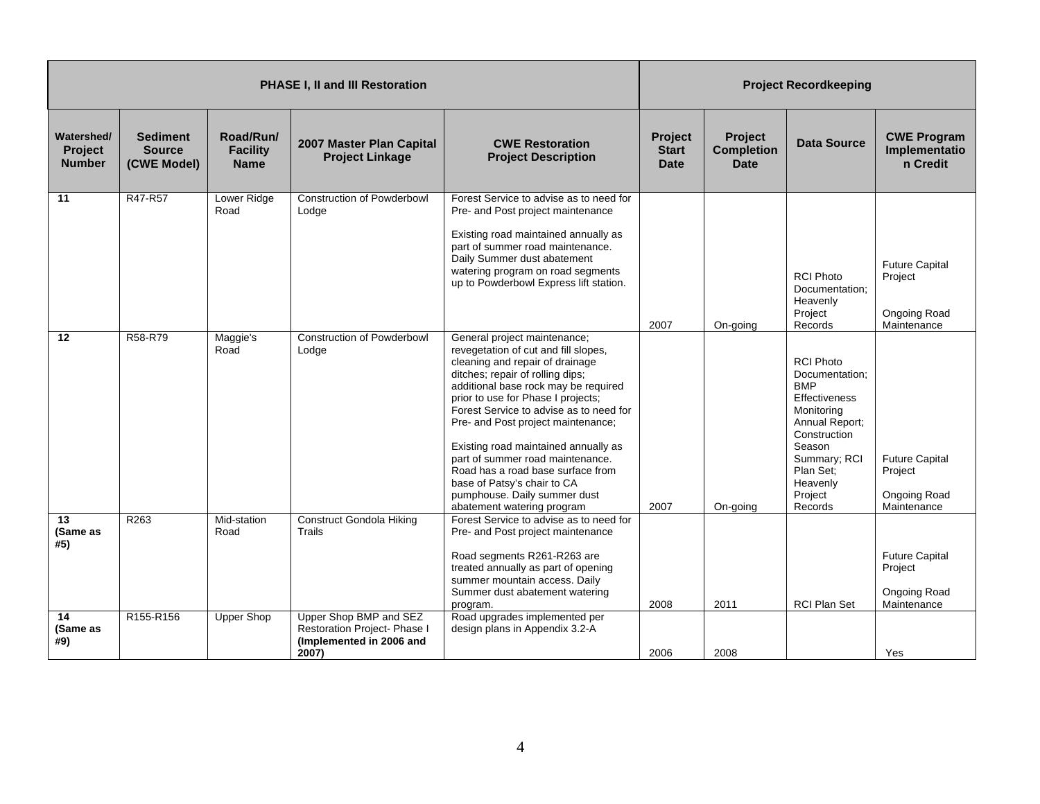| PHASE I, II and III Restoration | | | | | Project Recordkeeping | | | |
|---|---|---|---|---|---|---|---|---|
| **Watershed/ Project Number** | **Sediment Source (CWE Model)** | **Road/Run/ Facility Name** | **2007 Master Plan Capital Project Linkage** | **CWE Restoration Project Description** | **Project Start Date** | **Project Completion Date** | **Data Source** | **CWE Program Implementation Credit** |
| **11** | R47-R57 | Lower Ridge Road | Construction of Powderbowl Lodge | Forest Service to advise as to need for Pre- and Post project maintenance<br><br>Existing road maintained annually as part of summer road maintenance. Daily Summer dust abatement watering program on road segments up to Powderbowl Express lift station. | 2007 | On-going | RCI Photo Documentation; Heavenly Project Records | Future Capital Project<br><br>Ongoing Road Maintenance |
| **12** | R58-R79 | Maggie's Road | Construction of Powderbowl Lodge | General project maintenance; revegetation of cut and fill slopes, cleaning and repair of drainage ditches; repair of rolling dips; additional base rock may be required prior to use for Phase I projects; Forest Service to advise as to need for Pre- and Post project maintenance;<br><br>Existing road maintained annually as part of summer road maintenance. Road has a road base surface from base of Patsy's chair to CA pumphouse. Daily summer dust abatement watering program | 2007 | On-going | RCI Photo Documentation; BMP Effectiveness Monitoring Annual Report; Construction Season Summary; RCI Plan Set; Heavenly Project Records | Future Capital Project<br><br>Ongoing Road Maintenance |
| **13 (Same as #5)** | R263 | Mid-station Road | Construct Gondola Hiking Trails | Forest Service to advise as to need for Pre- and Post project maintenance<br><br>Road segments R261-R263 are treated annually as part of opening summer mountain access. Daily Summer dust abatement watering program. | 2008 | 2011 | RCI Plan Set | Future Capital Project<br><br>Ongoing Road Maintenance |
| **14 (Same as #9)** | R155-R156 | Upper Shop | Upper Shop BMP and SEZ Restoration Project- Phase I **(Implemented in 2006 and 2007)** | Road upgrades implemented per design plans in Appendix 3.2-A | 2006 | 2008 | | Yes |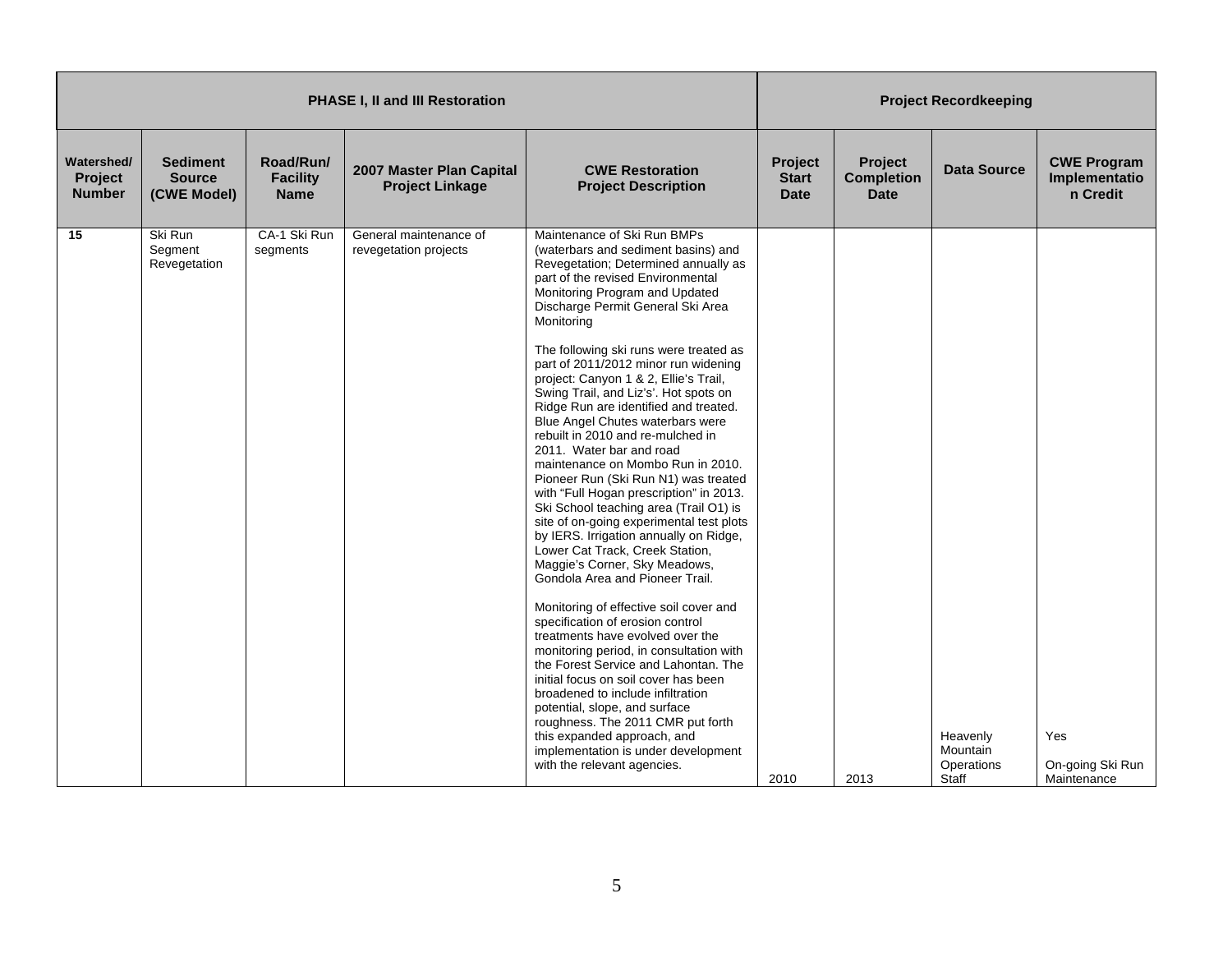| PHASE I, II and III Restoration | | | | | Project Recordkeeping | | | |
|---|---|---|---|---|---|---|---|---|
| Watershed/ Project Number | Sediment Source (CWE Model) | Road/Run/ Facility Name | 2007 Master Plan Capital Project Linkage | CWE Restoration Project Description | Project Start Date | Project Completion Date | Data Source | CWE Program Implementation Credit |
| 15 | Ski Run Segment Revegetation | CA-1 Ski Run segments | General maintenance of revegetation projects | Maintenance of Ski Run BMPs (waterbars and sediment basins) and Revegetation; Determined annually as part of the revised Environmental Monitoring Program and Updated Discharge Permit General Ski Area Monitoring<br><br>The following ski runs were treated as part of 2011/2012 minor run widening project: Canyon 1 & 2, Ellie's Trail, Swing Trail, and Liz's'. Hot spots on Ridge Run are identified and treated. Blue Angel Chutes waterbars were rebuilt in 2010 and re-mulched in 2011. Water bar and road maintenance on Mombo Run in 2010. Pioneer Run (Ski Run N1) was treated with "Full Hogan prescription" in 2013. Ski School teaching area (Trail O1) is site of on-going experimental test plots by IERS. Irrigation annually on Ridge, Lower Cat Track, Creek Station, Maggie's Corner, Sky Meadows, Gondola Area and Pioneer Trail.<br><br>Monitoring of effective soil cover and specification of erosion control treatments have evolved over the monitoring period, in consultation with the Forest Service and Lahontan. The initial focus on soil cover has been broadened to include infiltration potential, slope, and surface roughness. The 2011 CMR put forth this expanded approach, and implementation is under development with the relevant agencies. | 2010 | 2013 | Heavenly Mountain Operations Staff | Yes<br><br>On-going Ski Run Maintenance |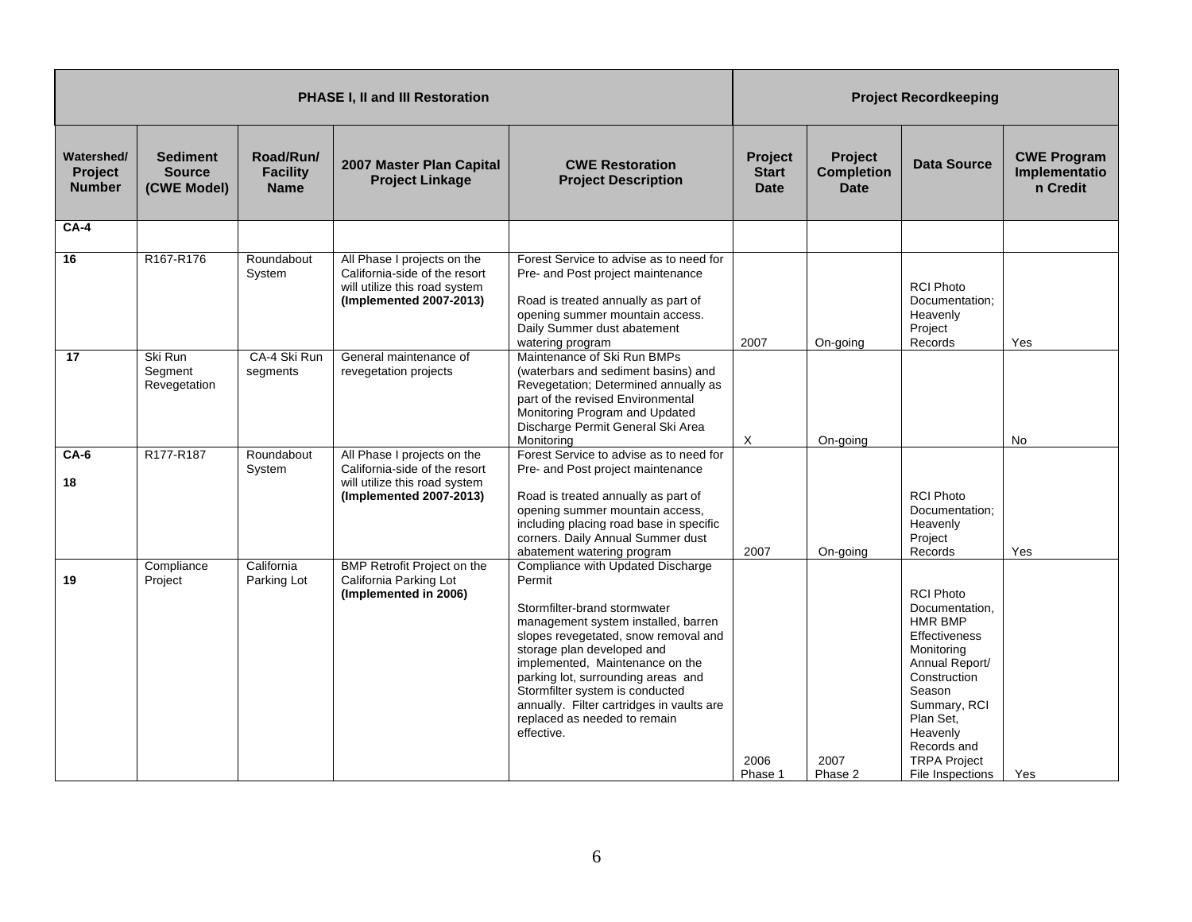| PHASE I, II and III Restoration | | | | | Project Recordkeeping | | | |
|---|---|---|---|---|---|---|---|---|
| **Watershed/ Project Number** | **Sediment Source (CWE Model)** | **Road/Run/ Facility Name** | **2007 Master Plan Capital Project Linkage** | **CWE Restoration Project Description** | **Project Start Date** | **Project Completion Date** | **Data Source** | **CWE Program Implementation Credit** |
| **CA-4** | | | | | | | | |
| **16** | R167-R176 | Roundabout System | All Phase I projects on the California-side of the resort will utilize this road system **(Implemented 2007-2013)** | Forest Service to advise as to need for Pre- and Post project maintenance<br><br>Road is treated annually as part of opening summer mountain access. Daily Summer dust abatement watering program | 2007 | On-going | RCI Photo Documentation; Heavenly Project Records | Yes |
| **17** | Ski Run Segment Revegetation | CA-4 Ski Run segments | General maintenance of revegetation projects | Maintenance of Ski Run BMPs (waterbars and sediment basins) and Revegetation; Determined annually as part of the revised Environmental Monitoring Program and Updated Discharge Permit General Ski Area Monitoring | X | On-going | | No |
| **CA-6**<br>**18** | R177-R187 | Roundabout System | All Phase I projects on the California-side of the resort will utilize this road system **(Implemented 2007-2013)** | Forest Service to advise as to need for Pre- and Post project maintenance<br><br>Road is treated annually as part of opening summer mountain access, including placing road base in specific corners. Daily Annual Summer dust abatement watering program | 2007 | On-going | RCI Photo Documentation; Heavenly Project Records | Yes |
| **19** | Compliance Project | California Parking Lot | BMP Retrofit Project on the California Parking Lot **(Implemented in 2006)** | Compliance with Updated Discharge Permit<br><br>Stormfilter-brand stormwater management system installed, barren slopes revegetated, snow removal and storage plan developed and implemented, Maintenance on the parking lot, surrounding areas and Stormfilter system is conducted annually. Filter cartridges in vaults are replaced as needed to remain effective. | 2006 Phase 1 | 2007 Phase 2 | RCI Photo Documentation, HMR BMP Effectiveness Monitoring Annual Report/ Construction Season Summary, RCI Plan Set, Heavenly Records and TRPA Project File Inspections | Yes |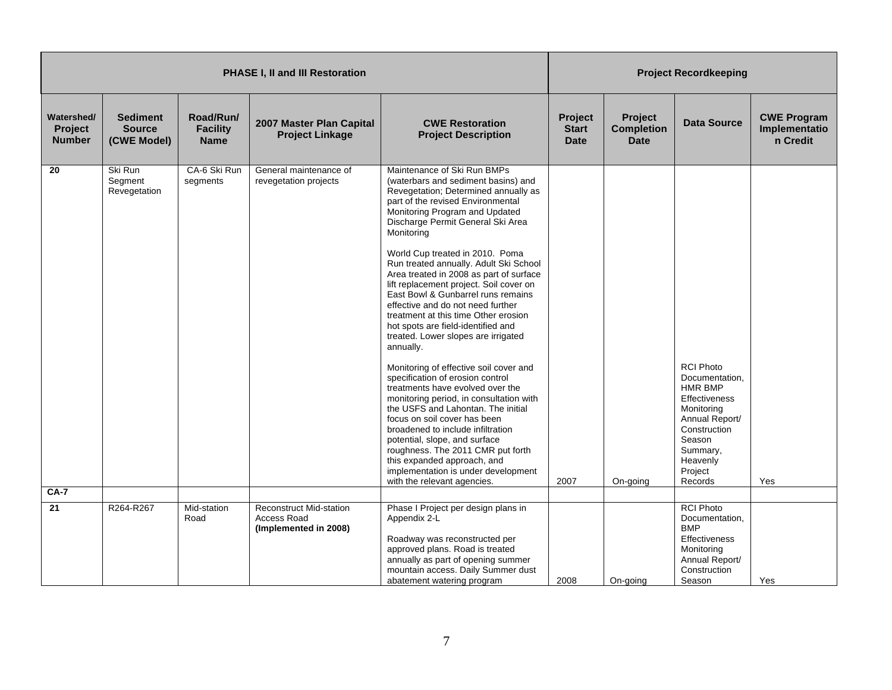| PHASE I, II and III Restoration | | | | | Project Recordkeeping | | | |
|---|---|---|---|---|---|---|---|---|
| **Watershed/ Project Number** | **Sediment Source (CWE Model)** | **Road/Run/ Facility Name** | **2007 Master Plan Capital Project Linkage** | **CWE Restoration Project Description** | **Project Start Date** | **Project Completion Date** | **Data Source** | **CWE Program Implementation Credit** |
| **20** | Ski Run Segment Revegetation | CA-6 Ski Run segments | General maintenance of revegetation projects | Maintenance of Ski Run BMPs (waterbars and sediment basins) and Revegetation; Determined annually as part of the revised Environmental Monitoring Program and Updated Discharge Permit General Ski Area Monitoring<br><br>World Cup treated in 2010. Poma Run treated annually. Adult Ski School Area treated in 2008 as part of surface lift replacement project. Soil cover on East Bowl & Gunbarrel runs remains effective and do not need further treatment at this time Other erosion hot spots are field-identified and treated. Lower slopes are irrigated annually.<br><br>Monitoring of effective soil cover and specification of erosion control treatments have evolved over the monitoring period, in consultation with the USFS and Lahontan. The initial focus on soil cover has been broadened to include infiltration potential, slope, and surface roughness. The 2011 CMR put forth this expanded approach, and implementation is under development with the relevant agencies. | 2007 | On-going | RCI Photo Documentation, HMR BMP Effectiveness Monitoring Annual Report/ Construction Season Summary, Heavenly Project Records | Yes |
| **CA-7** | | | | | | | | |
| **21** | R264-R267 | Mid-station Road | Reconstruct Mid-station Access Road **(Implemented in 2008)** | Phase I Project per design plans in Appendix 2-L<br><br>Roadway was reconstructed per approved plans. Road is treated annually as part of opening summer mountain access. Daily Summer dust abatement watering program | 2008 | On-going | RCI Photo Documentation, BMP Effectiveness Monitoring Annual Report/ Construction Season | Yes |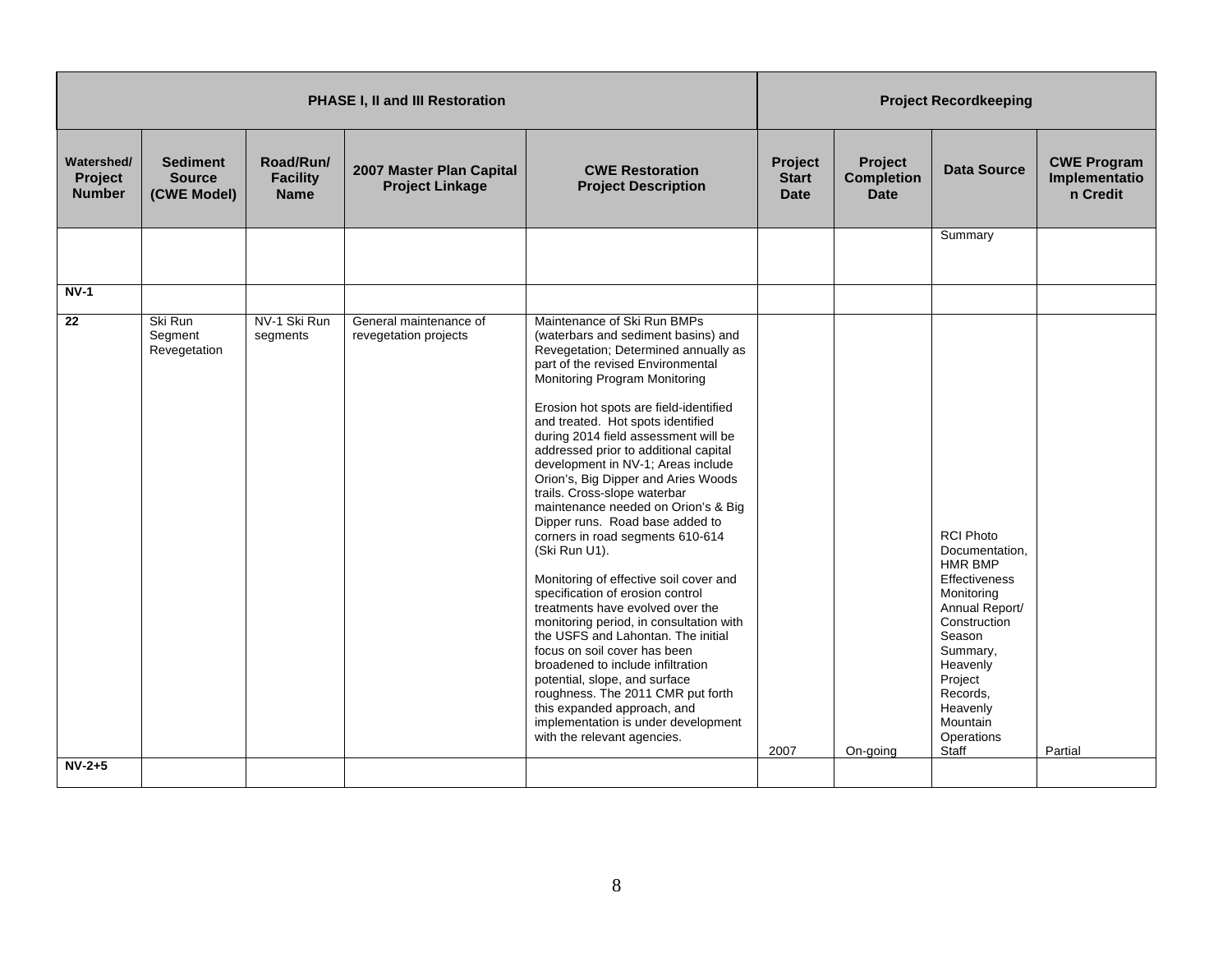| PHASE I, II and III Restoration | | | | | Project Recordkeeping | | | |
|---|---|---|---|---|---|---|---|---|
| **Watershed/ Project Number** | **Sediment Source (CWE Model)** | **Road/Run/ Facility Name** | **2007 Master Plan Capital Project Linkage** | **CWE Restoration Project Description** | **Project Start Date** | **Project Completion Date** | **Data Source** | **CWE Program Implementation Credit** |
| | | | | | | | Summary | |
| **NV-1** | | | | | | | | |
| **22** | Ski Run Segment Revegetation | NV-1 Ski Run segments | General maintenance of revegetation projects | Maintenance of Ski Run BMPs (waterbars and sediment basins) and Revegetation; Determined annually as part of the revised Environmental Monitoring Program Monitoring<br><br>Erosion hot spots are field-identified and treated. Hot spots identified during 2014 field assessment will be addressed prior to additional capital development in NV-1; Areas include Orion's, Big Dipper and Aries Woods trails. Cross-slope waterbar maintenance needed on Orion's & Big Dipper runs. Road base added to corners in road segments 610-614 (Ski Run U1).<br><br>Monitoring of effective soil cover and specification of erosion control treatments have evolved over the monitoring period, in consultation with the USFS and Lahontan. The initial focus on soil cover has been broadened to include infiltration potential, slope, and surface roughness. The 2011 CMR put forth this expanded approach, and implementation is under development with the relevant agencies. | 2007 | On-going | RCI Photo Documentation, HMR BMP Effectiveness Monitoring Annual Report/ Construction Season Summary, Heavenly Project Records, Heavenly Mountain Operations Staff | Partial |
| **NV-2+5** | | | | | | | | |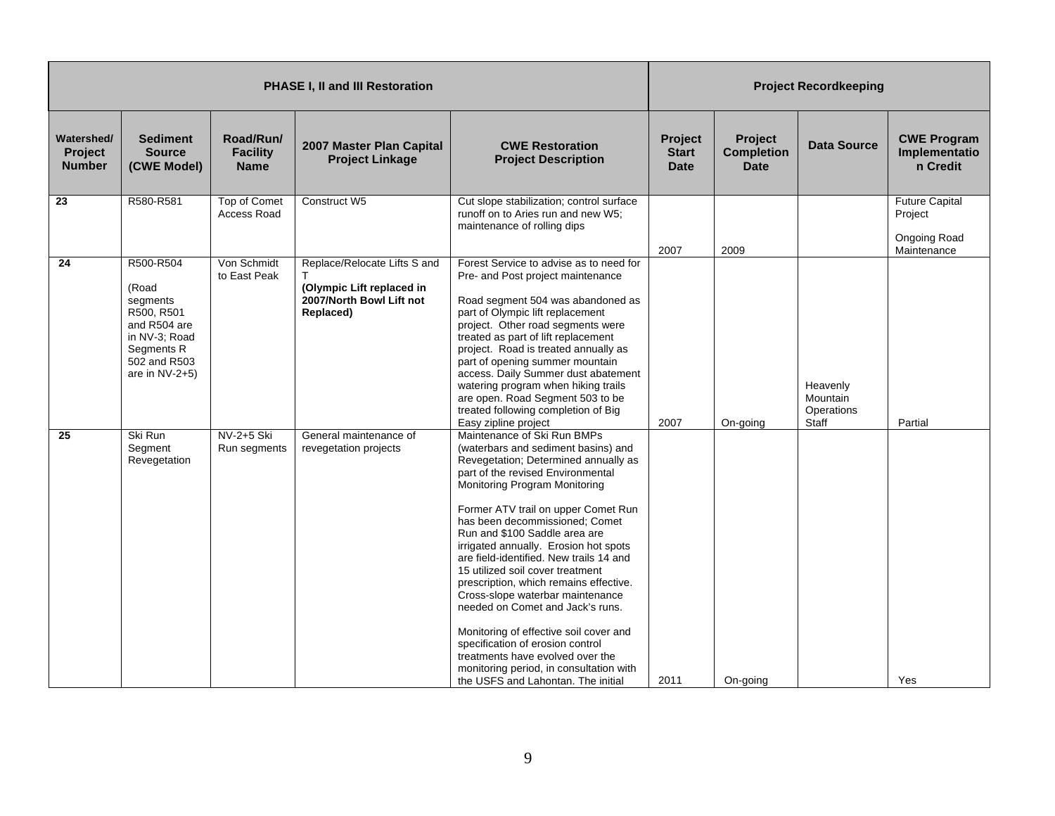| PHASE I, II and III Restoration | | | | | Project Recordkeeping | | | |
|---|---|---|---|---|---|---|---|---|
| **Watershed/ Project Number** | **Sediment Source (CWE Model)** | **Road/Run/ Facility Name** | **2007 Master Plan Capital Project Linkage** | **CWE Restoration Project Description** | **Project Start Date** | **Project Completion Date** | **Data Source** | **CWE Program Implementation Credit** |
| **23** | R580-R581 | Top of Comet Access Road | Construct W5 | Cut slope stabilization; control surface runoff on to Aries run and new W5; maintenance of rolling dips | 2007 | 2009 | | Future Capital Project<br><br>Ongoing Road Maintenance |
| **24** | R500-R504<br><br>(Road segments R500, R501 and R504 are in NV-3; Road Segments R 502 and R503 are in NV-2+5) | Von Schmidt to East Peak | Replace/Relocate Lifts S and T<br>**(Olympic Lift replaced in 2007/North Bowl Lift not Replaced)** | Forest Service to advise as to need for Pre- and Post project maintenance<br><br>Road segment 504 was abandoned as part of Olympic lift replacement project. Other road segments were treated as part of lift replacement project. Road is treated annually as part of opening summer mountain access. Daily Summer dust abatement watering program when hiking trails are open. Road Segment 503 to be treated following completion of Big Easy zipline project | 2007 | On-going | Heavenly Mountain Operations Staff | Partial |
| **25** | Ski Run Segment Revegetation | NV-2+5 Ski Run segments | General maintenance of revegetation projects | Maintenance of Ski Run BMPs (waterbars and sediment basins) and Revegetation; Determined annually as part of the revised Environmental Monitoring Program Monitoring<br><br>Former ATV trail on upper Comet Run has been decommissioned; Comet Run and $100 Saddle area are irrigated annually. Erosion hot spots are field-identified. New trails 14 and 15 utilized soil cover treatment prescription, which remains effective. Cross-slope waterbar maintenance needed on Comet and Jack's runs.<br><br>Monitoring of effective soil cover and specification of erosion control treatments have evolved over the monitoring period, in consultation with the USFS and Lahontan. The initial | 2011 | On-going | | Yes |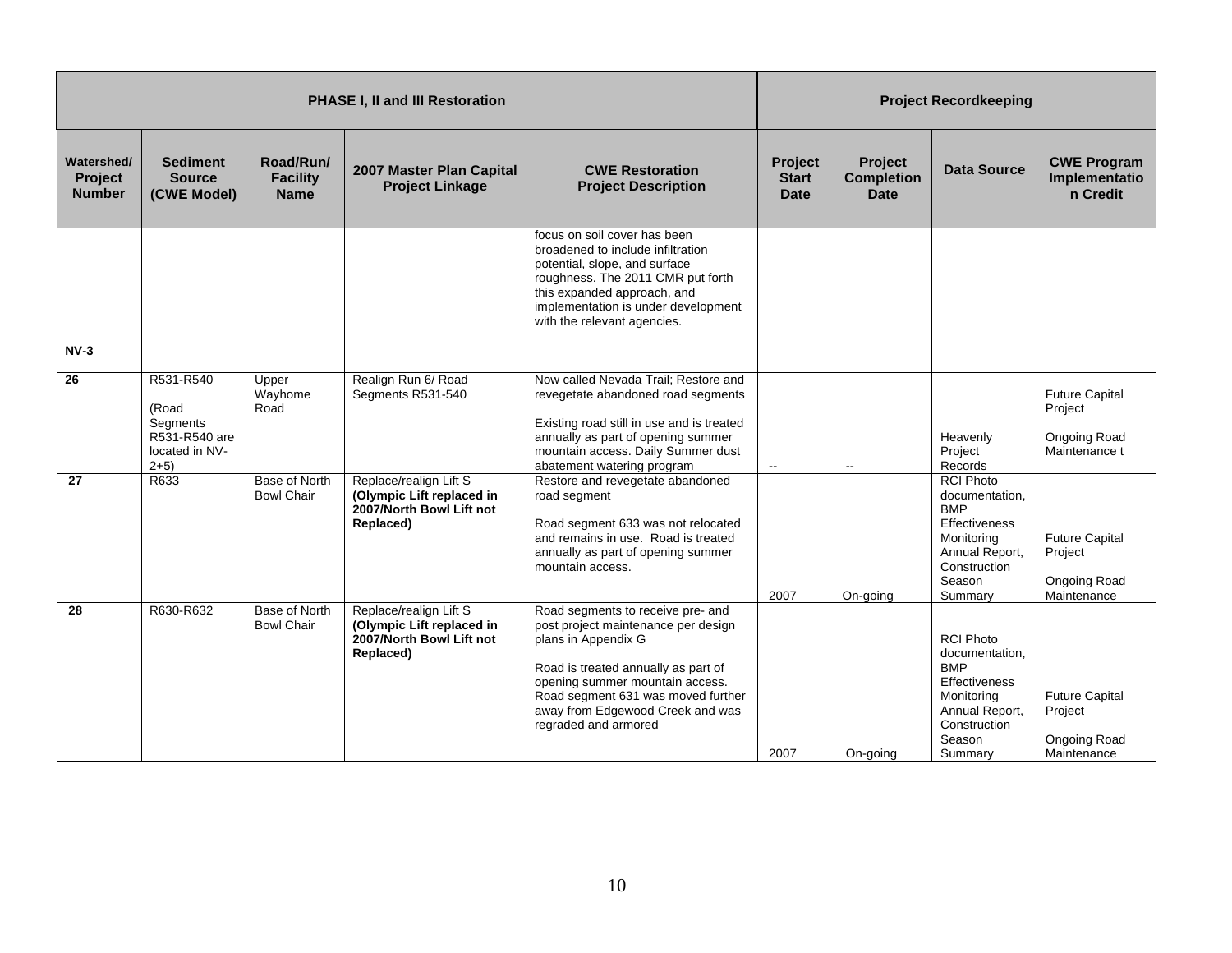| PHASE I, II and III Restoration | | | | | Project Recordkeeping | | | |
|---|---|---|---|---|---|---|---|---|
| Watershed/ Project Number | Sediment Source (CWE Model) | Road/Run/ Facility Name | 2007 Master Plan Capital Project Linkage | CWE Restoration Project Description | Project Start Date | Project Completion Date | Data Source | CWE Program Implementation Credit |
| | | | | focus on soil cover has been broadened to include infiltration potential, slope, and surface roughness. The 2011 CMR put forth this expanded approach, and implementation is under development with the relevant agencies. | | | | |
| **NV-3** | | | | | | | | |
| **26** | R531-R540 (Road Segments R531-R540 are located in NV-2+5) | Upper Wayhome Road | Realign Run 6/ Road Segments R531-540 | Now called Nevada Trail; Restore and revegetate abandoned road segments<br><br>Existing road still in use and is treated annually as part of opening summer mountain access. Daily Summer dust abatement watering program | -- | -- | Heavenly Project Records | Future Capital Project<br><br>Ongoing Road Maintenance t |
| **27** | R633 | Base of North Bowl Chair | Replace/realign Lift S **(Olympic Lift replaced in 2007/North Bowl Lift not Replaced)** | Restore and revegetate abandoned road segment<br><br>Road segment 633 was not relocated and remains in use. Road is treated annually as part of opening summer mountain access. | 2007 | On-going | RCI Photo documentation, BMP Effectiveness Monitoring Annual Report, Construction Season Summary | Future Capital Project<br><br>Ongoing Road Maintenance |
| **28** | R630-R632 | Base of North Bowl Chair | Replace/realign Lift S **(Olympic Lift replaced in 2007/North Bowl Lift not Replaced)** | Road segments to receive pre- and post project maintenance per design plans in Appendix G<br><br>Road is treated annually as part of opening summer mountain access. Road segment 631 was moved further away from Edgewood Creek and was regraded and armored | 2007 | On-going | RCI Photo documentation, BMP Effectiveness Monitoring Annual Report, Construction Season Summary | Future Capital Project<br><br>Ongoing Road Maintenance |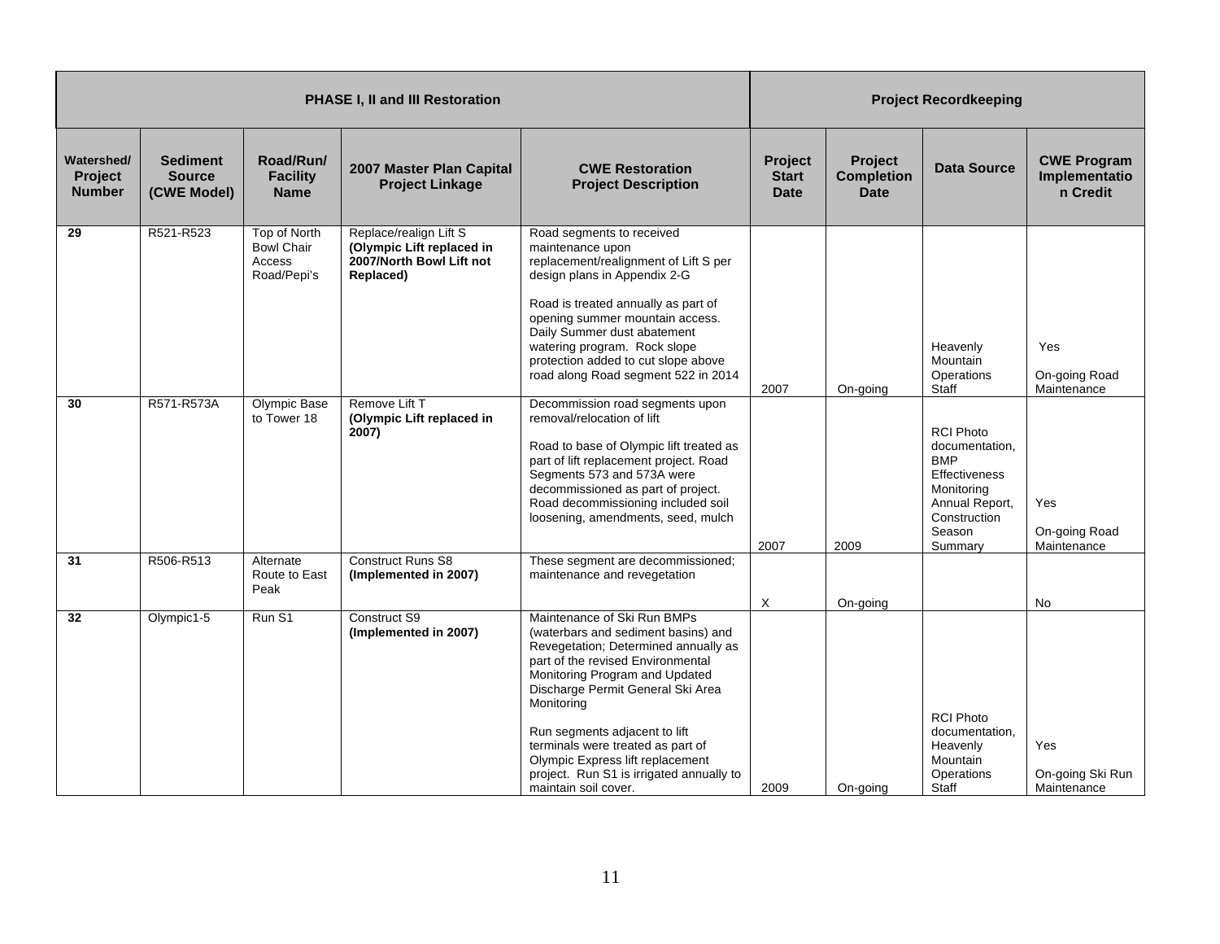| PHASE I, II and III Restoration | | | | | Project Recordkeeping | | | |
|---|---|---|---|---|---|---|---|---|
| **Watershed/ Project Number** | **Sediment Source (CWE Model)** | **Road/Run/ Facility Name** | **2007 Master Plan Capital Project Linkage** | **CWE Restoration Project Description** | **Project Start Date** | **Project Completion Date** | **Data Source** | **CWE Program Implementation Credit** |
| **29** | R521-R523 | Top of North Bowl Chair Access Road/Pepi's | Replace/realign Lift S **(Olympic Lift replaced in 2007/North Bowl Lift not Replaced)** | Road segments to received maintenance upon replacement/realignment of Lift S per design plans in Appendix 2-G<br><br>Road is treated annually as part of opening summer mountain access. Daily Summer dust abatement watering program. Rock slope protection added to cut slope above road along Road segment 522 in 2014 | 2007 | On-going | Heavenly Mountain Operations Staff | Yes<br><br>On-going Road Maintenance |
| **30** | R571-R573A | Olympic Base to Tower 18 | Remove Lift T **(Olympic Lift replaced in 2007)** | Decommission road segments upon removal/relocation of lift<br><br>Road to base of Olympic lift treated as part of lift replacement project. Road Segments 573 and 573A were decommissioned as part of project. Road decommissioning included soil loosening, amendments, seed, mulch | 2007 | 2009 | RCI Photo documentation, BMP Effectiveness Monitoring Annual Report, Construction Season Summary | Yes<br><br>On-going Road Maintenance |
| **31** | R506-R513 | Alternate Route to East Peak | Construct Runs S8 **(Implemented in 2007)** | These segment are decommissioned; maintenance and revegetation | X | On-going | | No |
| **32** | Olympic1-5 | Run S1 | Construct S9 **(Implemented in 2007)** | Maintenance of Ski Run BMPs (waterbars and sediment basins) and Revegetation; Determined annually as part of the revised Environmental Monitoring Program and Updated Discharge Permit General Ski Area Monitoring<br><br>Run segments adjacent to lift terminals were treated as part of Olympic Express lift replacement project. Run S1 is irrigated annually to maintain soil cover. | 2009 | On-going | RCI Photo documentation, Heavenly Mountain Operations Staff | Yes<br><br>On-going Ski Run Maintenance |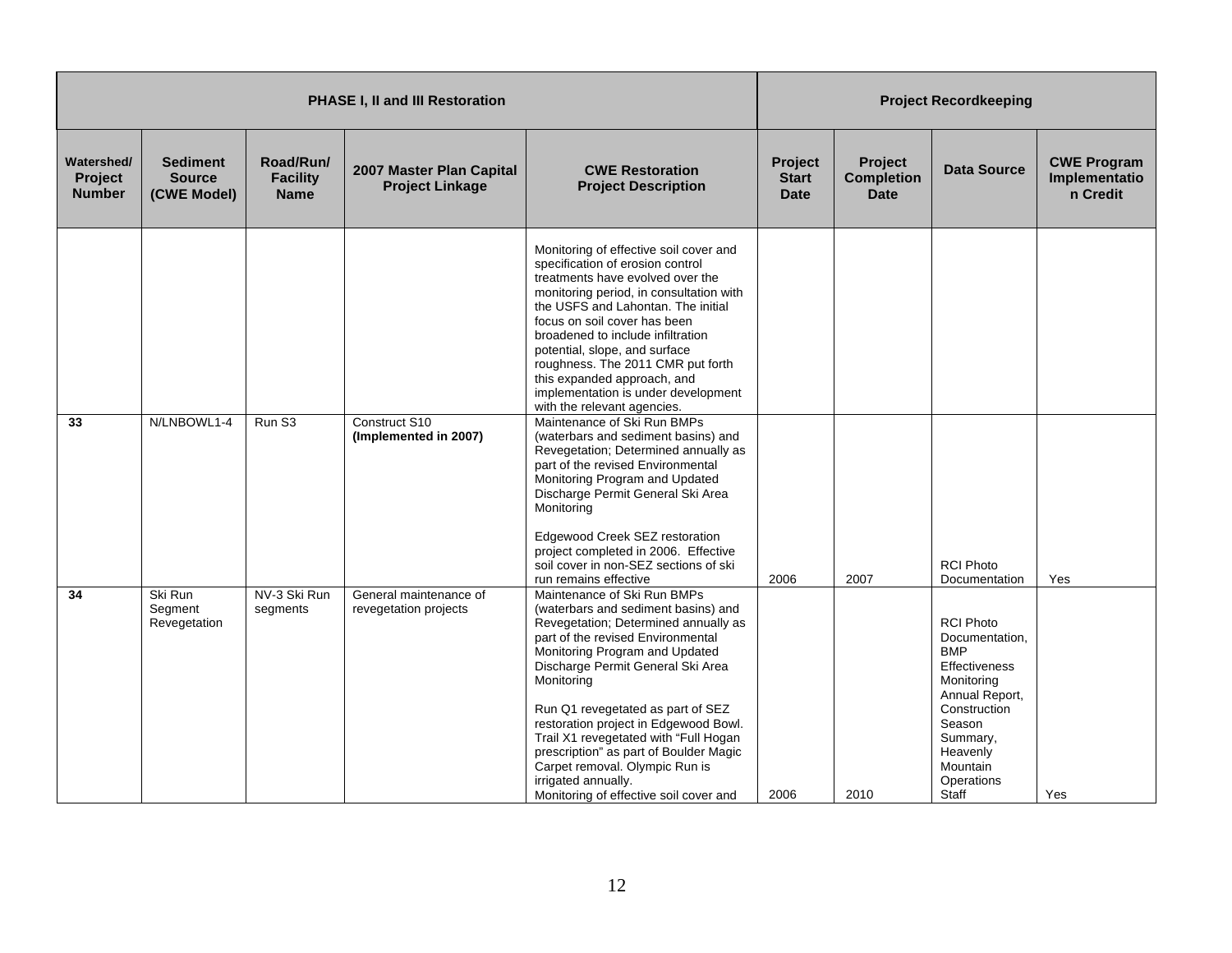| PHASE I, II and III Restoration | | | | | Project Recordkeeping | | | |
|---|---|---|---|---|---|---|---|---|
| **Watershed/ Project Number** | **Sediment Source (CWE Model)** | **Road/Run/ Facility Name** | **2007 Master Plan Capital Project Linkage** | **CWE Restoration Project Description** | **Project Start Date** | **Project Completion Date** | **Data Source** | **CWE Program Implementation Credit** |
| | | | | Monitoring of effective soil cover and specification of erosion control treatments have evolved over the monitoring period, in consultation with the USFS and Lahontan. The initial focus on soil cover has been broadened to include infiltration potential, slope, and surface roughness. The 2011 CMR put forth this expanded approach, and implementation is under development with the relevant agencies. | | | | |
| **33** | N/LNBOWL1-4 | Run S3 | Construct S10 **(Implemented in 2007)** | Maintenance of Ski Run BMPs (waterbars and sediment basins) and Revegetation; Determined annually as part of the revised Environmental Monitoring Program and Updated Discharge Permit General Ski Area Monitoring<br><br>Edgewood Creek SEZ restoration project completed in 2006. Effective soil cover in non-SEZ sections of ski run remains effective | 2006 | 2007 | RCI Photo Documentation | Yes |
| **34** | Ski Run Segment Revegetation | NV-3 Ski Run segments | General maintenance of revegetation projects | Maintenance of Ski Run BMPs (waterbars and sediment basins) and Revegetation; Determined annually as part of the revised Environmental Monitoring Program and Updated Discharge Permit General Ski Area Monitoring<br><br>Run Q1 revegetated as part of SEZ restoration project in Edgewood Bowl. Trail X1 revegetated with "Full Hogan prescription" as part of Boulder Magic Carpet removal. Olympic Run is irrigated annually.<br>Monitoring of effective soil cover and | 2006 | 2010 | RCI Photo Documentation, BMP Effectiveness Monitoring Annual Report, Construction Season Summary, Heavenly Mountain Operations Staff | Yes |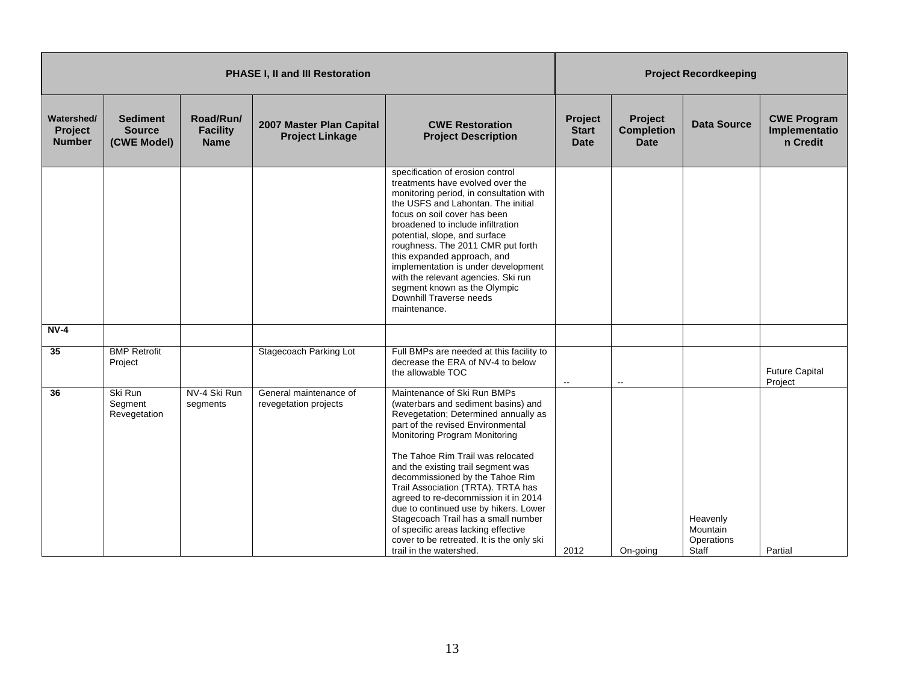| PHASE I, II and III Restoration | | | | | Project Recordkeeping | | | |
|---|---|---|---|---|---|---|---|---|
| Watershed/ Project Number | Sediment Source (CWE Model) | Road/Run/ Facility Name | 2007 Master Plan Capital Project Linkage | CWE Restoration Project Description | Project Start Date | Project Completion Date | Data Source | CWE Program Implementation Credit |
| | | | | specification of erosion control treatments have evolved over the monitoring period, in consultation with the USFS and Lahontan. The initial focus on soil cover has been broadened to include infiltration potential, slope, and surface roughness. The 2011 CMR put forth this expanded approach, and implementation is under development with the relevant agencies. Ski run segment known as the Olympic Downhill Traverse needs maintenance. | | | | |
| **NV-4** | | | | | | | | |
| **35** | BMP Retrofit Project | | Stagecoach Parking Lot | Full BMPs are needed at this facility to decrease the ERA of NV-4 to below the allowable TOC | -- | -- | | Future Capital Project |
| **36** | Ski Run Segment Revegetation | NV-4 Ski Run segments | General maintenance of revegetation projects | Maintenance of Ski Run BMPs (waterbars and sediment basins) and Revegetation; Determined annually as part of the revised Environmental Monitoring Program Monitoring<br><br>The Tahoe Rim Trail was relocated and the existing trail segment was decommissioned by the Tahoe Rim Trail Association (TRTA). TRTA has agreed to re-decommission it in 2014 due to continued use by hikers. Lower Stagecoach Trail has a small number of specific areas lacking effective cover to be retreated. It is the only ski trail in the watershed. | 2012 | On-going | Heavenly Mountain Operations Staff | Partial |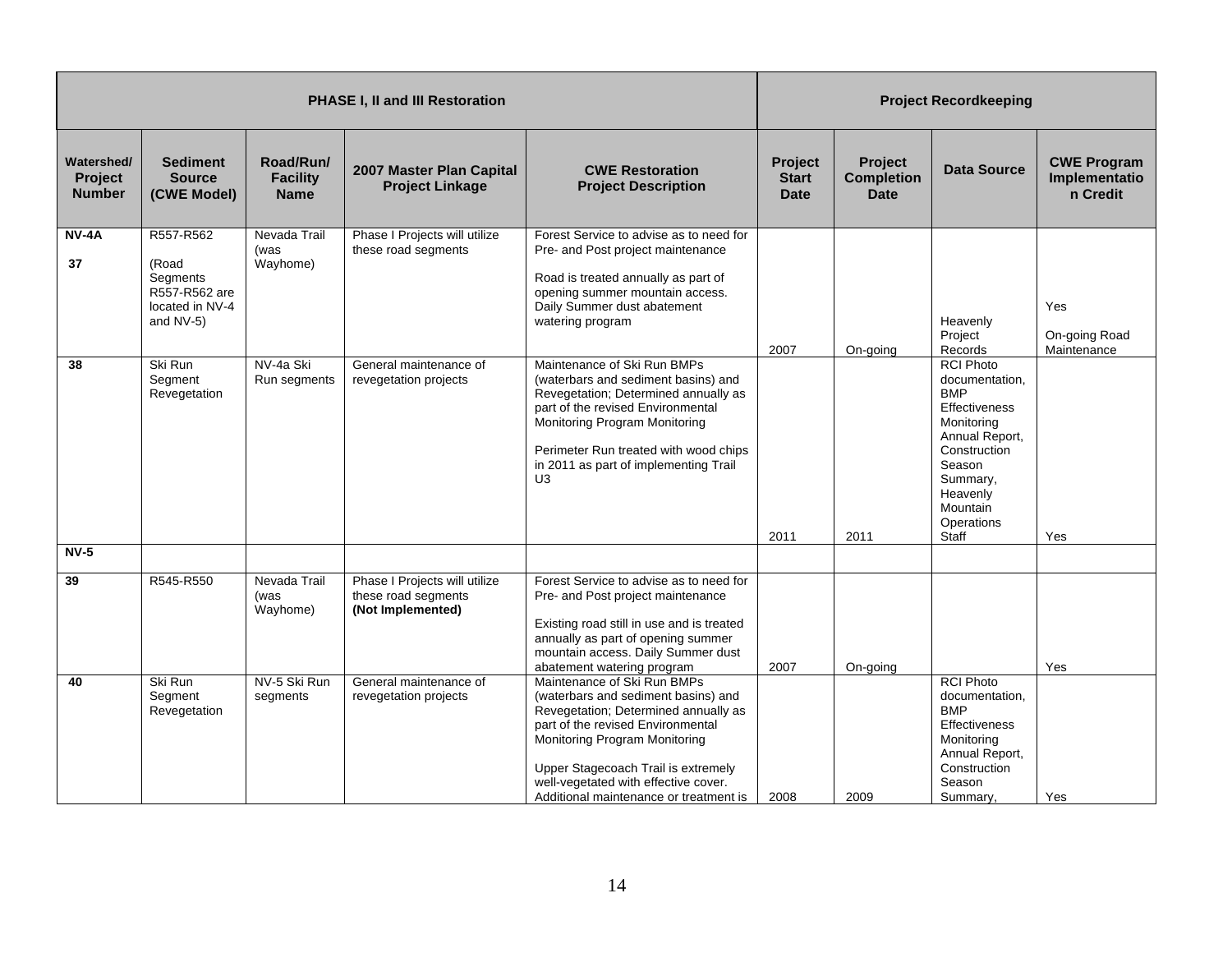| PHASE I, II and III Restoration | | | | | Project Recordkeeping | | | |
|---|---|---|---|---|---|---|---|---|
| **Watershed/ Project Number** | **Sediment Source (CWE Model)** | **Road/Run/ Facility Name** | **2007 Master Plan Capital Project Linkage** | **CWE Restoration Project Description** | **Project Start Date** | **Project Completion Date** | **Data Source** | **CWE Program Implementation Credit** |
| **NV-4A** **37** | R557-R562 (Road Segments R557-R562 are located in NV-4 and NV-5) | Nevada Trail (was Wayhome) | Phase I Projects will utilize these road segments | Forest Service to advise as to need for Pre- and Post project maintenance<br><br>Road is treated annually as part of opening summer mountain access. Daily Summer dust abatement watering program | 2007 | On-going | Heavenly Project Records | Yes<br><br>On-going Road Maintenance |
| **38** | Ski Run Segment Revegetation | NV-4a Ski Run segments | General maintenance of revegetation projects | Maintenance of Ski Run BMPs (waterbars and sediment basins) and Revegetation; Determined annually as part of the revised Environmental Monitoring Program Monitoring<br><br>Perimeter Run treated with wood chips in 2011 as part of implementing Trail U3 | 2011 | 2011 | RCI Photo documentation, BMP Effectiveness Monitoring Annual Report, Construction Season Summary, Heavenly Mountain Operations Staff | Yes |
| **NV-5** | | | | | | | | |
| **39** | R545-R550 | Nevada Trail (was Wayhome) | Phase I Projects will utilize these road segments **(Not Implemented)** | Forest Service to advise as to need for Pre- and Post project maintenance<br><br>Existing road still in use and is treated annually as part of opening summer mountain access. Daily Summer dust abatement watering program | 2007 | On-going | | Yes |
| **40** | Ski Run Segment Revegetation | NV-5 Ski Run segments | General maintenance of revegetation projects | Maintenance of Ski Run BMPs (waterbars and sediment basins) and Revegetation; Determined annually as part of the revised Environmental Monitoring Program Monitoring<br><br>Upper Stagecoach Trail is extremely well-vegetated with effective cover. Additional maintenance or treatment is | 2008 | 2009 | RCI Photo documentation, BMP Effectiveness Monitoring Annual Report, Construction Season Summary, | Yes |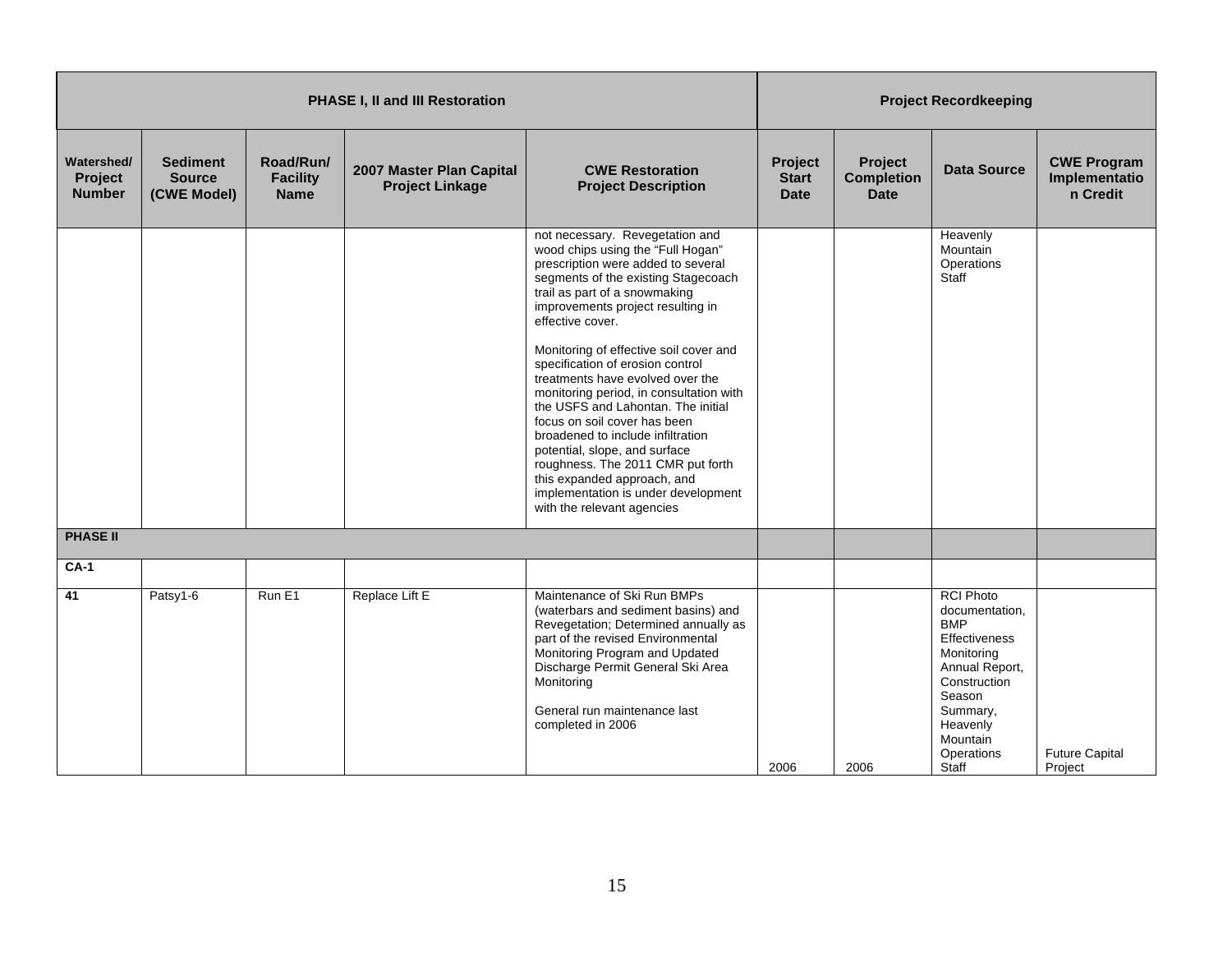| PHASE I, II and III Restoration | | | | | Project Recordkeeping | | | |
|---|---|---|---|---|---|---|---|---|
| **Watershed/ Project Number** | **Sediment Source (CWE Model)** | **Road/Run/ Facility Name** | **2007 Master Plan Capital Project Linkage** | **CWE Restoration Project Description** | **Project Start Date** | **Project Completion Date** | **Data Source** | **CWE Program Implementation Credit** |
| | | | | not necessary. Revegetation and wood chips using the "Full Hogan" prescription were added to several segments of the existing Stagecoach trail as part of a snowmaking improvements project resulting in effective cover.<br><br>Monitoring of effective soil cover and specification of erosion control treatments have evolved over the monitoring period, in consultation with the USFS and Lahontan. The initial focus on soil cover has been broadened to include infiltration potential, slope, and surface roughness. The 2011 CMR put forth this expanded approach, and implementation is under development with the relevant agencies | | | Heavenly Mountain Operations Staff | |
| **PHASE II** | | | | | | | | |
| **CA-1** | | | | | | | | |
| **41** | Patsy1-6 | Run E1 | Replace Lift E | Maintenance of Ski Run BMPs (waterbars and sediment basins) and Revegetation; Determined annually as part of the revised Environmental Monitoring Program and Updated Discharge Permit General Ski Area Monitoring<br><br>General run maintenance last completed in 2006 | 2006 | 2006 | RCI Photo documentation, BMP Effectiveness Monitoring Annual Report, Construction Season Summary, Heavenly Mountain Operations Staff | Future Capital Project |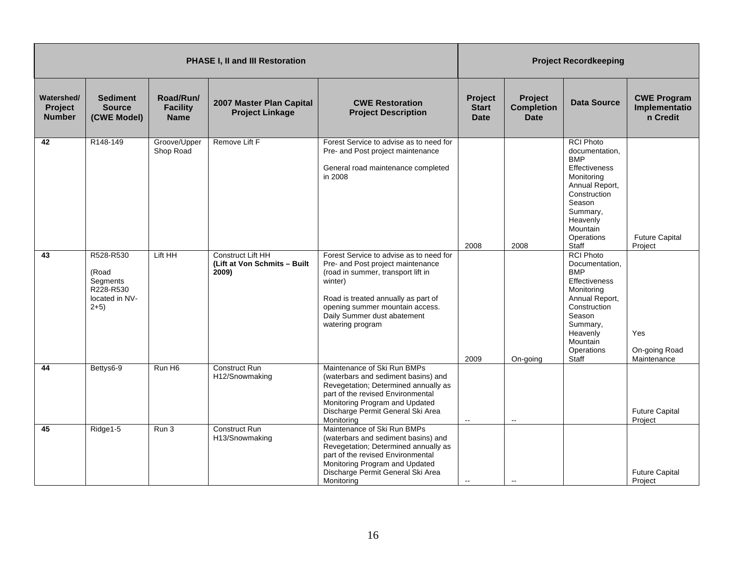| PHASE I, II and III Restoration | | | | | Project Recordkeeping | | | |
|---|---|---|---|---|---|---|---|---|
| **Watershed/ Project Number** | **Sediment Source (CWE Model)** | **Road/Run/ Facility Name** | **2007 Master Plan Capital Project Linkage** | **CWE Restoration Project Description** | **Project Start Date** | **Project Completion Date** | **Data Source** | **CWE Program Implementation Credit** |
| **42** | R148-149 | Groove/Upper Shop Road | Remove Lift F | Forest Service to advise as to need for Pre- and Post project maintenance<br><br>General road maintenance completed in 2008 | 2008 | 2008 | RCI Photo documentation, BMP Effectiveness Monitoring Annual Report, Construction Season Summary, Heavenly Mountain Operations Staff | Future Capital Project |
| **43** | R528-R530<br><br>(Road Segments R228-R530 located in NV-2+5) | Lift HH | Construct Lift HH<br>**(Lift at Von Schmits – Built 2009)** | Forest Service to advise as to need for Pre- and Post project maintenance (road in summer, transport lift in winter)<br><br>Road is treated annually as part of opening summer mountain access. Daily Summer dust abatement watering program | 2009 | On-going | RCI Photo Documentation, BMP Effectiveness Monitoring Annual Report, Construction Season Summary, Heavenly Mountain Operations Staff | Yes<br><br>On-going Road Maintenance |
| **44** | Bettys6-9 | Run H6 | Construct Run H12/Snowmaking | Maintenance of Ski Run BMPs (waterbars and sediment basins) and Revegetation; Determined annually as part of the revised Environmental Monitoring Program and Updated Discharge Permit General Ski Area Monitoring | -- | -- | | Future Capital Project |
| **45** | Ridge1-5 | Run 3 | Construct Run H13/Snowmaking | Maintenance of Ski Run BMPs (waterbars and sediment basins) and Revegetation; Determined annually as part of the revised Environmental Monitoring Program and Updated Discharge Permit General Ski Area Monitoring | -- | -- | | Future Capital Project |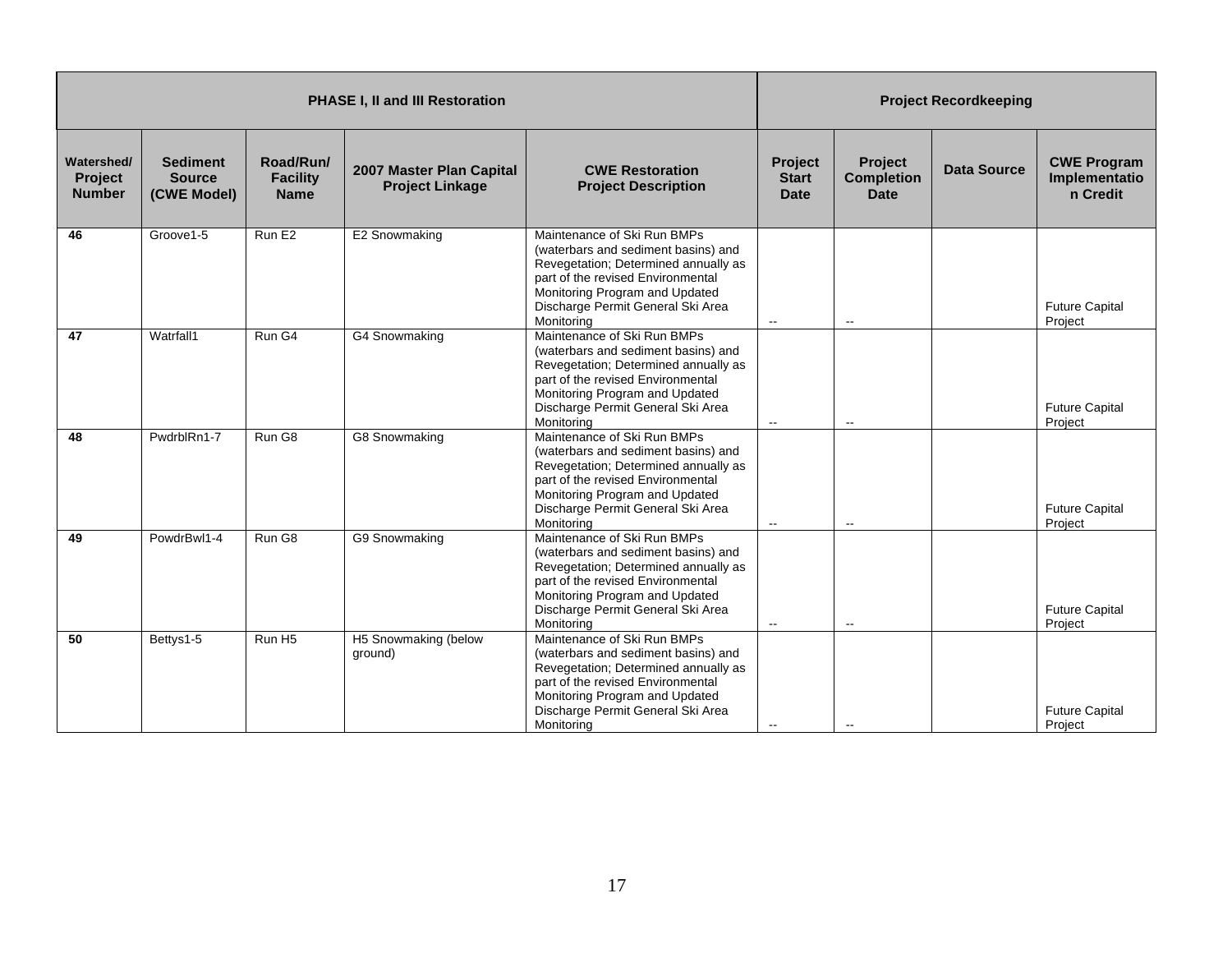| PHASE I, II and III Restoration | | | | | Project Recordkeeping | | | |
|---|---|---|---|---|---|---|---|---|
| **Watershed/ Project Number** | **Sediment Source (CWE Model)** | **Road/Run/ Facility Name** | **2007 Master Plan Capital Project Linkage** | **CWE Restoration Project Description** | **Project Start Date** | **Project Completion Date** | **Data Source** | **CWE Program Implementation Credit** |
| **46** | Groove1-5 | Run E2 | E2 Snowmaking | Maintenance of Ski Run BMPs (waterbars and sediment basins) and Revegetation; Determined annually as part of the revised Environmental Monitoring Program and Updated Discharge Permit General Ski Area Monitoring | -- | -- | | Future Capital Project |
| **47** | Watrfall1 | Run G4 | G4 Snowmaking | Maintenance of Ski Run BMPs (waterbars and sediment basins) and Revegetation; Determined annually as part of the revised Environmental Monitoring Program and Updated Discharge Permit General Ski Area Monitoring | -- | -- | | Future Capital Project |
| **48** | PwdrblRn1-7 | Run G8 | G8 Snowmaking | Maintenance of Ski Run BMPs (waterbars and sediment basins) and Revegetation; Determined annually as part of the revised Environmental Monitoring Program and Updated Discharge Permit General Ski Area Monitoring | -- | -- | | Future Capital Project |
| **49** | PowdrBwl1-4 | Run G8 | G9 Snowmaking | Maintenance of Ski Run BMPs (waterbars and sediment basins) and Revegetation; Determined annually as part of the revised Environmental Monitoring Program and Updated Discharge Permit General Ski Area Monitoring | -- | -- | | Future Capital Project |
| **50** | Bettys1-5 | Run H5 | H5 Snowmaking (below ground) | Maintenance of Ski Run BMPs (waterbars and sediment basins) and Revegetation; Determined annually as part of the revised Environmental Monitoring Program and Updated Discharge Permit General Ski Area Monitoring | -- | -- | | Future Capital Project |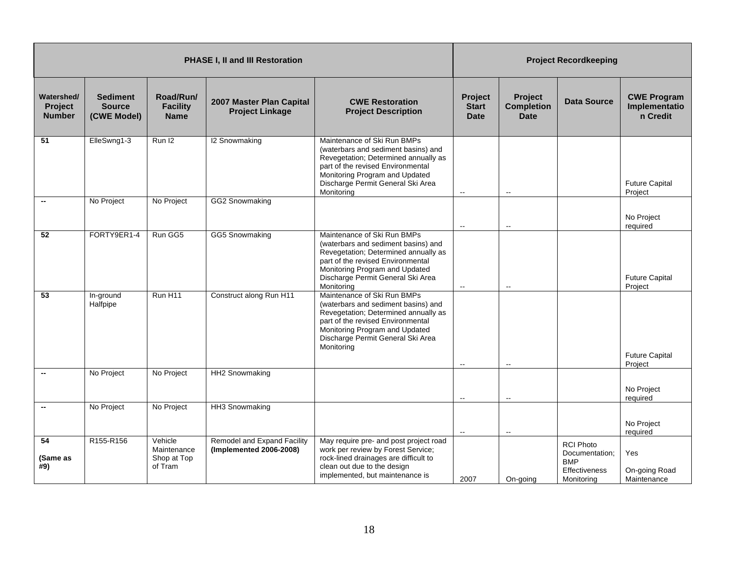| PHASE I, II and III Restoration | | | | | Project Recordkeeping | | | |
|---|---|---|---|---|---|---|---|---|
| **Watershed/ Project Number** | **Sediment Source (CWE Model)** | **Road/Run/ Facility Name** | **2007 Master Plan Capital Project Linkage** | **CWE Restoration Project Description** | **Project Start Date** | **Project Completion Date** | **Data Source** | **CWE Program Implementation Credit** |
| **51** | ElleSwng1-3 | Run I2 | I2 Snowmaking | Maintenance of Ski Run BMPs (waterbars and sediment basins) and Revegetation; Determined annually as part of the revised Environmental Monitoring Program and Updated Discharge Permit General Ski Area Monitoring | -- | -- | | Future Capital Project |
| **--** | No Project | No Project | GG2 Snowmaking | | -- | -- | | No Project required |
| **52** | FORTY9ER1-4 | Run GG5 | GG5 Snowmaking | Maintenance of Ski Run BMPs (waterbars and sediment basins) and Revegetation; Determined annually as part of the revised Environmental Monitoring Program and Updated Discharge Permit General Ski Area Monitoring | -- | -- | | Future Capital Project |
| **53** | In-ground Halfpipe | Run H11 | Construct along Run H11 | Maintenance of Ski Run BMPs (waterbars and sediment basins) and Revegetation; Determined annually as part of the revised Environmental Monitoring Program and Updated Discharge Permit General Ski Area Monitoring | -- | -- | | Future Capital Project |
| **--** | No Project | No Project | HH2 Snowmaking | | -- | -- | | No Project required |
| **--** | No Project | No Project | HH3 Snowmaking | | -- | -- | | No Project required |
| **54** **(Same as #9)** | R155-R156 | Vehicle Maintenance Shop at Top of Tram | Remodel and Expand Facility **(Implemented 2006-2008)** | May require pre- and post project road work per review by Forest Service; rock-lined drainages are difficult to clean out due to the design implemented, but maintenance is | 2007 | On-going | RCI Photo Documentation; BMP Effectiveness Monitoring | Yes On-going Road Maintenance |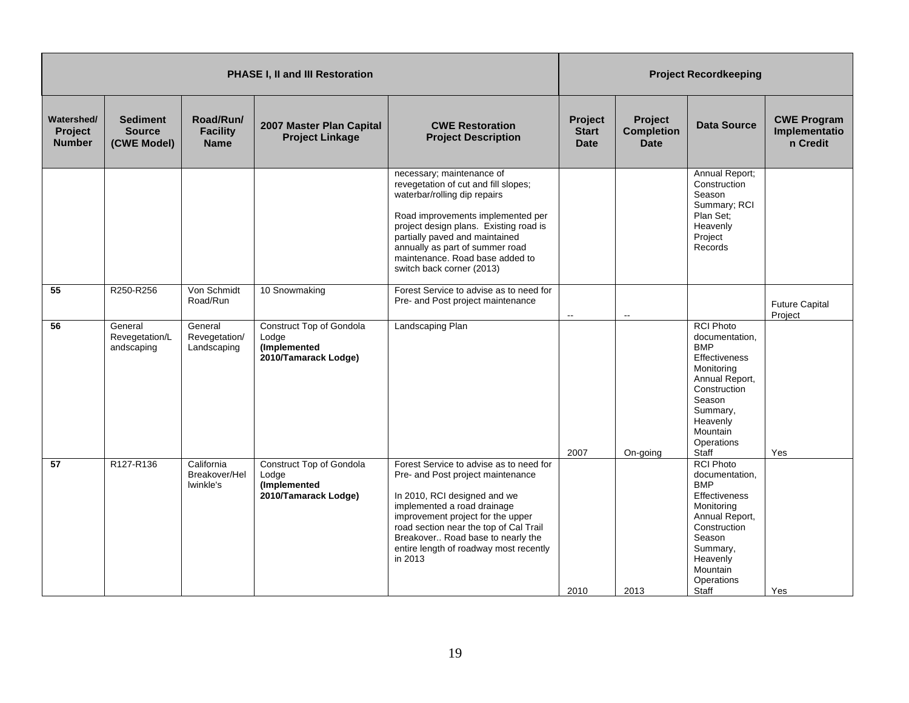| PHASE I, II and III Restoration | | | | | Project Recordkeeping | | | |
|---|---|---|---|---|---|---|---|---|
| **Watershed/ Project Number** | **Sediment Source (CWE Model)** | **Road/Run/ Facility Name** | **2007 Master Plan Capital Project Linkage** | **CWE Restoration Project Description** | **Project Start Date** | **Project Completion Date** | **Data Source** | **CWE Program Implementation Credit** |
| | | | | necessary; maintenance of revegetation of cut and fill slopes; waterbar/rolling dip repairs<br><br>Road improvements implemented per project design plans. Existing road is partially paved and maintained annually as part of summer road maintenance. Road base added to switch back corner (2013) | | | Annual Report; Construction Season Summary; RCI Plan Set; Heavenly Project Records | |
| **55** | R250-R256 | Von Schmidt Road/Run | 10 Snowmaking | Forest Service to advise as to need for Pre- and Post project maintenance | -- | -- | | Future Capital Project |
| **56** | General Revegetation/Landscaping | General Revegetation/ Landscaping | Construct Top of Gondola Lodge **(Implemented 2010/Tamarack Lodge)** | Landscaping Plan | 2007 | On-going | RCI Photo documentation, BMP Effectiveness Monitoring Annual Report, Construction Season Summary, Heavenly Mountain Operations Staff | Yes |
| **57** | R127-R136 | California Breakover/Hellwinkle's | Construct Top of Gondola Lodge **(Implemented 2010/Tamarack Lodge)** | Forest Service to advise as to need for Pre- and Post project maintenance<br><br>In 2010, RCI designed and we implemented a road drainage improvement project for the upper road section near the top of Cal Trail Breakover.. Road base to nearly the entire length of roadway most recently in 2013 | 2010 | 2013 | RCI Photo documentation, BMP Effectiveness Monitoring Annual Report, Construction Season Summary, Heavenly Mountain Operations Staff | Yes |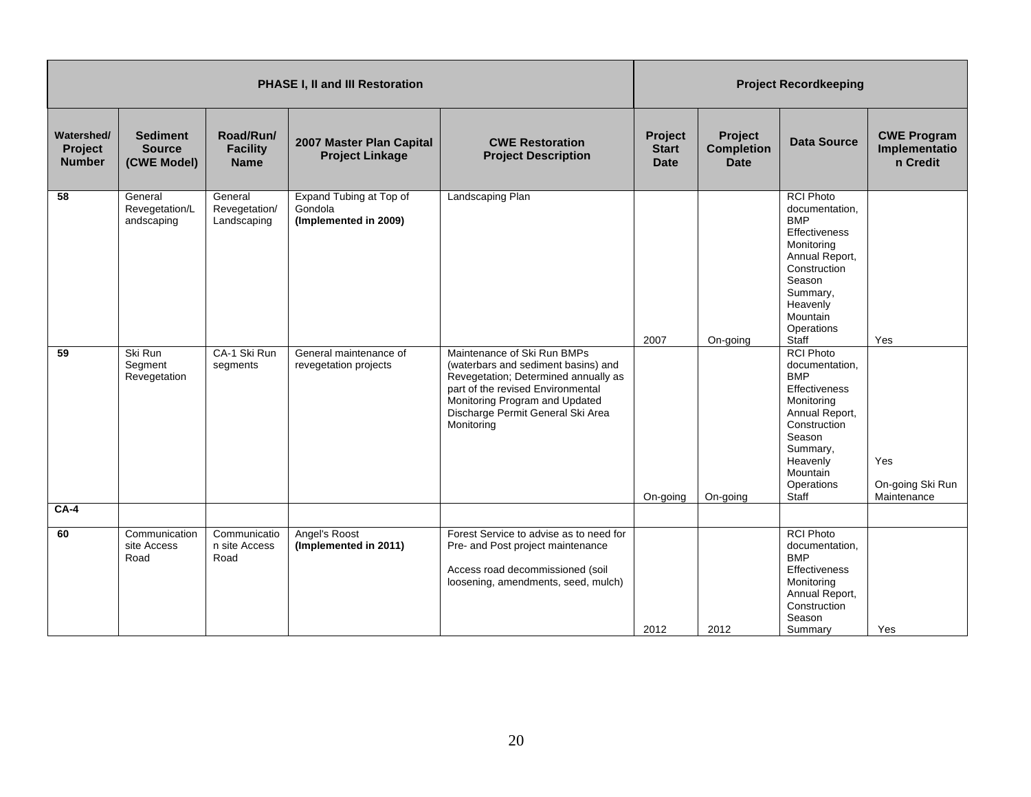| PHASE I, II and III Restoration | | | | | Project Recordkeeping | | | |
|---|---|---|---|---|---|---|---|---|
| **Watershed/ Project Number** | **Sediment Source (CWE Model)** | **Road/Run/ Facility Name** | **2007 Master Plan Capital Project Linkage** | **CWE Restoration Project Description** | **Project Start Date** | **Project Completion Date** | **Data Source** | **CWE Program Implementation Credit** |
| **58** | General Revegetation/Landscaping | General Revegetation/ Landscaping | Expand Tubing at Top of Gondola **(Implemented in 2009)** | Landscaping Plan | 2007 | On-going | RCI Photo documentation, BMP Effectiveness Monitoring Annual Report, Construction Season Summary, Heavenly Mountain Operations Staff | Yes |
| **59** | Ski Run Segment Revegetation | CA-1 Ski Run segments | General maintenance of revegetation projects | Maintenance of Ski Run BMPs (waterbars and sediment basins) and Revegetation; Determined annually as part of the revised Environmental Monitoring Program and Updated Discharge Permit General Ski Area Monitoring | On-going | On-going | RCI Photo documentation, BMP Effectiveness Monitoring Annual Report, Construction Season Summary, Heavenly Mountain Operations Staff | Yes<br>On-going Ski Run Maintenance |
| **CA-4** | | | | | | | | |
| **60** | Communication site Access Road | Communication site Access Road | Angel's Roost **(Implemented in 2011)** | Forest Service to advise as to need for Pre- and Post project maintenance<br>Access road decommissioned (soil loosening, amendments, seed, mulch) | 2012 | 2012 | RCI Photo documentation, BMP Effectiveness Monitoring Annual Report, Construction Season Summary | Yes |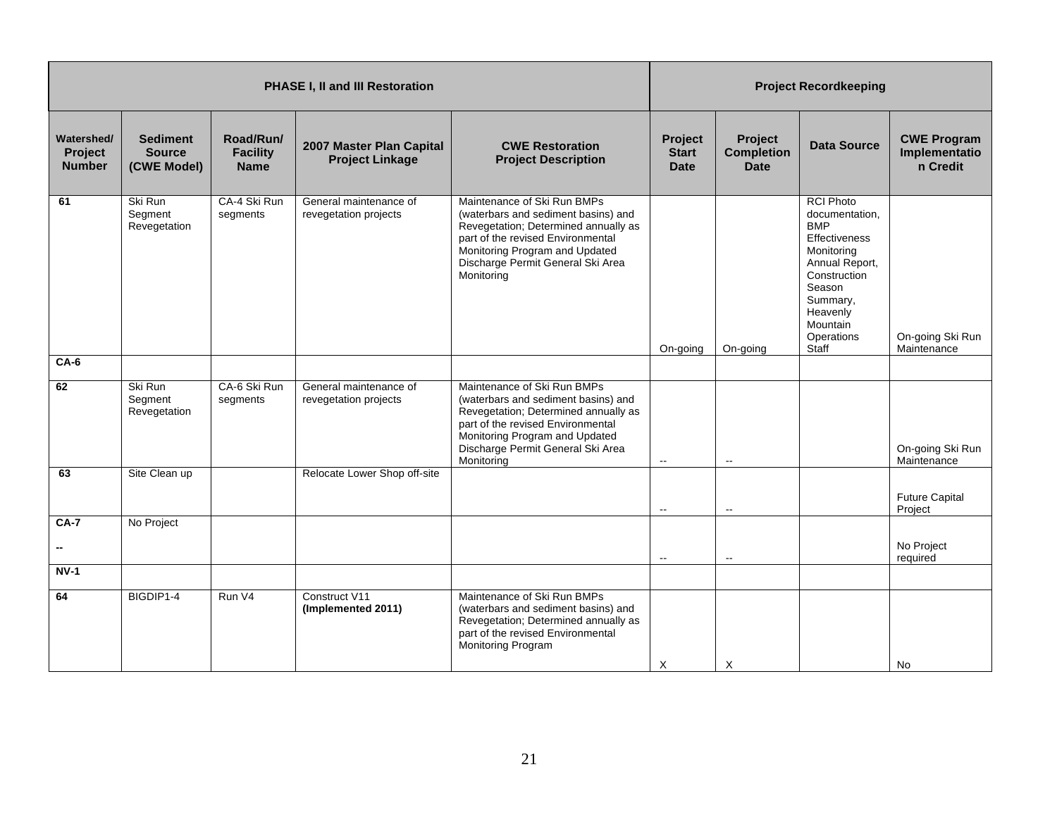| PHASE I, II and III Restoration | | | | | Project Recordkeeping | | | |
|---|---|---|---|---|---|---|---|---|
| **Watershed/ Project Number** | **Sediment Source (CWE Model)** | **Road/Run/ Facility Name** | **2007 Master Plan Capital Project Linkage** | **CWE Restoration Project Description** | **Project Start Date** | **Project Completion Date** | **Data Source** | **CWE Program Implementation Credit** |
| **61** | Ski Run Segment Revegetation | CA-4 Ski Run segments | General maintenance of revegetation projects | Maintenance of Ski Run BMPs (waterbars and sediment basins) and Revegetation; Determined annually as part of the revised Environmental Monitoring Program and Updated Discharge Permit General Ski Area Monitoring | On-going | On-going | RCI Photo documentation, BMP Effectiveness Monitoring Annual Report, Construction Season Summary, Heavenly Mountain Operations Staff | On-going Ski Run Maintenance |
| **CA-6** | | | | | | | | |
| **62** | Ski Run Segment Revegetation | CA-6 Ski Run segments | General maintenance of revegetation projects | Maintenance of Ski Run BMPs (waterbars and sediment basins) and Revegetation; Determined annually as part of the revised Environmental Monitoring Program and Updated Discharge Permit General Ski Area Monitoring | -- | -- | | On-going Ski Run Maintenance |
| **63** | Site Clean up | | Relocate Lower Shop off-site | | -- | -- | | Future Capital Project |
| **CA-7** -- | No Project | | | | -- | -- | | No Project required |
| **NV-1** | | | | | | | | |
| **64** | BIGDIP1-4 | Run V4 | Construct V11 **(Implemented 2011)** | Maintenance of Ski Run BMPs (waterbars and sediment basins) and Revegetation; Determined annually as part of the revised Environmental Monitoring Program | X | X | | No |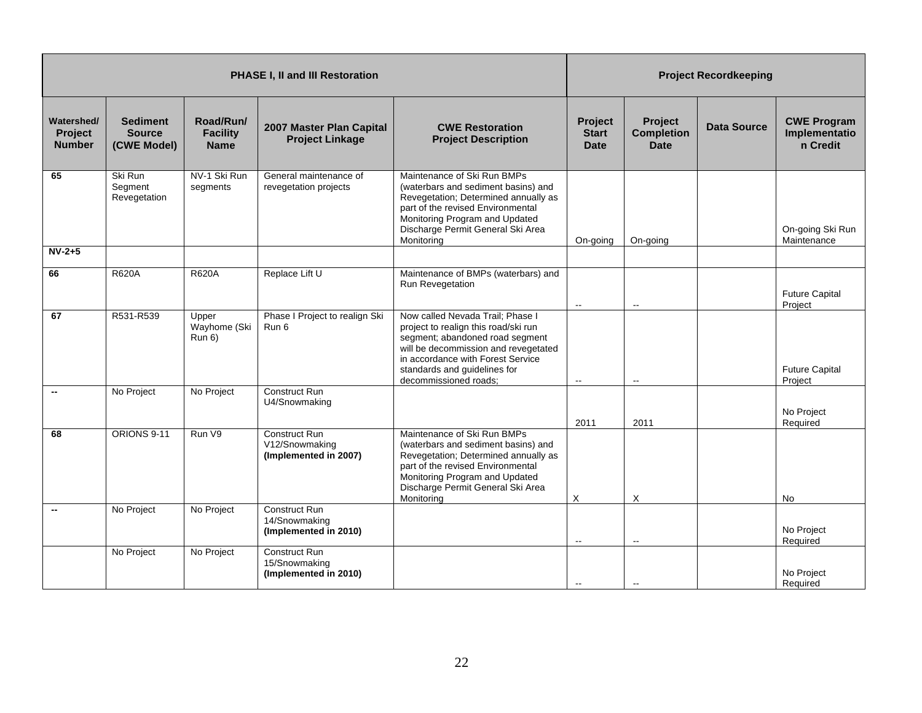| PHASE I, II and III Restoration | | | | | Project Recordkeeping | | | |
|---|---|---|---|---|---|---|---|---|
| **Watershed/ Project Number** | **Sediment Source (CWE Model)** | **Road/Run/ Facility Name** | **2007 Master Plan Capital Project Linkage** | **CWE Restoration Project Description** | **Project Start Date** | **Project Completion Date** | **Data Source** | **CWE Program Implementation Credit** |
| **65** | Ski Run Segment Revegetation | NV-1 Ski Run segments | General maintenance of revegetation projects | Maintenance of Ski Run BMPs (waterbars and sediment basins) and Revegetation; Determined annually as part of the revised Environmental Monitoring Program and Updated Discharge Permit General Ski Area Monitoring | On-going | On-going | | On-going Ski Run Maintenance |
| **NV-2+5** | | | | | | | | |
| **66** | R620A | R620A | Replace Lift U | Maintenance of BMPs (waterbars) and Run Revegetation | -- | -- | | Future Capital Project |
| **67** | R531-R539 | Upper Wayhome (Ski Run 6) | Phase I Project to realign Ski Run 6 | Now called Nevada Trail; Phase I project to realign this road/ski run segment; abandoned road segment will be decommission and revegetated in accordance with Forest Service standards and guidelines for decommissioned roads; | -- | -- | | Future Capital Project |
| **--** | No Project | No Project | Construct Run U4/Snowmaking | | 2011 | 2011 | | No Project Required |
| **68** | ORIONS 9-11 | Run V9 | Construct Run V12/Snowmaking **(Implemented in 2007)** | Maintenance of Ski Run BMPs (waterbars and sediment basins) and Revegetation; Determined annually as part of the revised Environmental Monitoring Program and Updated Discharge Permit General Ski Area Monitoring | X | X | | No |
| **--** | No Project | No Project | Construct Run 14/Snowmaking **(Implemented in 2010)** | | -- | -- | | No Project Required |
| | No Project | No Project | Construct Run 15/Snowmaking **(Implemented in 2010)** | | -- | -- | | No Project Required |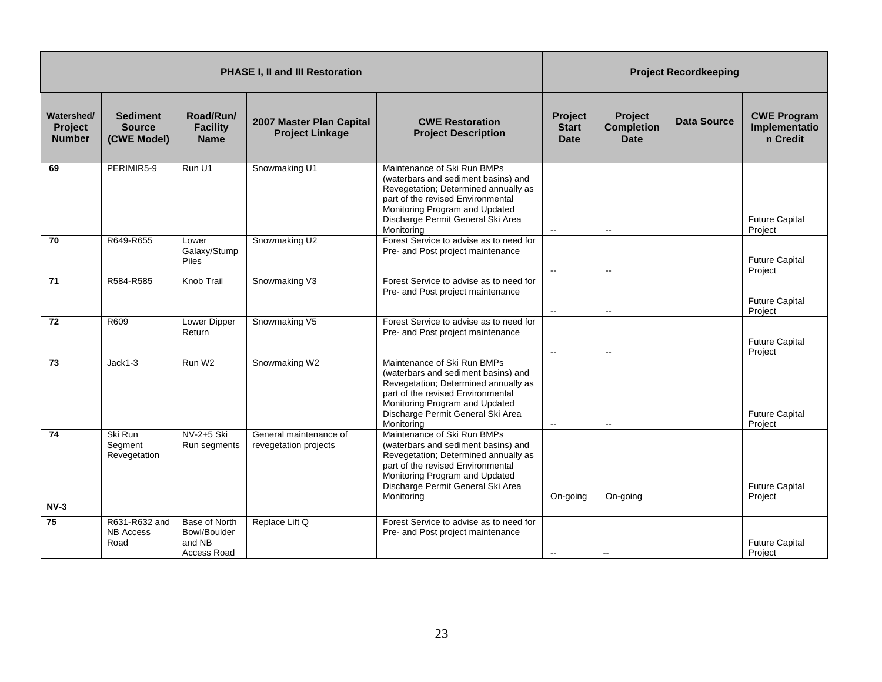| PHASE I, II and III Restoration | | | | | Project Recordkeeping | | | |
|---|---|---|---|---|---|---|---|---|
| **Watershed/ Project Number** | **Sediment Source (CWE Model)** | **Road/Run/ Facility Name** | **2007 Master Plan Capital Project Linkage** | **CWE Restoration Project Description** | **Project Start Date** | **Project Completion Date** | **Data Source** | **CWE Program Implementation Credit** |
| **69** | PERIMIR5-9 | Run U1 | Snowmaking U1 | Maintenance of Ski Run BMPs (waterbars and sediment basins) and Revegetation; Determined annually as part of the revised Environmental Monitoring Program and Updated Discharge Permit General Ski Area Monitoring | -- | -- | | Future Capital Project |
| **70** | R649-R655 | Lower Galaxy/Stump Piles | Snowmaking U2 | Forest Service to advise as to need for Pre- and Post project maintenance | -- | -- | | Future Capital Project |
| **71** | R584-R585 | Knob Trail | Snowmaking V3 | Forest Service to advise as to need for Pre- and Post project maintenance | -- | -- | | Future Capital Project |
| **72** | R609 | Lower Dipper Return | Snowmaking V5 | Forest Service to advise as to need for Pre- and Post project maintenance | -- | -- | | Future Capital Project |
| **73** | Jack1-3 | Run W2 | Snowmaking W2 | Maintenance of Ski Run BMPs (waterbars and sediment basins) and Revegetation; Determined annually as part of the revised Environmental Monitoring Program and Updated Discharge Permit General Ski Area Monitoring | -- | -- | | Future Capital Project |
| **74** | Ski Run Segment Revegetation | NV-2+5 Ski Run segments | General maintenance of revegetation projects | Maintenance of Ski Run BMPs (waterbars and sediment basins) and Revegetation; Determined annually as part of the revised Environmental Monitoring Program and Updated Discharge Permit General Ski Area Monitoring | On-going | On-going | | Future Capital Project |
| **NV-3** | | | | | | | | |
| **75** | R631-R632 and NB Access Road | Base of North Bowl/Boulder and NB Access Road | Replace Lift Q | Forest Service to advise as to need for Pre- and Post project maintenance | -- | -- | | Future Capital Project |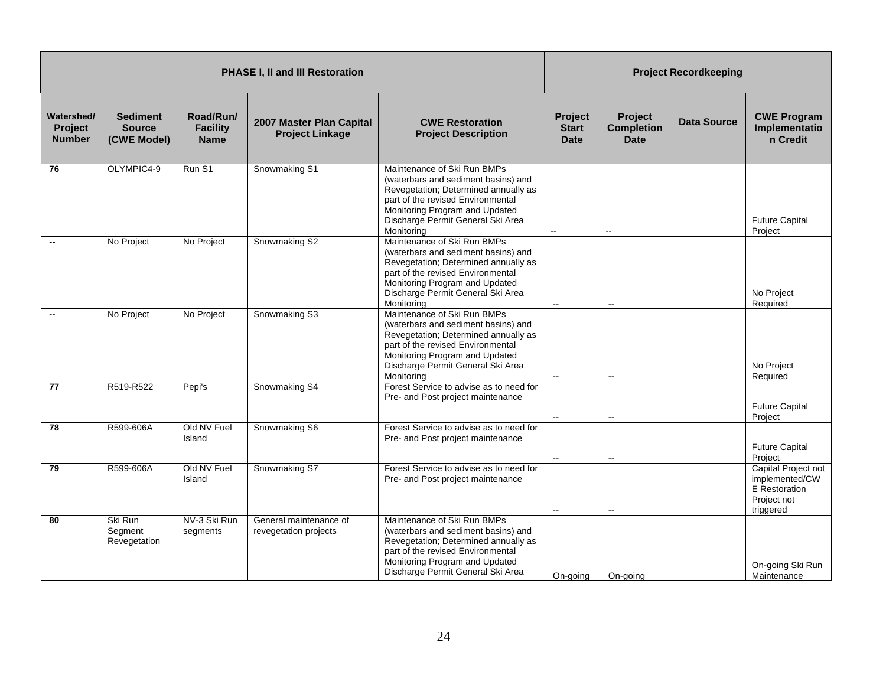| PHASE I, II and III Restoration | | | | | Project Recordkeeping | | | |
|---|---|---|---|---|---|---|---|---|
| Watershed/ Project Number | Sediment Source (CWE Model) | Road/Run/ Facility Name | 2007 Master Plan Capital Project Linkage | CWE Restoration Project Description | Project Start Date | Project Completion Date | Data Source | CWE Program Implementation Credit |
| 76 | OLYMPIC4-9 | Run S1 | Snowmaking S1 | Maintenance of Ski Run BMPs (waterbars and sediment basins) and Revegetation; Determined annually as part of the revised Environmental Monitoring Program and Updated Discharge Permit General Ski Area Monitoring | -- | -- | | Future Capital Project |
| -- | No Project | No Project | Snowmaking S2 | Maintenance of Ski Run BMPs (waterbars and sediment basins) and Revegetation; Determined annually as part of the revised Environmental Monitoring Program and Updated Discharge Permit General Ski Area Monitoring | -- | -- | | No Project Required |
| -- | No Project | No Project | Snowmaking S3 | Maintenance of Ski Run BMPs (waterbars and sediment basins) and Revegetation; Determined annually as part of the revised Environmental Monitoring Program and Updated Discharge Permit General Ski Area Monitoring | -- | -- | | No Project Required |
| 77 | R519-R522 | Pepi's | Snowmaking S4 | Forest Service to advise as to need for Pre- and Post project maintenance | -- | -- | | Future Capital Project |
| 78 | R599-606A | Old NV Fuel Island | Snowmaking S6 | Forest Service to advise as to need for Pre- and Post project maintenance | -- | -- | | Future Capital Project |
| 79 | R599-606A | Old NV Fuel Island | Snowmaking S7 | Forest Service to advise as to need for Pre- and Post project maintenance | -- | -- | | Capital Project not implemented/CWE Restoration Project not triggered |
| 80 | Ski Run Segment Revegetation | NV-3 Ski Run segments | General maintenance of revegetation projects | Maintenance of Ski Run BMPs (waterbars and sediment basins) and Revegetation; Determined annually as part of the revised Environmental Monitoring Program and Updated Discharge Permit General Ski Area | On-going | On-going | | On-going Ski Run Maintenance |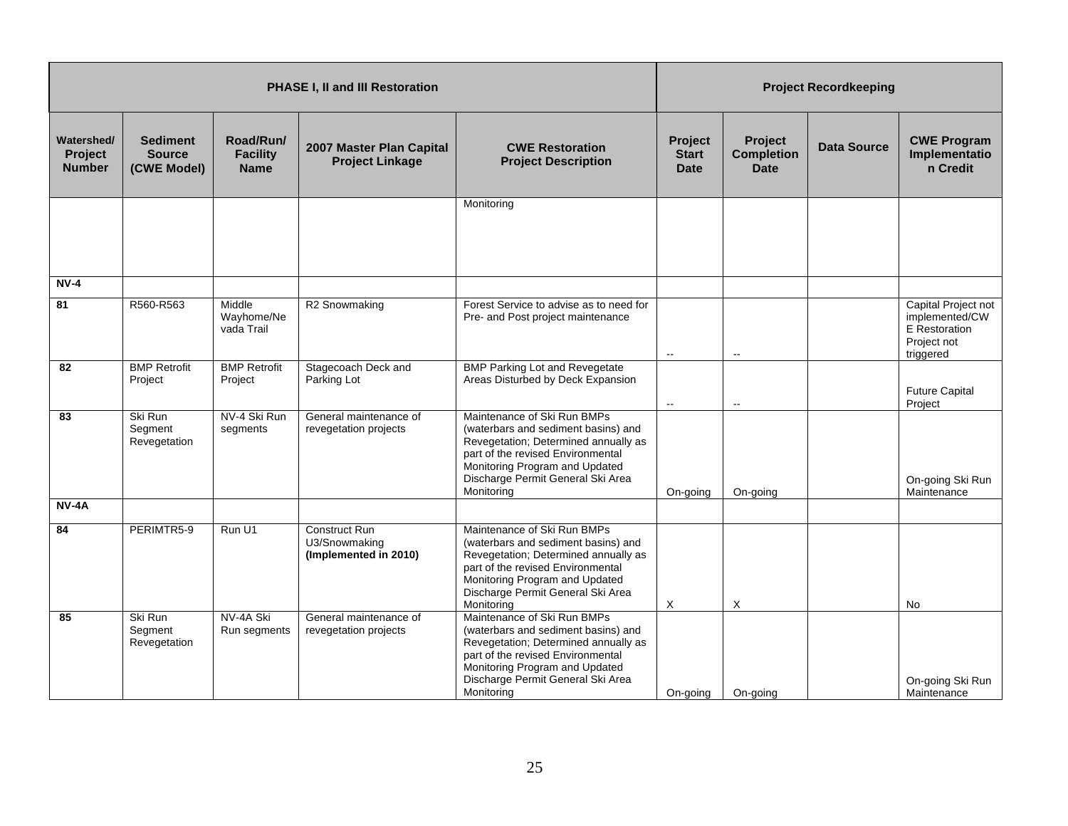| PHASE I, II and III Restoration | | | | | Project Recordkeeping | | | |
|---|---|---|---|---|---|---|---|---|
| Watershed/ Project Number | Sediment Source (CWE Model) | Road/Run/ Facility Name | 2007 Master Plan Capital Project Linkage | CWE Restoration Project Description | Project Start Date | Project Completion Date | Data Source | CWE Program Implementation Credit |
| | | | | Monitoring | | | | |
| **NV-4** | | | | | | | | |
| **81** | R560-R563 | Middle Wayhome/Nevada Trail | R2 Snowmaking | Forest Service to advise as to need for Pre- and Post project maintenance | -- | -- | | Capital Project not implemented/CWE Restoration Project not triggered |
| **82** | BMP Retrofit Project | BMP Retrofit Project | Stagecoach Deck and Parking Lot | BMP Parking Lot and Revegetate Areas Disturbed by Deck Expansion | -- | -- | | Future Capital Project |
| **83** | Ski Run Segment Revegetation | NV-4 Ski Run segments | General maintenance of revegetation projects | Maintenance of Ski Run BMPs (waterbars and sediment basins) and Revegetation; Determined annually as part of the revised Environmental Monitoring Program and Updated Discharge Permit General Ski Area Monitoring | On-going | On-going | | On-going Ski Run Maintenance |
| **NV-4A** | | | | | | | | |
| **84** | PERIMTR5-9 | Run U1 | Construct Run U3/Snowmaking **(Implemented in 2010)** | Maintenance of Ski Run BMPs (waterbars and sediment basins) and Revegetation; Determined annually as part of the revised Environmental Monitoring Program and Updated Discharge Permit General Ski Area Monitoring | X | X | | No |
| **85** | Ski Run Segment Revegetation | NV-4A Ski Run segments | General maintenance of revegetation projects | Maintenance of Ski Run BMPs (waterbars and sediment basins) and Revegetation; Determined annually as part of the revised Environmental Monitoring Program and Updated Discharge Permit General Ski Area Monitoring | On-going | On-going | | On-going Ski Run Maintenance |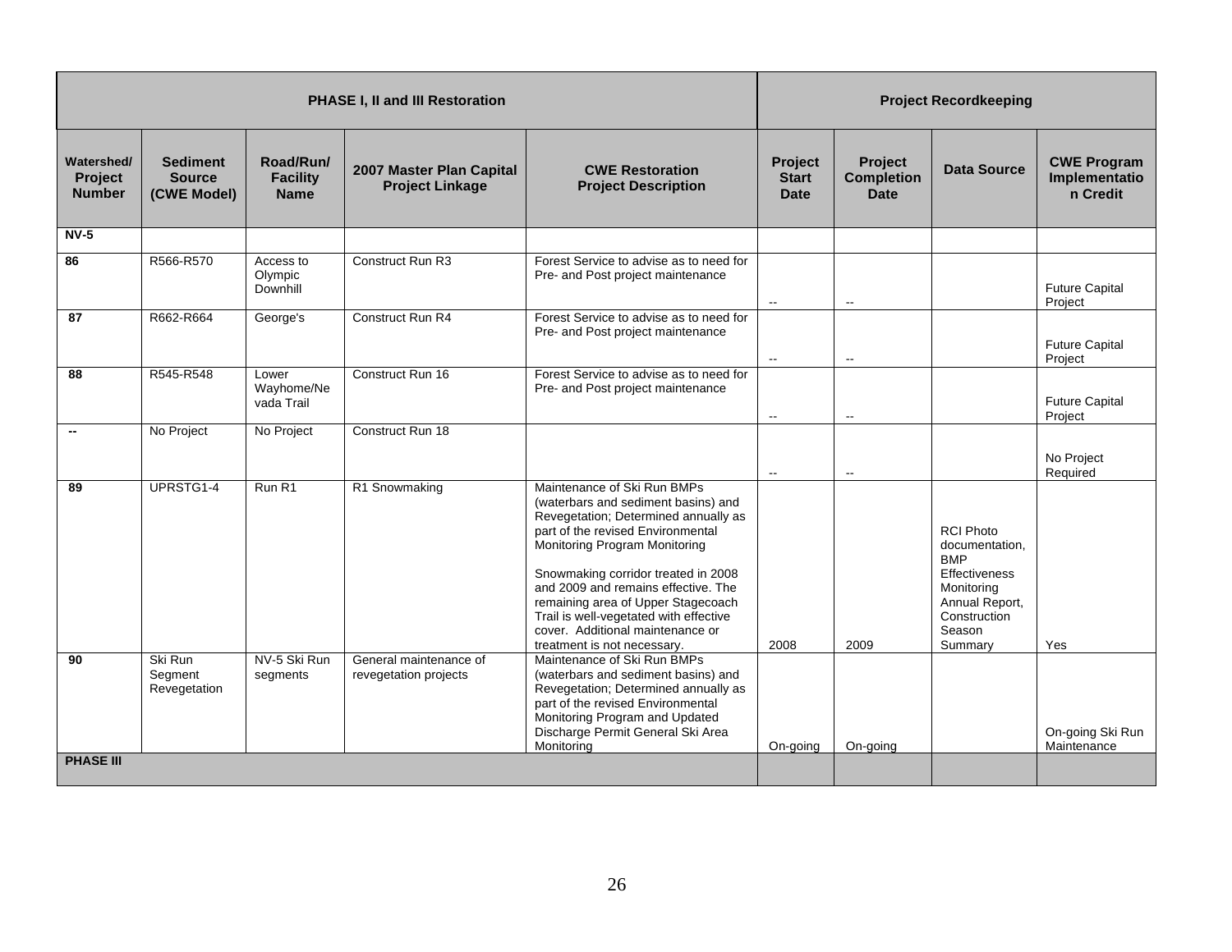| PHASE I, II and III Restoration | | | | | Project Recordkeeping | | | |
|---|---|---|---|---|---|---|---|---|
| Watershed/ Project Number | Sediment Source (CWE Model) | Road/Run/ Facility Name | 2007 Master Plan Capital Project Linkage | CWE Restoration Project Description | Project Start Date | Project Completion Date | Data Source | CWE Program Implementation Credit |
| **NV-5** | | | | | | | | |
| **86** | R566-R570 | Access to Olympic Downhill | Construct Run R3 | Forest Service to advise as to need for Pre- and Post project maintenance | -- | -- | | Future Capital Project |
| **87** | R662-R664 | George's | Construct Run R4 | Forest Service to advise as to need for Pre- and Post project maintenance | -- | -- | | Future Capital Project |
| **88** | R545-R548 | Lower Wayhome/Nevada Trail | Construct Run 16 | Forest Service to advise as to need for Pre- and Post project maintenance | -- | -- | | Future Capital Project |
| **--** | No Project | No Project | Construct Run 18 | | -- | -- | | No Project Required |
| **89** | UPRSTG1-4 | Run R1 | R1 Snowmaking | Maintenance of Ski Run BMPs (waterbars and sediment basins) and Revegetation; Determined annually as part of the revised Environmental Monitoring Program Monitoring<br><br>Snowmaking corridor treated in 2008 and 2009 and remains effective. The remaining area of Upper Stagecoach Trail is well-vegetated with effective cover. Additional maintenance or treatment is not necessary. | 2008 | 2009 | RCI Photo documentation, BMP Effectiveness Monitoring Annual Report, Construction Season Summary | Yes |
| **90** | Ski Run Segment Revegetation | NV-5 Ski Run segments | General maintenance of revegetation projects | Maintenance of Ski Run BMPs (waterbars and sediment basins) and Revegetation; Determined annually as part of the revised Environmental Monitoring Program and Updated Discharge Permit General Ski Area Monitoring | On-going | On-going | | On-going Ski Run Maintenance |
| **PHASE III** | | | | | | | | |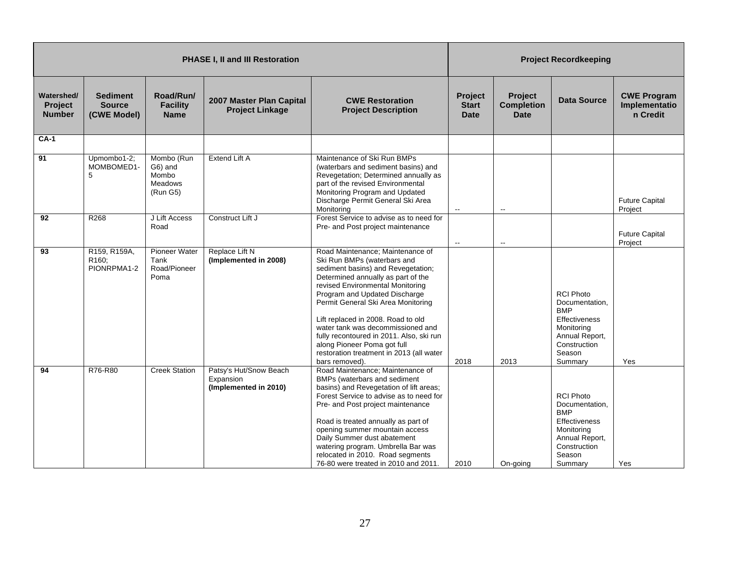| PHASE I, II and III Restoration | | | | | Project Recordkeeping | | | |
|---|---|---|---|---|---|---|---|---|
| **Watershed/ Project Number** | **Sediment Source (CWE Model)** | **Road/Run/ Facility Name** | **2007 Master Plan Capital Project Linkage** | **CWE Restoration Project Description** | **Project Start Date** | **Project Completion Date** | **Data Source** | **CWE Program Implementation Credit** |
| **CA-1** | | | | | | | | |
| **91** | Upmombo1-2; MOMBOMED1-5 | Mombo (Run G6) and Mombo Meadows (Run G5) | Extend Lift A | Maintenance of Ski Run BMPs (waterbars and sediment basins) and Revegetation; Determined annually as part of the revised Environmental Monitoring Program and Updated Discharge Permit General Ski Area Monitoring | -- | -- | | Future Capital Project |
| **92** | R268 | J Lift Access Road | Construct Lift J | Forest Service to advise as to need for Pre- and Post project maintenance | -- | -- | | Future Capital Project |
| **93** | R159, R159A, R160; PIONRPMA1-2 | Pioneer Water Tank Road/Pioneer Poma | Replace Lift N **(Implemented in 2008)** | Road Maintenance; Maintenance of Ski Run BMPs (waterbars and sediment basins) and Revegetation; Determined annually as part of the revised Environmental Monitoring Program and Updated Discharge Permit General Ski Area Monitoring<br><br>Lift replaced in 2008. Road to old water tank was decommissioned and fully recontoured in 2011. Also, ski run along Pioneer Poma got full restoration treatment in 2013 (all water bars removed). | 2018 | 2013 | RCI Photo Documentation, BMP Effectiveness Monitoring Annual Report, Construction Season Summary | Yes |
| **94** | R76-R80 | Creek Station | Patsy's Hut/Snow Beach Expansion **(Implemented in 2010)** | Road Maintenance; Maintenance of BMPs (waterbars and sediment basins) and Revegetation of lift areas; Forest Service to advise as to need for Pre- and Post project maintenance<br><br>Road is treated annually as part of opening summer mountain access Daily Summer dust abatement watering program. Umbrella Bar was relocated in 2010. Road segments 76-80 were treated in 2010 and 2011. | 2010 | On-going | RCI Photo Documentation, BMP Effectiveness Monitoring Annual Report, Construction Season Summary | Yes |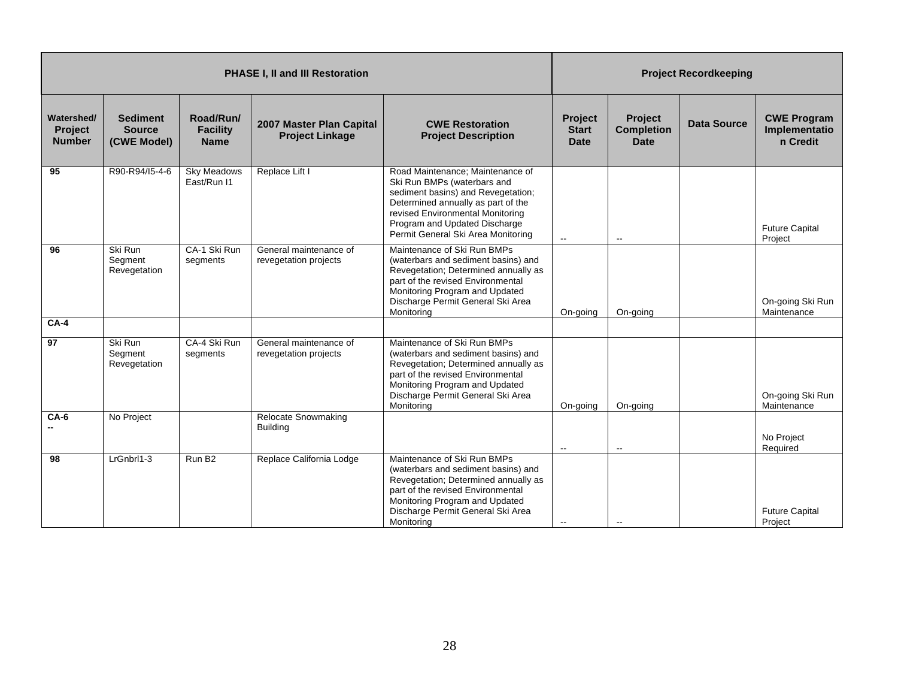| PHASE I, II and III Restoration | | | | | Project Recordkeeping | | | |
|---|---|---|---|---|---|---|---|---|
| **Watershed/ Project Number** | **Sediment Source (CWE Model)** | **Road/Run/ Facility Name** | **2007 Master Plan Capital Project Linkage** | **CWE Restoration Project Description** | **Project Start Date** | **Project Completion Date** | **Data Source** | **CWE Program Implementation Credit** |
| **95** | R90-R94/I5-4-6 | Sky Meadows East/Run I1 | Replace Lift I | Road Maintenance; Maintenance of Ski Run BMPs (waterbars and sediment basins) and Revegetation; Determined annually as part of the revised Environmental Monitoring Program and Updated Discharge Permit General Ski Area Monitoring | -- | -- | | Future Capital Project |
| **96** | Ski Run Segment Revegetation | CA-1 Ski Run segments | General maintenance of revegetation projects | Maintenance of Ski Run BMPs (waterbars and sediment basins) and Revegetation; Determined annually as part of the revised Environmental Monitoring Program and Updated Discharge Permit General Ski Area Monitoring | On-going | On-going | | On-going Ski Run Maintenance |
| **CA-4** | | | | | | | | |
| **97** | Ski Run Segment Revegetation | CA-4 Ski Run segments | General maintenance of revegetation projects | Maintenance of Ski Run BMPs (waterbars and sediment basins) and Revegetation; Determined annually as part of the revised Environmental Monitoring Program and Updated Discharge Permit General Ski Area Monitoring | On-going | On-going | | On-going Ski Run Maintenance |
| **CA-6** **--** | No Project | | Relocate Snowmaking Building | | -- | -- | | No Project Required |
| **98** | LrGnbrl1-3 | Run B2 | Replace California Lodge | Maintenance of Ski Run BMPs (waterbars and sediment basins) and Revegetation; Determined annually as part of the revised Environmental Monitoring Program and Updated Discharge Permit General Ski Area Monitoring | -- | -- | | Future Capital Project |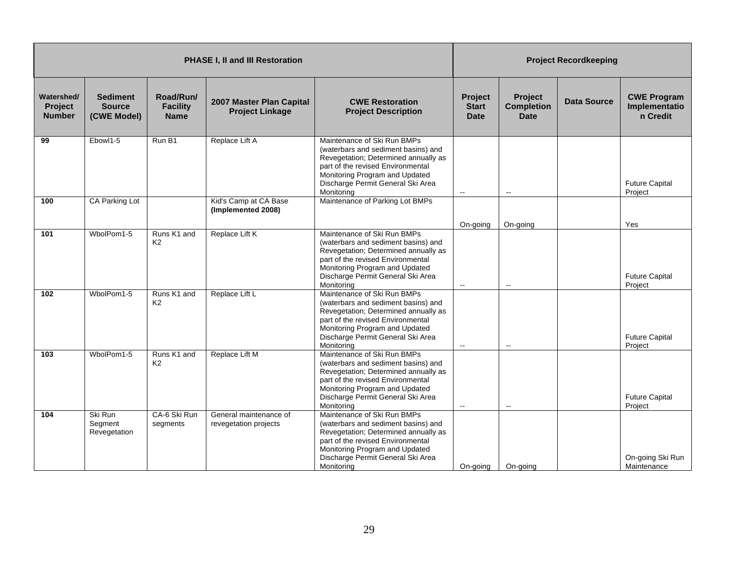| PHASE I, II and III Restoration | | | | | Project Recordkeeping | | | |
|---|---|---|---|---|---|---|---|---|
| **Watershed/ Project Number** | **Sediment Source (CWE Model)** | **Road/Run/ Facility Name** | **2007 Master Plan Capital Project Linkage** | **CWE Restoration Project Description** | **Project Start Date** | **Project Completion Date** | **Data Source** | **CWE Program Implementation Credit** |
| **99** | Ebowl1-5 | Run B1 | Replace Lift A | Maintenance of Ski Run BMPs (waterbars and sediment basins) and Revegetation; Determined annually as part of the revised Environmental Monitoring Program and Updated Discharge Permit General Ski Area Monitoring | -- | -- | | Future Capital Project |
| **100** | CA Parking Lot | | Kid's Camp at CA Base **(Implemented 2008)** | Maintenance of Parking Lot BMPs | On-going | On-going | | Yes |
| **101** | WbolPom1-5 | Runs K1 and K2 | Replace Lift K | Maintenance of Ski Run BMPs (waterbars and sediment basins) and Revegetation; Determined annually as part of the revised Environmental Monitoring Program and Updated Discharge Permit General Ski Area Monitoring | -- | -- | | Future Capital Project |
| **102** | WbolPom1-5 | Runs K1 and K2 | Replace Lift L | Maintenance of Ski Run BMPs (waterbars and sediment basins) and Revegetation; Determined annually as part of the revised Environmental Monitoring Program and Updated Discharge Permit General Ski Area Monitoring | -- | -- | | Future Capital Project |
| **103** | WbolPom1-5 | Runs K1 and K2 | Replace Lift M | Maintenance of Ski Run BMPs (waterbars and sediment basins) and Revegetation; Determined annually as part of the revised Environmental Monitoring Program and Updated Discharge Permit General Ski Area Monitoring | -- | -- | | Future Capital Project |
| **104** | Ski Run Segment Revegetation | CA-6 Ski Run segments | General maintenance of revegetation projects | Maintenance of Ski Run BMPs (waterbars and sediment basins) and Revegetation; Determined annually as part of the revised Environmental Monitoring Program and Updated Discharge Permit General Ski Area Monitoring | On-going | On-going | | On-going Ski Run Maintenance |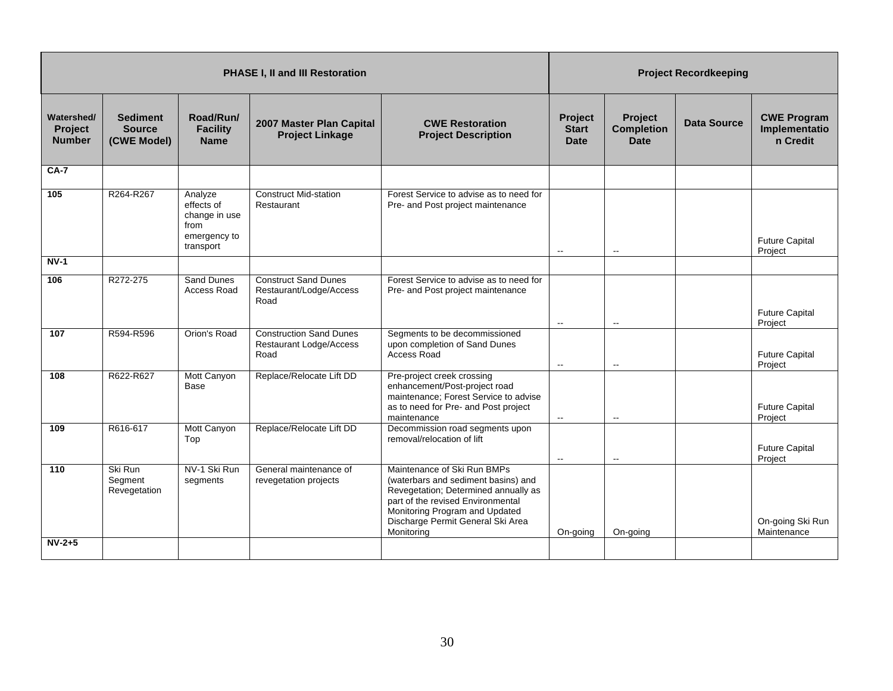| PHASE I, II and III Restoration | | | | | Project Recordkeeping | | | |
|---|---|---|---|---|---|---|---|---|
| **Watershed/ Project Number** | **Sediment Source (CWE Model)** | **Road/Run/ Facility Name** | **2007 Master Plan Capital Project Linkage** | **CWE Restoration Project Description** | **Project Start Date** | **Project Completion Date** | **Data Source** | **CWE Program Implementation Credit** |
| **CA-7** | | | | | | | | |
| **105** | R264-R267 | Analyze effects of change in use from emergency to transport | Construct Mid-station Restaurant | Forest Service to advise as to need for Pre- and Post project maintenance | -- | -- | | Future Capital Project |
| **NV-1** | | | | | | | | |
| **106** | R272-275 | Sand Dunes Access Road | Construct Sand Dunes Restaurant/Lodge/Access Road | Forest Service to advise as to need for Pre- and Post project maintenance | -- | -- | | Future Capital Project |
| **107** | R594-R596 | Orion's Road | Construction Sand Dunes Restaurant Lodge/Access Road | Segments to be decommissioned upon completion of Sand Dunes Access Road | -- | -- | | Future Capital Project |
| **108** | R622-R627 | Mott Canyon Base | Replace/Relocate Lift DD | Pre-project creek crossing enhancement/Post-project road maintenance; Forest Service to advise as to need for Pre- and Post project maintenance | -- | -- | | Future Capital Project |
| **109** | R616-617 | Mott Canyon Top | Replace/Relocate Lift DD | Decommission road segments upon removal/relocation of lift | -- | -- | | Future Capital Project |
| **110** | Ski Run Segment Revegetation | NV-1 Ski Run segments | General maintenance of revegetation projects | Maintenance of Ski Run BMPs (waterbars and sediment basins) and Revegetation; Determined annually as part of the revised Environmental Monitoring Program and Updated Discharge Permit General Ski Area Monitoring | On-going | On-going | | On-going Ski Run Maintenance |
| **NV-2+5** | | | | | | | | |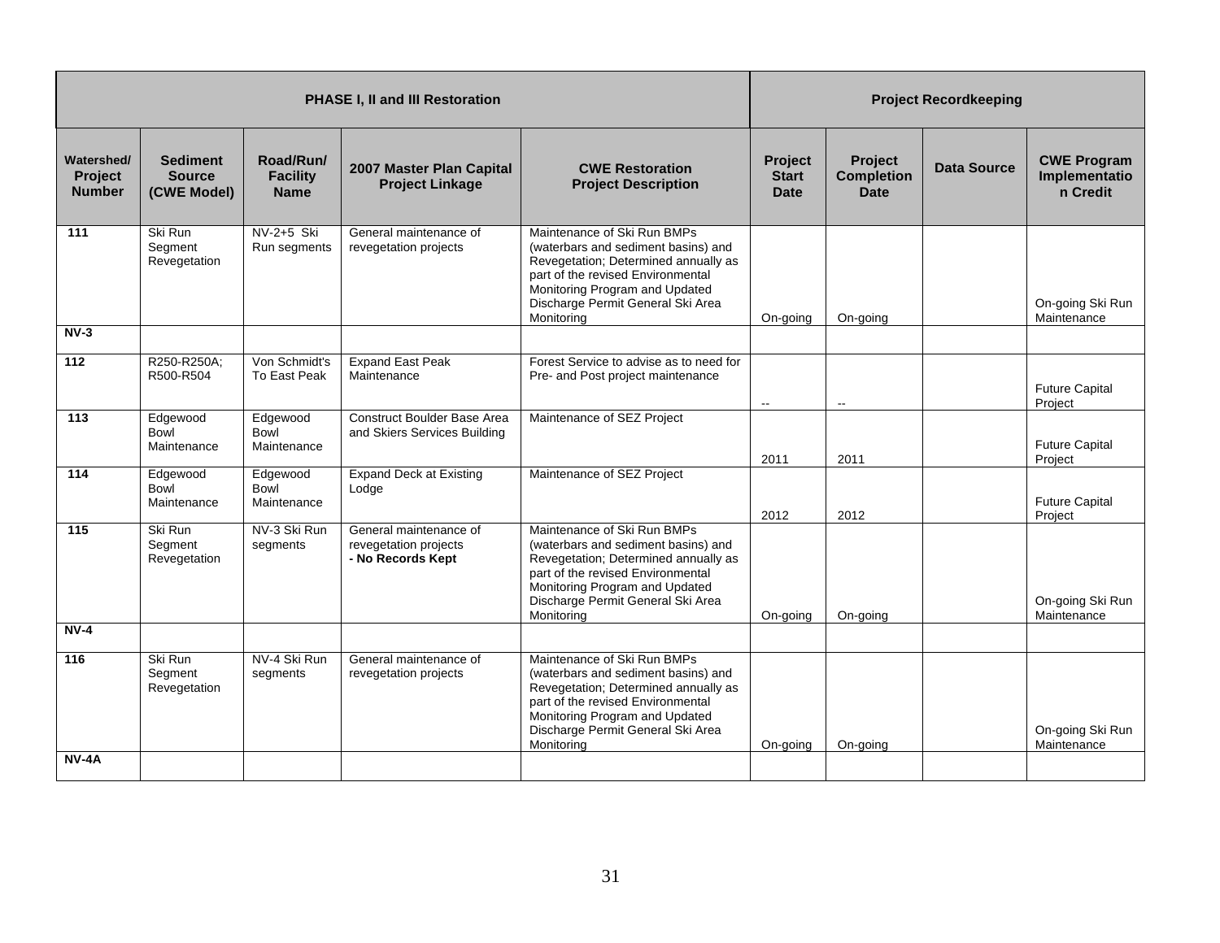| PHASE I, II and III Restoration | | | | | Project Recordkeeping | | | |
|---|---|---|---|---|---|---|---|---|
| Watershed/ Project Number | Sediment Source (CWE Model) | Road/Run/ Facility Name | 2007 Master Plan Capital Project Linkage | CWE Restoration Project Description | Project Start Date | Project Completion Date | Data Source | CWE Program Implementation Credit |
| 111 | Ski Run Segment Revegetation | NV-2+5 Ski Run segments | General maintenance of revegetation projects | Maintenance of Ski Run BMPs (waterbars and sediment basins) and Revegetation; Determined annually as part of the revised Environmental Monitoring Program and Updated Discharge Permit General Ski Area Monitoring | On-going | On-going | | On-going Ski Run Maintenance |
| **NV-3** | | | | | | | | |
| 112 | R250-R250A; R500-R504 | Von Schmidt's To East Peak | Expand East Peak Maintenance | Forest Service to advise as to need for Pre- and Post project maintenance | -- | -- | | Future Capital Project |
| 113 | Edgewood Bowl Maintenance | Edgewood Bowl Maintenance | Construct Boulder Base Area and Skiers Services Building | Maintenance of SEZ Project | 2011 | 2011 | | Future Capital Project |
| 114 | Edgewood Bowl Maintenance | Edgewood Bowl Maintenance | Expand Deck at Existing Lodge | Maintenance of SEZ Project | 2012 | 2012 | | Future Capital Project |
| 115 | Ski Run Segment Revegetation | NV-3 Ski Run segments | General maintenance of revegetation projects **- No Records Kept** | Maintenance of Ski Run BMPs (waterbars and sediment basins) and Revegetation; Determined annually as part of the revised Environmental Monitoring Program and Updated Discharge Permit General Ski Area Monitoring | On-going | On-going | | On-going Ski Run Maintenance |
| **NV-4** | | | | | | | | |
| 116 | Ski Run Segment Revegetation | NV-4 Ski Run segments | General maintenance of revegetation projects | Maintenance of Ski Run BMPs (waterbars and sediment basins) and Revegetation; Determined annually as part of the revised Environmental Monitoring Program and Updated Discharge Permit General Ski Area Monitoring | On-going | On-going | | On-going Ski Run Maintenance |
| **NV-4A** | | | | | | | | |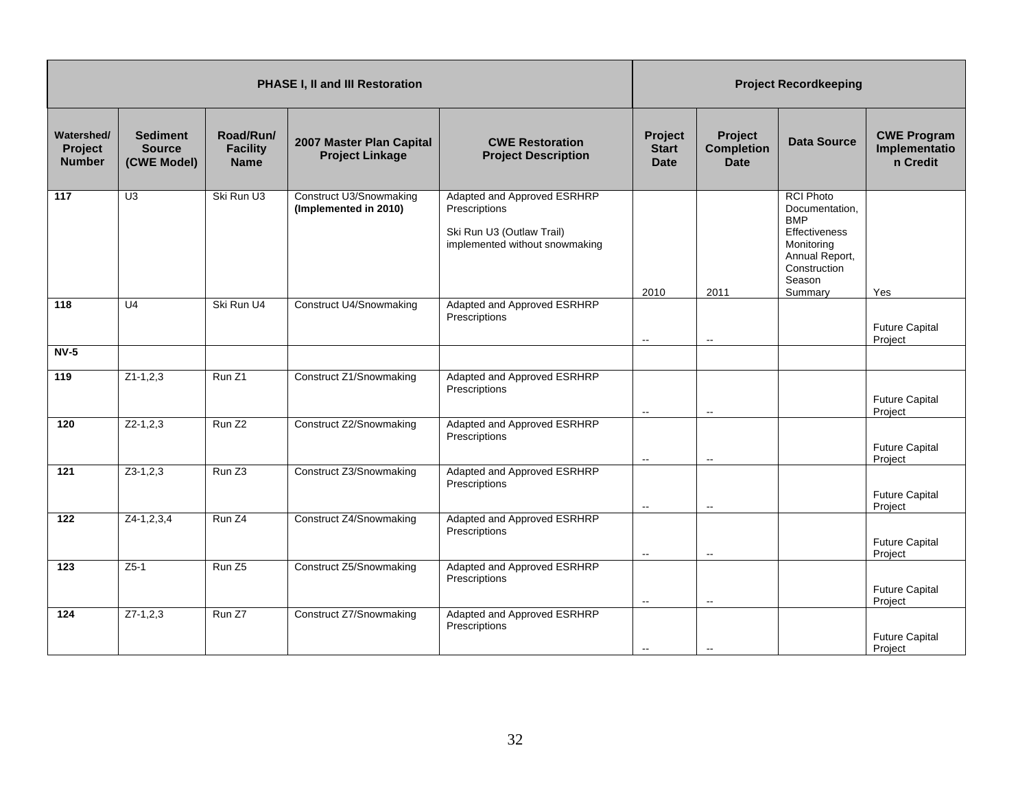| PHASE I, II and III Restoration | | | | | Project Recordkeeping | | | |
|---|---|---|---|---|---|---|---|---|
| **Watershed/ Project Number** | **Sediment Source (CWE Model)** | **Road/Run/ Facility Name** | **2007 Master Plan Capital Project Linkage** | **CWE Restoration Project Description** | **Project Start Date** | **Project Completion Date** | **Data Source** | **CWE Program Implementation Credit** |
| **117** | U3 | Ski Run U3 | Construct U3/Snowmaking **(Implemented in 2010)** | Adapted and Approved ESRHRP Prescriptions<br><br>Ski Run U3 (Outlaw Trail) implemented without snowmaking | 2010 | 2011 | RCI Photo Documentation, BMP Effectiveness Monitoring Annual Report, Construction Season Summary | Yes |
| **118** | U4 | Ski Run U4 | Construct U4/Snowmaking | Adapted and Approved ESRHRP Prescriptions | -- | -- | | Future Capital Project |
| **NV-5** | | | | | | | | |
| **119** | Z1-1,2,3 | Run Z1 | Construct Z1/Snowmaking | Adapted and Approved ESRHRP Prescriptions | -- | -- | | Future Capital Project |
| **120** | Z2-1,2,3 | Run Z2 | Construct Z2/Snowmaking | Adapted and Approved ESRHRP Prescriptions | -- | -- | | Future Capital Project |
| **121** | Z3-1,2,3 | Run Z3 | Construct Z3/Snowmaking | Adapted and Approved ESRHRP Prescriptions | -- | -- | | Future Capital Project |
| **122** | Z4-1,2,3,4 | Run Z4 | Construct Z4/Snowmaking | Adapted and Approved ESRHRP Prescriptions | -- | -- | | Future Capital Project |
| **123** | Z5-1 | Run Z5 | Construct Z5/Snowmaking | Adapted and Approved ESRHRP Prescriptions | -- | -- | | Future Capital Project |
| **124** | Z7-1,2,3 | Run Z7 | Construct Z7/Snowmaking | Adapted and Approved ESRHRP Prescriptions | -- | -- | | Future Capital Project |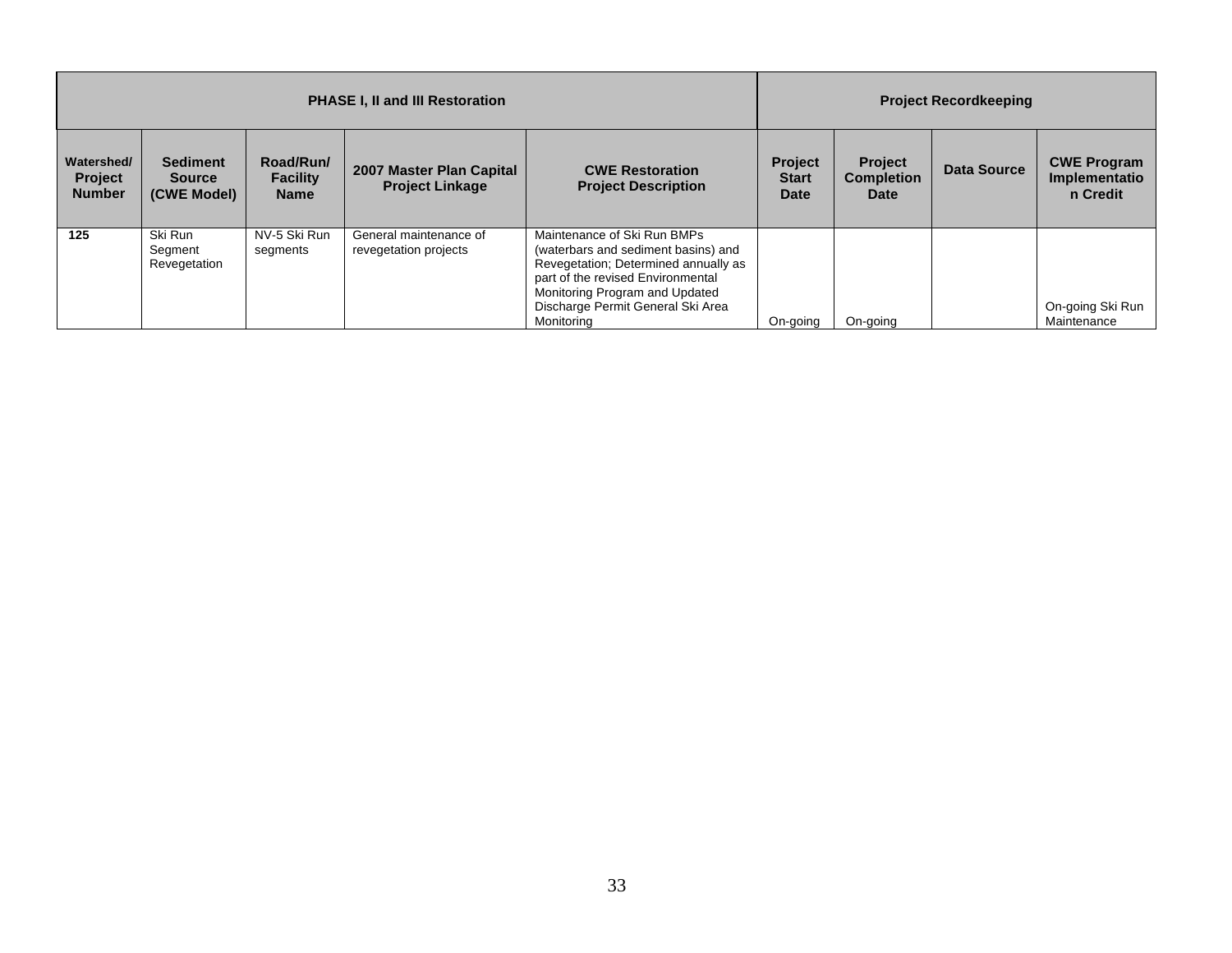| PHASE I, II and III Restoration | | | | | Project Recordkeeping | | | |
|---|---|---|---|---|---|---|---|---|
| Watershed/ Project Number | Sediment Source (CWE Model) | Road/Run/ Facility Name | 2007 Master Plan Capital Project Linkage | CWE Restoration Project Description | Project Start Date | Project Completion Date | Data Source | CWE Program Implementation Credit |
| 125 | Ski Run Segment Revegetation | NV-5 Ski Run segments | General maintenance of revegetation projects | Maintenance of Ski Run BMPs (waterbars and sediment basins) and Revegetation; Determined annually as part of the revised Environmental Monitoring Program and Updated Discharge Permit General Ski Area Monitoring | On-going | On-going | | On-going Ski Run Maintenance |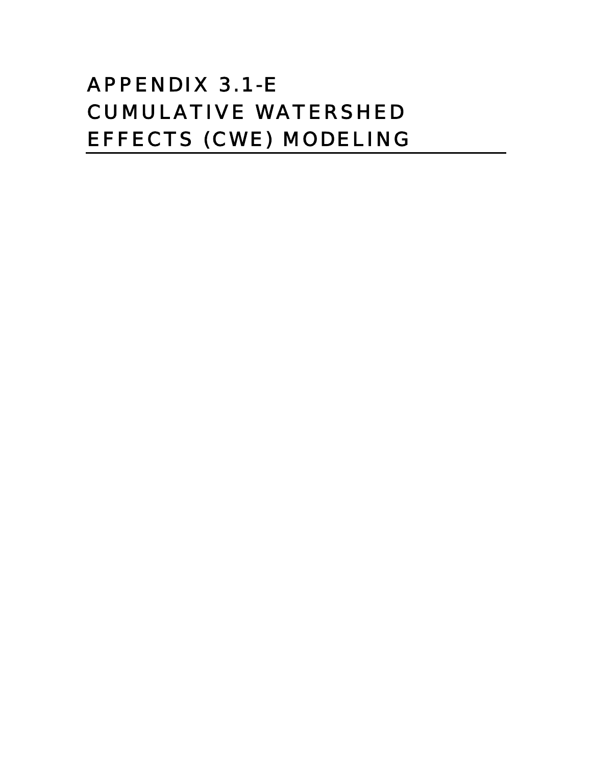# APPENDIX 3.1-E CUMULATIVE WATERSHED EFFECTS (CWE) MODELING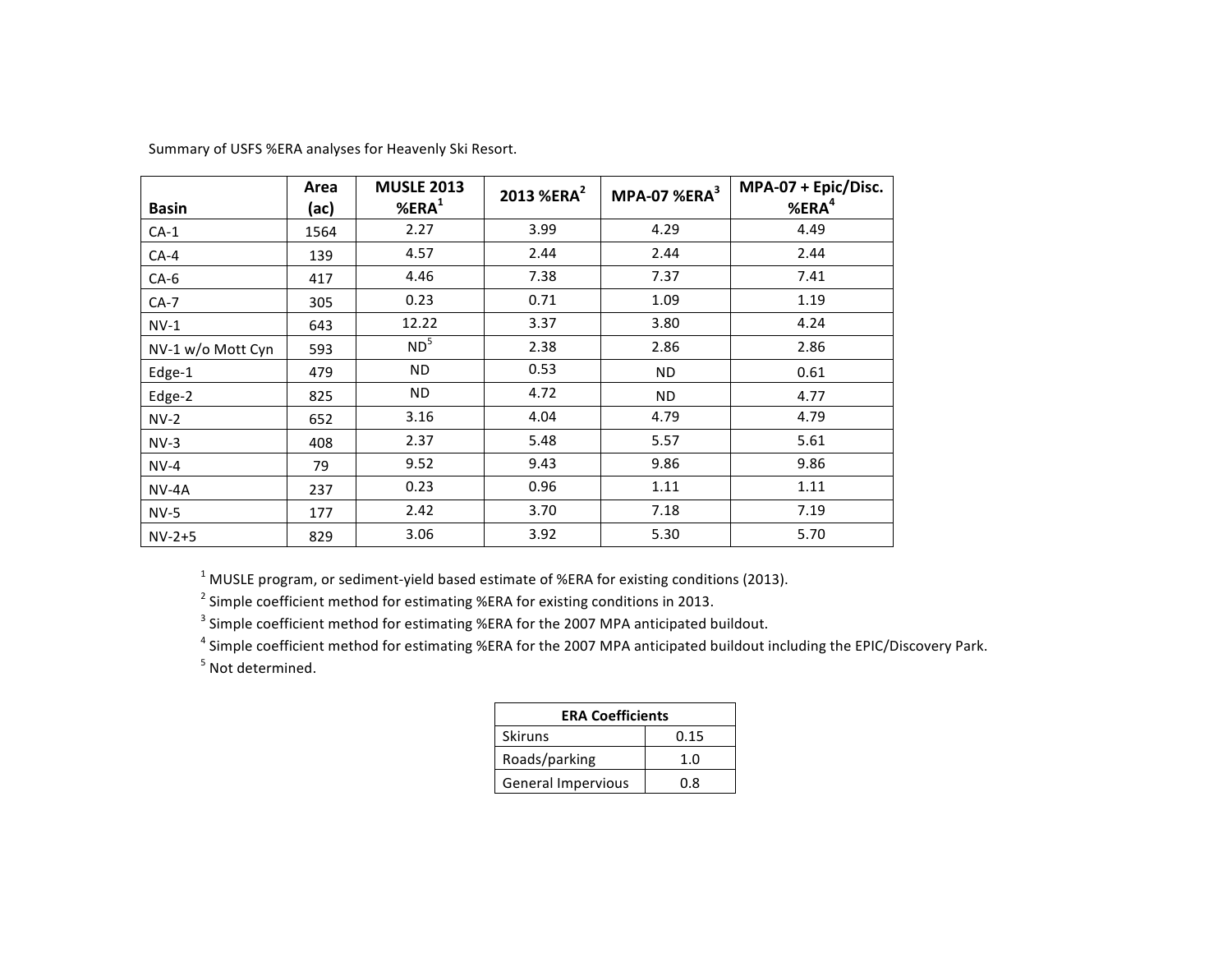Summary of USFS %ERA analyses for Heavenly Ski Resort.

| Basin | Area (ac) | MUSLE 2013 %ERA[1] | 2013 %ERA[2] | MPA-07 %ERA[3] | MPA-07 + Epic/Disc. %ERA[4] |
|---|---|---|---|---|---|
| CA-1 | 1564 | 2.27 | 3.99 | 4.29 | 4.49 |
| CA-4 | 139 | 4.57 | 2.44 | 2.44 | 2.44 |
| CA-6 | 417 | 4.46 | 7.38 | 7.37 | 7.41 |
| CA-7 | 305 | 0.23 | 0.71 | 1.09 | 1.19 |
| NV-1 | 643 | 12.22 | 3.37 | 3.80 | 4.24 |
| NV-1 w/o Mott Cyn | 593 | ND[5] | 2.38 | 2.86 | 2.86 |
| Edge-1 | 479 | ND | 0.53 | ND | 0.61 |
| Edge-2 | 825 | ND | 4.72 | ND | 4.77 |
| NV-2 | 652 | 3.16 | 4.04 | 4.79 | 4.79 |
| NV-3 | 408 | 2.37 | 5.48 | 5.57 | 5.61 |
| NV-4 | 79 | 9.52 | 9.43 | 9.86 | 9.86 |
| NV-4A | 237 | 0.23 | 0.96 | 1.11 | 1.11 |
| NV-5 | 177 | 2.42 | 3.70 | 7.18 | 7.19 |
| NV-2+5 | 829 | 3.06 | 3.92 | 5.30 | 5.70 |

[1] MUSLE program, or sediment-yield based estimate of %ERA for existing conditions (2013).

[2] Simple coefficient method for estimating %ERA for existing conditions in 2013.

[3] Simple coefficient method for estimating %ERA for the 2007 MPA anticipated buildout.

[4] Simple coefficient method for estimating %ERA for the 2007 MPA anticipated buildout including the EPIC/Discovery Park.

[5] Not determined.

| ERA Coefficients | |
|---|---|
| Skiruns | 0.15 |
| Roads/parking | 1.0 |
| General Impervious | 0.8 |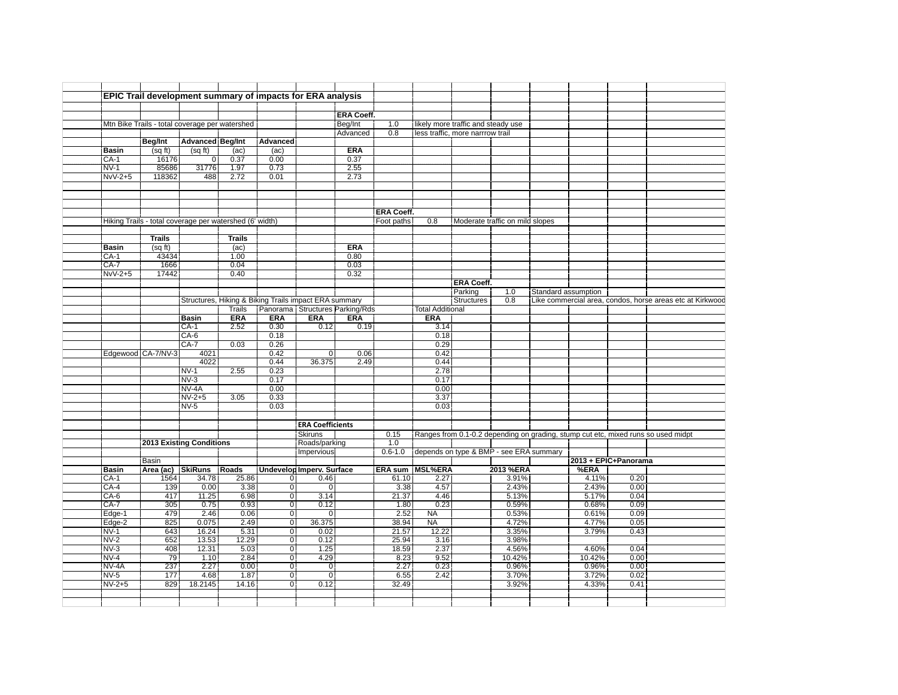## EPIC Trail development summary of impacts for ERA analysis

| | | | | | | ERA Coeff. | | |
|---|---|---|---|---|---|---|---|---|
| Mtn Bike Trails - total coverage per watershed | | | | | | Beg/Int | 1.0 | likely more traffic and steady use |
| | | | | | | Advanced | 0.8 | less traffic, more narrrow trail |

| | Beg/Int | Advanced | Beg/Int | Advanced | | |
|---|---|---|---|---|---|---|
| Basin | (sq ft) | (sq ft) | (ac) | (ac) | | ERA |
| CA-1 | 16176 | 0 | 0.37 | 0.00 | | 0.37 |
| NV-1 | 85686 | 31776 | 1.97 | 0.73 | | 2.55 |
| NvV-2+5 | 118362 | 488 | 2.72 | 0.01 | | 2.73 |

| | | | | | | | ERA Coeff. | | |
|---|---|---|---|---|---|---|---|---|---|
| Hiking Trails - total coverage per watershed (6' width) | | | | | | | Foot paths | 0.8 | Moderate traffic on mild slopes |

| | Trails | | Trails | | | |
|---|---|---|---|---|---|---|
| Basin | (sq ft) | | (ac) | | | ERA |
| CA-1 | 43434 | | 1.00 | | | 0.80 |
| CA-7 | 1666 | | 0.04 | | | 0.03 |
| NvV-2+5 | 17442 | | 0.40 | | | 0.32 |

| ERA Coeff. | | |
|---|---|---|
| Parking | 1.0 | Standard assumption |
| Structures | 0.8 | Like commercial area, condos, horse areas etc at Kirkwood |

Structures, Hiking & Biking Trails impact ERA summary

| | | | Trails | Panorama | Structures | Parking/Rds | | Total Additional |
|---|---|---|---|---|---|---|---|---|
| | | Basin | ERA | ERA | ERA | ERA | | ERA |
| | | CA-1 | 2.52 | 0.30 | 0.12 | 0.19 | | 3.14 |
| | | CA-6 | | 0.18 | | | | 0.18 |
| | | CA-7 | 0.03 | 0.26 | | | | 0.29 |
| Edgewood | CA-7/NV-3 | 4021 | | 0.42 | 0 | 0.06 | | 0.42 |
| | | 4022 | | 0.44 | 36.375 | 2.49 | | 0.44 |
| | | NV-1 | 2.55 | 0.23 | | | | 2.78 |
| | | NV-3 | | 0.17 | | | | 0.17 |
| | | NV-4A | | 0.00 | | | | 0.00 |
| | | NV-2+5 | 3.05 | 0.33 | | | | 3.37 |
| | | NV-5 | | 0.03 | | | | 0.03 |

| ERA Coefficients | | |
|---|---|---|
| Skiruns | 0.15 | Ranges from 0.1-0.2 depending on grading, stump cut etc, mixed runs so used midpt |
| Roads/parking | 1.0 | |
| Impervious | 0.6-1.0 | depends on type & BMP - see ERA summary |

**2013 Existing Conditions**

| | Basin | | | | | | | | | | 2013 + EPIC+Panorama | |
|---|---|---|---|---|---|---|---|---|---|---|---|---|
| Basin | Area (ac) | SkiRuns | Roads | Undevelop | Imperv. Surface | | ERA sum | MSL%ERA | 2013 %ERA | | %ERA | |
| CA-1 | 1564 | 34.78 | 25.86 | 0 | 0.46 | | 61.10 | 2.27 | 3.91% | | 4.11% | 0.20 |
| CA-4 | 139 | 0.00 | 3.38 | 0 | 0 | | 3.38 | 4.57 | 2.43% | | 2.43% | 0.00 |
| CA-6 | 417 | 11.25 | 6.98 | 0 | 3.14 | | 21.37 | 4.46 | 5.13% | | 5.17% | 0.04 |
| CA-7 | 305 | 0.75 | 0.93 | 0 | 0.12 | | 1.80 | 0.23 | 0.59% | | 0.68% | 0.09 |
| Edge-1 | 479 | 2.46 | 0.06 | 0 | 0 | | 2.52 | NA | 0.53% | | 0.61% | 0.09 |
| Edge-2 | 825 | 0.075 | 2.49 | 0 | 36.375 | | 38.94 | NA | 4.72% | | 4.77% | 0.05 |
| NV-1 | 643 | 16.24 | 5.31 | 0 | 0.02 | | 21.57 | 12.22 | 3.35% | | 3.79% | 0.43 |
| NV-2 | 652 | 13.53 | 12.29 | 0 | 0.12 | | 25.94 | 3.16 | 3.98% | | | |
| NV-3 | 408 | 12.31 | 5.03 | 0 | 1.25 | | 18.59 | 2.37 | 4.56% | | 4.60% | 0.04 |
| NV-4 | 79 | 1.10 | 2.84 | 0 | 4.29 | | 8.23 | 9.52 | 10.42% | | 10.42% | 0.00 |
| NV-4A | 237 | 2.27 | 0.00 | 0 | 0 | | 2.27 | 0.23 | 0.96% | | 0.96% | 0.00 |
| NV-5 | 177 | 4.68 | 1.87 | 0 | 0 | | 6.55 | 2.42 | 3.70% | | 3.72% | 0.02 |
| NV-2+5 | 829 | 18.2145 | 14.16 | 0 | 0.12 | | 32.49 | | 3.92% | | 4.33% | 0.41 |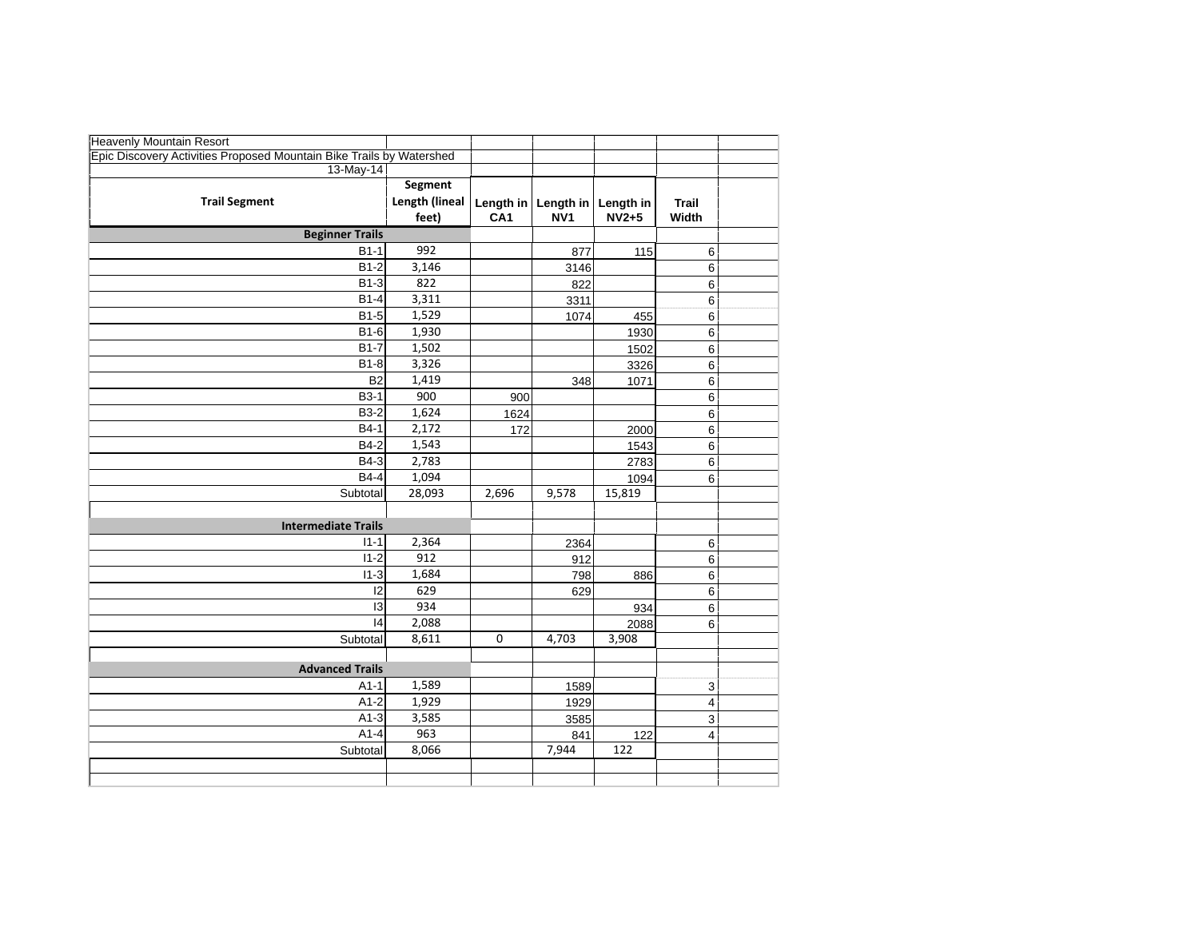Heavenly Mountain Resort

Epic Discovery Activities Proposed Mountain Bike Trails by Watershed

13-May-14

| Trail Segment | Segment Length (lineal feet) | Length in CA1 | Length in NV1 | Length in NV2+5 | Trail Width |
|---|---|---|---|---|---|
| **Beginner Trails** | | | | | |
| B1-1 | 992 | | 877 | 115 | 6 |
| B1-2 | 3,146 | | 3146 | | 6 |
| B1-3 | 822 | | 822 | | 6 |
| B1-4 | 3,311 | | 3311 | | 6 |
| B1-5 | 1,529 | | 1074 | 455 | 6 |
| B1-6 | 1,930 | | | 1930 | 6 |
| B1-7 | 1,502 | | | 1502 | 6 |
| B1-8 | 3,326 | | | 3326 | 6 |
| B2 | 1,419 | | 348 | 1071 | 6 |
| B3-1 | 900 | 900 | | | 6 |
| B3-2 | 1,624 | 1624 | | | 6 |
| B4-1 | 2,172 | 172 | | 2000 | 6 |
| B4-2 | 1,543 | | | 1543 | 6 |
| B4-3 | 2,783 | | | 2783 | 6 |
| B4-4 | 1,094 | | | 1094 | 6 |
| Subtotal | 28,093 | 2,696 | 9,578 | 15,819 | |
| | | | | | |
| **Intermediate Trails** | | | | | |
| I1-1 | 2,364 | | 2364 | | 6 |
| I1-2 | 912 | | 912 | | 6 |
| I1-3 | 1,684 | | 798 | 886 | 6 |
| I2 | 629 | | 629 | | 6 |
| I3 | 934 | | | 934 | 6 |
| I4 | 2,088 | | | 2088 | 6 |
| Subtotal | 8,611 | 0 | 4,703 | 3,908 | |
| | | | | | |
| **Advanced Trails** | | | | | |
| A1-1 | 1,589 | | 1589 | | 3 |
| A1-2 | 1,929 | | 1929 | | 4 |
| A1-3 | 3,585 | | 3585 | | 3 |
| A1-4 | 963 | | 841 | 122 | 4 |
| Subtotal | 8,066 | | 7,944 | 122 | |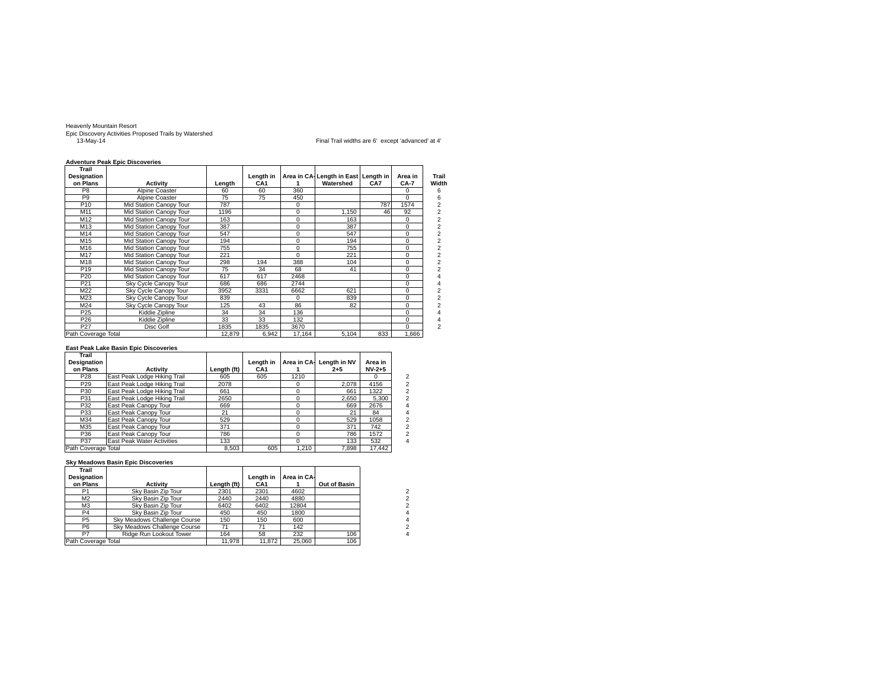Heavenly Mountain Resort
Epic Discovery Activities Proposed Trails by Watershed
13-May-14

Final Trail widths are 6' except 'advanced' at 4'

**Adventure Peak Epic Discoveries**

| Trail Designation on Plans | Activity | Length | Length in CA1 | Area in CA-1 | Length in East Watershed | Length in CA7 | Area in CA-7 | Trail Width |
|---|---|---|---|---|---|---|---|---|
| P8 | Alpine Coaster | 60 | 60 | 360 | | | 0 | 6 |
| P9 | Alpine Coaster | 75 | 75 | 450 | | | 0 | 6 |
| P10 | Mid Station Canopy Tour | 787 | | 0 | | 787 | 1574 | 2 |
| M11 | Mid Station Canopy Tour | 1196 | | 0 | 1,150 | 46 | 92 | 2 |
| M12 | Mid Station Canopy Tour | 163 | | 0 | 163 | | 0 | 2 |
| M13 | Mid Station Canopy Tour | 387 | | 0 | 387 | | 0 | 2 |
| M14 | Mid Station Canopy Tour | 547 | | 0 | 547 | | 0 | 2 |
| M15 | Mid Station Canopy Tour | 194 | | 0 | 194 | | 0 | 2 |
| M16 | Mid Station Canopy Tour | 755 | | 0 | 755 | | 0 | 2 |
| M17 | Mid Station Canopy Tour | 221 | | 0 | 221 | | 0 | 2 |
| M18 | Mid Station Canopy Tour | 298 | 194 | 388 | 104 | | 0 | 2 |
| P19 | Mid Station Canopy Tour | 75 | 34 | 68 | 41 | | 0 | 2 |
| P20 | Mid Station Canopy Tour | 617 | 617 | 2468 | | | 0 | 4 |
| P21 | Sky Cycle Canopy Tour | 686 | 686 | 2744 | | | 0 | 4 |
| M22 | Sky Cycle Canopy Tour | 3952 | 3331 | 6662 | 621 | | 0 | 2 |
| M23 | Sky Cycle Canopy Tour | 839 | | 0 | 839 | | 0 | 2 |
| M24 | Sky Cycle Canopy Tour | 125 | 43 | 86 | 82 | | 0 | 2 |
| P25 | Kiddie Zipline | 34 | 34 | 136 | | | 0 | 4 |
| P26 | Kiddie Zipline | 33 | 33 | 132 | | | 0 | 4 |
| P27 | Disc Golf | 1835 | 1835 | 3670 | | | 0 | 2 |
| Path Coverage Total | | 12,879 | 6,942 | 17,164 | 5,104 | 833 | 1,666 | |

**East Peak Lake Basin Epic Discoveries**

| Trail Designation on Plans | Activity | Length (ft) | Length in CA1 | Area in CA-1 | Length in NV 2+5 | Area in NV-2+5 | |
|---|---|---|---|---|---|---|---|
| P28 | East Peak Lodge Hiking Trail | 605 | 605 | 1210 | | 0 | 2 |
| P29 | East Peak Lodge Hiking Trail | 2078 | | 0 | 2,078 | 4156 | 2 |
| P30 | East Peak Lodge Hiking Trail | 661 | | 0 | 661 | 1322 | 2 |
| P31 | East Peak Lodge Hiking Trail | 2650 | | 0 | 2,650 | 5,300 | 2 |
| P32 | East Peak Canopy Tour | 669 | | 0 | 669 | 2676 | 4 |
| P33 | East Peak Canopy Tour | 21 | | 0 | 21 | 84 | 4 |
| M34 | East Peak Canopy Tour | 529 | | 0 | 529 | 1058 | 2 |
| M35 | East Peak Canopy Tour | 371 | | 0 | 371 | 742 | 2 |
| P36 | East Peak Canopy Tour | 786 | | 0 | 786 | 1572 | 2 |
| P37 | East Peak Water Activities | 133 | | 0 | 133 | 532 | 4 |
| Path Coverage Total | | 8,503 | 605 | 1,210 | 7,898 | 17,442 | |

**Sky Meadows Basin Epic Discoveries**

| Trail Designation on Plans | Activity | Length (ft) | Length in CA1 | Area in CA-1 | Out of Basin | |
|---|---|---|---|---|---|---|
| P1 | Sky Basin Zip Tour | 2301 | 2301 | 4602 | | 2 |
| M2 | Sky Basin Zip Tour | 2440 | 2440 | 4880 | | 2 |
| M3 | Sky Basin Zip Tour | 6402 | 6402 | 12804 | | 2 |
| P4 | Sky Basin Zip Tour | 450 | 450 | 1800 | | 4 |
| P5 | Sky Meadows Challenge Course | 150 | 150 | 600 | | 4 |
| P6 | Sky Meadows Challenge Course | 71 | 71 | 142 | | 2 |
| P7 | Ridge Run Lookout Tower | 164 | 58 | 232 | 106 | 4 |
| Path Coverage Total | | 11,978 | 11,872 | 25,060 | 106 | |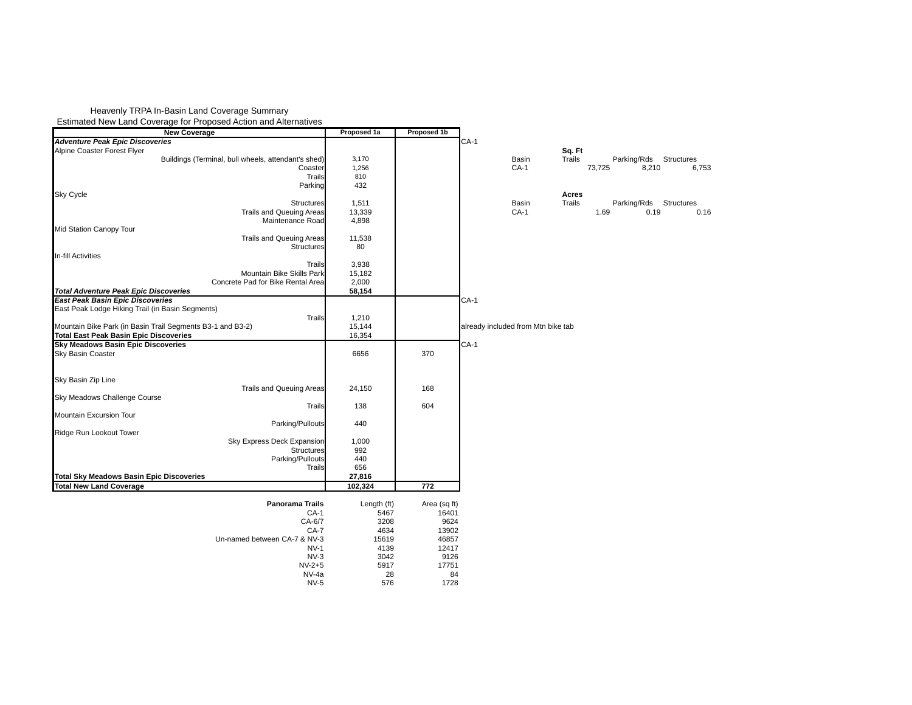Heavenly TRPA In-Basin Land Coverage Summary
Estimated New Land Coverage for Proposed Action and Alternatives

| New Coverage | Proposed 1a | Proposed 1b | |
|---|---|---|---|
| ***Adventure Peak Epic Discoveries*** | | | CA-1 |
| Alpine Coaster Forest Flyer | | | |
| Buildings (Terminal, bull wheels, attendant's shed) | 3,170 | | |
| Coaster | 1,256 | | |
| Trails | 810 | | |
| Parking | 432 | | |
| Sky Cycle | | | |
| Structures | 1,511 | | |
| Trails and Queuing Areas | 13,339 | | |
| Maintenance Road | 4,898 | | |
| Mid Station Canopy Tour | | | |
| Trails and Queuing Areas | 11,538 | | |
| Structures | 80 | | |
| In-fill Activities | | | |
| Trails | 3,938 | | |
| Mountain Bike Skills Park | 15,182 | | |
| Concrete Pad for Bike Rental Area | 2,000 | | |
| ***Total Adventure Peak Epic Discoveries*** | **58,154** | | |
| ***East Peak Basin Epic Discoveries*** | | | CA-1 |
| East Peak Lodge Hiking Trail (in Basin Segments) | | | |
| Trails | 1,210 | | |
| Mountain Bike Park (in Basin Trail Segments B3-1 and B3-2) | 15,144 | | already included from Mtn bike tab |
| **Total East Peak Basin Epic Discoveries** | 16,354 | | |
| **Sky Meadows Basin Epic Discoveries** | | | CA-1 |
| Sky Basin Coaster | 6656 | 370 | |
| Sky Basin Zip Line | | | |
| Trails and Queuing Areas | 24,150 | 168 | |
| Sky Meadows Challenge Course | | | |
| Trails | 138 | 604 | |
| Mountain Excursion Tour | | | |
| Parking/Pullouts | 440 | | |
| Ridge Run Lookout Tower | | | |
| Sky Express Deck Expansion | 1,000 | | |
| Structures | 992 | | |
| Parking/Pullouts | 440 | | |
| Trails | 656 | | |
| **Total Sky Meadows Basin Epic Discoveries** | **27,816** | | |
| **Total New Land Coverage** | **102,324** | **772** | |

| Basin | Trails | Parking/Rds | Structures |
|---|---|---|---|
| | **Sq. Ft** | | |
| CA-1 | 73,725 | 8,210 | 6,753 |
| | **Acres** | | |
| CA-1 | 1.69 | 0.19 | 0.16 |

| **Panorama Trails** | Length (ft) | Area (sq ft) |
|---|---|---|
| CA-1 | 5467 | 16401 |
| CA-6/7 | 3208 | 9624 |
| CA-7 | 4634 | 13902 |
| Un-named between CA-7 & NV-3 | 15619 | 46857 |
| NV-1 | 4139 | 12417 |
| NV-3 | 3042 | 9126 |
| NV-2+5 | 5917 | 17751 |
| NV-4a | 28 | 84 |
| NV-5 | 576 | 1728 |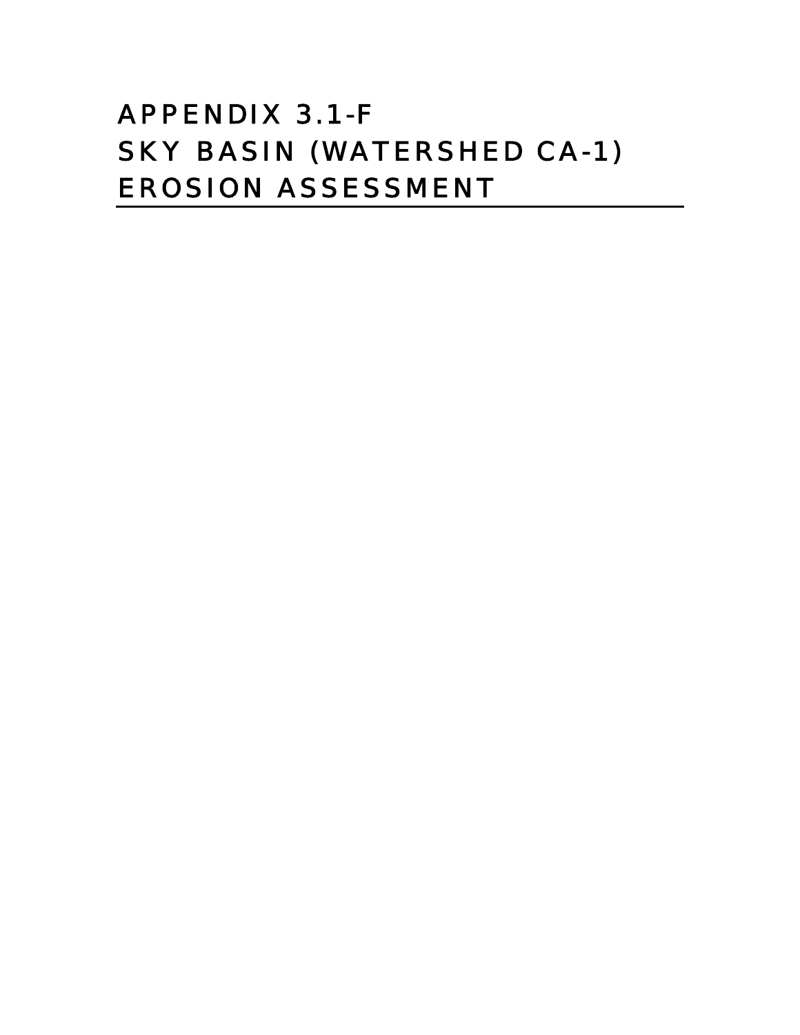# APPENDIX 3.1-F SKY BASIN (WATERSHED CA-1) EROSION ASSESSMENT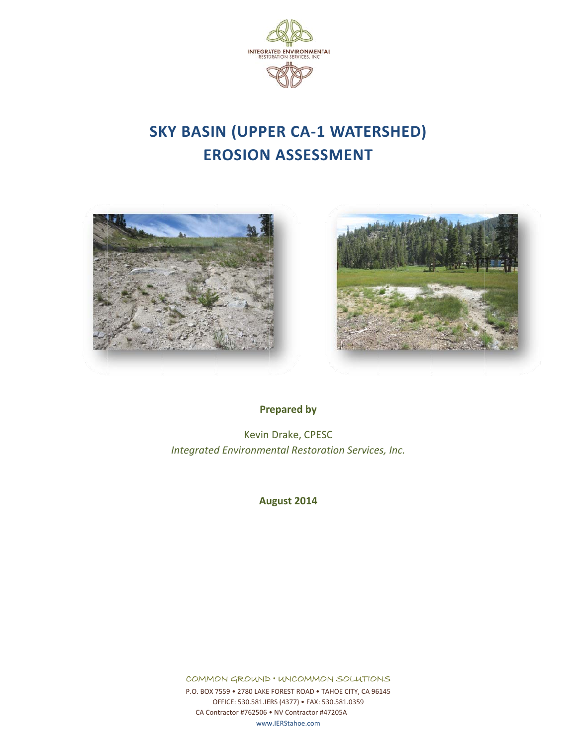INTEGRATED ENVIRONMENTAL
RESTORATION SERVICES, INC

# SKY BASIN (UPPER CA-1 WATERSHED) EROSION ASSESSMENT

**Prepared by**

Kevin Drake, CPESC
*Integrated Environmental Restoration Services, Inc.*

**August 2014**

COMMON GROUND • UNCOMMON SOLUTIONS

P.O. BOX 7559 • 2780 LAKE FOREST ROAD • TAHOE CITY, CA 96145
OFFICE: 530.581.IERS (4377) • FAX: 530.581.0359
CA Contractor #762506 • NV Contractor #47205A
www.IERStahoe.com